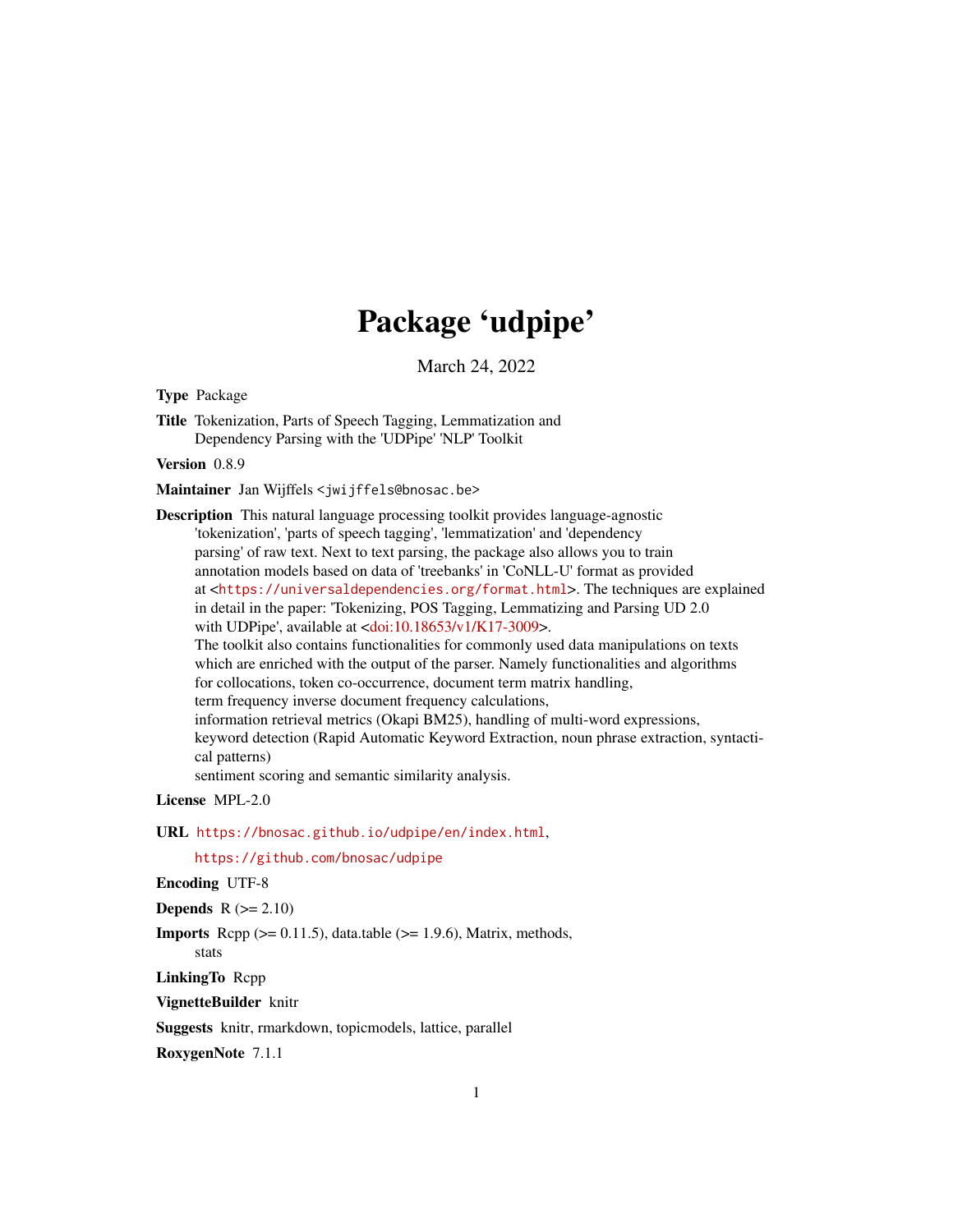# Package 'udpipe'

March 24, 2022

**Type** Package

**Title** Tokenization, Parts of Speech Tagging, Lemmatization and Dependency Parsing with the 'UDPipe' 'NLP' Toolkit

**Version** 0.8.9

**Maintainer** Jan Wijffels <jwijffels@bnosac.be>

**Description** This natural language processing toolkit provides language-agnostic 'tokenization', 'parts of speech tagging', 'lemmatization' and 'dependency parsing' of raw text. Next to text parsing, the package also allows you to train annotation models based on data of 'treebanks' in 'CoNLL-U' format as provided at <https://universaldependencies.org/format.html>. The techniques are explained in detail in the paper: 'Tokenizing, POS Tagging, Lemmatizing and Parsing UD 2.0 with UDPipe', available at <doi:10.18653/v1/K17-3009>.
The toolkit also contains functionalities for commonly used data manipulations on texts which are enriched with the output of the parser. Namely functionalities and algorithms for collocations, token co-occurrence, document term matrix handling, term frequency inverse document frequency calculations, information retrieval metrics (Okapi BM25), handling of multi-word expressions, keyword detection (Rapid Automatic Keyword Extraction, noun phrase extraction, syntactical patterns)
sentiment scoring and semantic similarity analysis.

**License** MPL-2.0

**URL** https://bnosac.github.io/udpipe/en/index.html,
https://github.com/bnosac/udpipe

**Encoding** UTF-8

**Depends** R (>= 2.10)

**Imports** Rcpp (>= 0.11.5), data.table (>= 1.9.6), Matrix, methods, stats

**LinkingTo** Rcpp

**VignetteBuilder** knitr

**Suggests** knitr, rmarkdown, topicmodels, lattice, parallel

**RoxygenNote** 7.1.1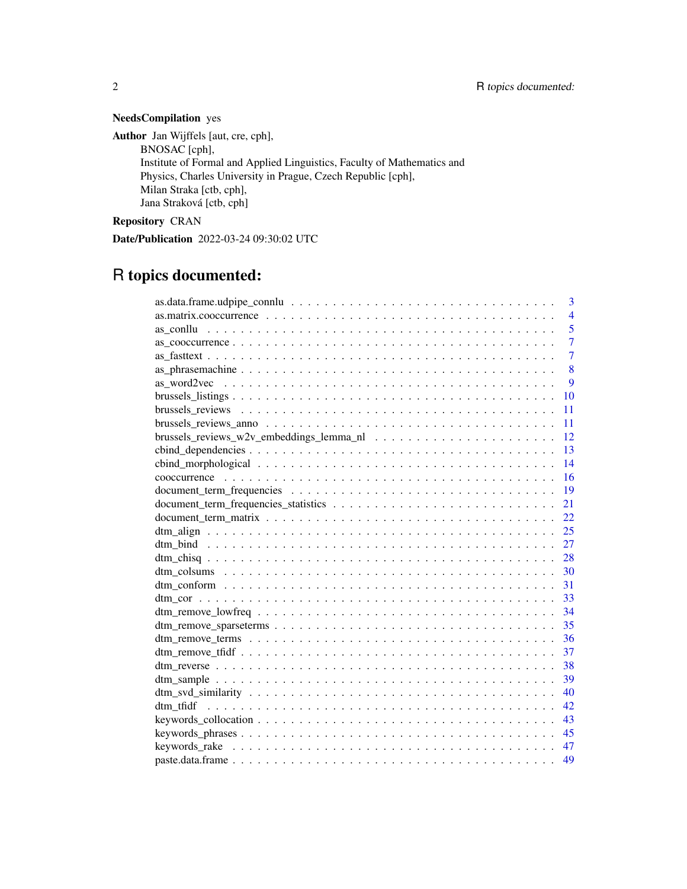**NeedsCompilation** yes

**Author** Jan Wijffels [aut, cre, cph],
BNOSAC [cph],
Institute of Formal and Applied Linguistics, Faculty of Mathematics and Physics, Charles University in Prague, Czech Republic [cph],
Milan Straka [ctb, cph],
Jana Straková [ctb, cph]

**Repository** CRAN

**Date/Publication** 2022-03-24 09:30:02 UTC

# R topics documented:

as.data.frame.udpipe_connlu . . . . . . . . . . 3
as.matrix.cooccurrence . . . . . . . . . . 4
as_conllu . . . . . . . . . . 5
as_cooccurrence . . . . . . . . . . 7
as_fasttext . . . . . . . . . . 7
as_phrasemachine . . . . . . . . . . 8
as_word2vec . . . . . . . . . . 9
brussels_listings . . . . . . . . . . 10
brussels_reviews . . . . . . . . . . 11
brussels_reviews_anno . . . . . . . . . . 11
brussels_reviews_w2v_embeddings_lemma_nl . . . . . . . . . . 12
cbind_dependencies . . . . . . . . . . 13
cbind_morphological . . . . . . . . . . 14
cooccurrence . . . . . . . . . . 16
document_term_frequencies . . . . . . . . . . 19
document_term_frequencies_statistics . . . . . . . . . . 21
document_term_matrix . . . . . . . . . . 22
dtm_align . . . . . . . . . . 25
dtm_bind . . . . . . . . . . 27
dtm_chisq . . . . . . . . . . 28
dtm_colsums . . . . . . . . . . 30
dtm_conform . . . . . . . . . . 31
dtm_cor . . . . . . . . . . 33
dtm_remove_lowfreq . . . . . . . . . . 34
dtm_remove_sparseterms . . . . . . . . . . 35
dtm_remove_terms . . . . . . . . . . 36
dtm_remove_tfidf . . . . . . . . . . 37
dtm_reverse . . . . . . . . . . 38
dtm_sample . . . . . . . . . . 39
dtm_svd_similarity . . . . . . . . . . 40
dtm_tfidf . . . . . . . . . . 42
keywords_collocation . . . . . . . . . . 43
keywords_phrases . . . . . . . . . . 45
keywords_rake . . . . . . . . . . 47
paste.data.frame . . . . . . . . . . 49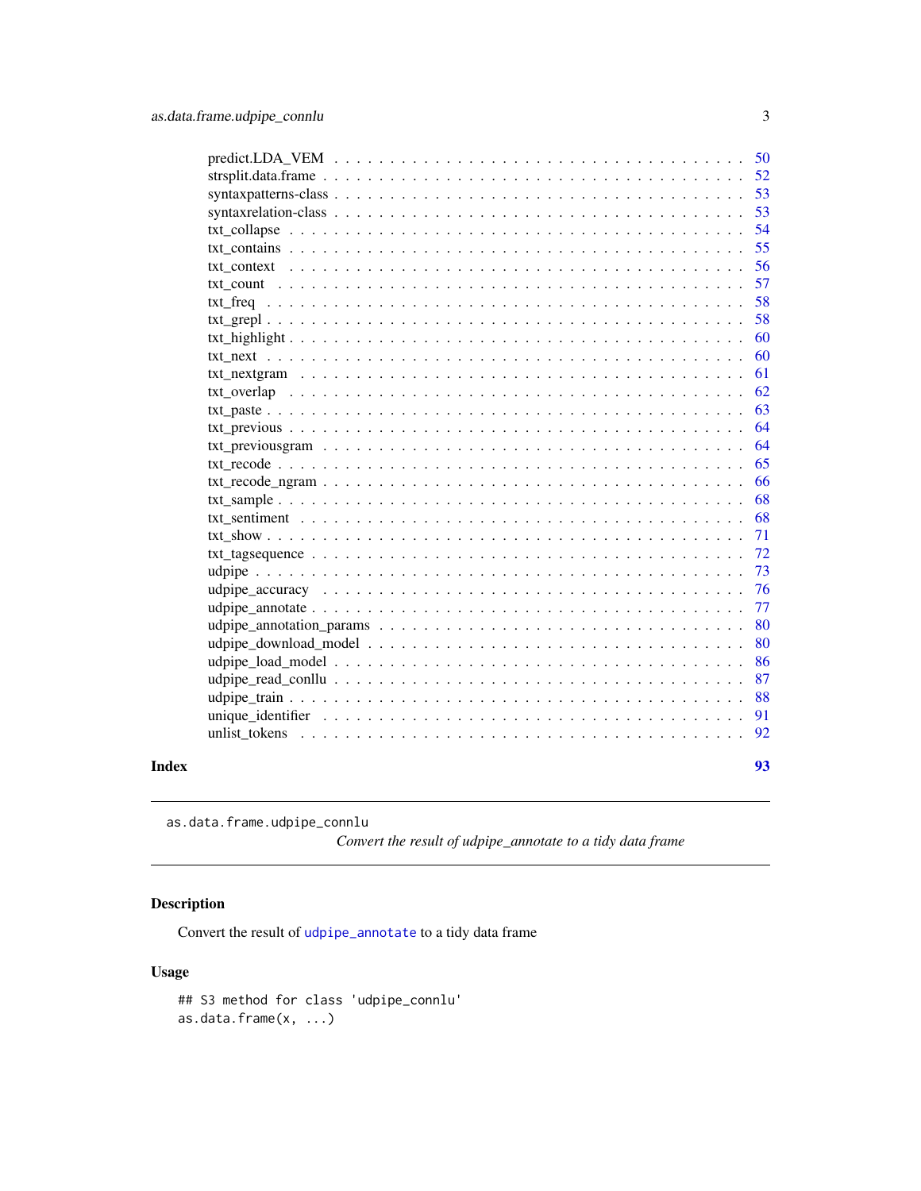predict.LDA_VEM . . . . . . . . . . . . . . . . . . . . . . . . . . . . . . . . . . . . 50
strsplit.data.frame . . . . . . . . . . . . . . . . . . . . . . . . . . . . . . . . . . . 52
syntaxpatterns-class . . . . . . . . . . . . . . . . . . . . . . . . . . . . . . . . . . 53
syntaxrelation-class . . . . . . . . . . . . . . . . . . . . . . . . . . . . . . . . . . 53
txt_collapse . . . . . . . . . . . . . . . . . . . . . . . . . . . . . . . . . . . . . . 54
txt_contains . . . . . . . . . . . . . . . . . . . . . . . . . . . . . . . . . . . . . . 55
txt_context . . . . . . . . . . . . . . . . . . . . . . . . . . . . . . . . . . . . . . 56
txt_count . . . . . . . . . . . . . . . . . . . . . . . . . . . . . . . . . . . . . . . 57
txt_freq . . . . . . . . . . . . . . . . . . . . . . . . . . . . . . . . . . . . . . . . 58
txt_grepl . . . . . . . . . . . . . . . . . . . . . . . . . . . . . . . . . . . . . . . 58
txt_highlight . . . . . . . . . . . . . . . . . . . . . . . . . . . . . . . . . . . . . 60
txt_next . . . . . . . . . . . . . . . . . . . . . . . . . . . . . . . . . . . . . . . . 60
txt_nextgram . . . . . . . . . . . . . . . . . . . . . . . . . . . . . . . . . . . . . 61
txt_overlap . . . . . . . . . . . . . . . . . . . . . . . . . . . . . . . . . . . . . . 62
txt_paste . . . . . . . . . . . . . . . . . . . . . . . . . . . . . . . . . . . . . . . 63
txt_previous . . . . . . . . . . . . . . . . . . . . . . . . . . . . . . . . . . . . . 64
txt_previousgram . . . . . . . . . . . . . . . . . . . . . . . . . . . . . . . . . . 64
txt_recode . . . . . . . . . . . . . . . . . . . . . . . . . . . . . . . . . . . . . . . 65
txt_recode_ngram . . . . . . . . . . . . . . . . . . . . . . . . . . . . . . . . . . 66
txt_sample . . . . . . . . . . . . . . . . . . . . . . . . . . . . . . . . . . . . . . . 68
txt_sentiment . . . . . . . . . . . . . . . . . . . . . . . . . . . . . . . . . . . . . 68
txt_show . . . . . . . . . . . . . . . . . . . . . . . . . . . . . . . . . . . . . . . . 71
txt_tagsequence . . . . . . . . . . . . . . . . . . . . . . . . . . . . . . . . . . . 72
udpipe . . . . . . . . . . . . . . . . . . . . . . . . . . . . . . . . . . . . . . . . . 73
udpipe_accuracy . . . . . . . . . . . . . . . . . . . . . . . . . . . . . . . . . . . 76
udpipe_annotate . . . . . . . . . . . . . . . . . . . . . . . . . . . . . . . . . . . 77
udpipe_annotation_params . . . . . . . . . . . . . . . . . . . . . . . . . . . . . 80
udpipe_download_model . . . . . . . . . . . . . . . . . . . . . . . . . . . . . . 80
udpipe_load_model . . . . . . . . . . . . . . . . . . . . . . . . . . . . . . . . . 86
udpipe_read_conllu . . . . . . . . . . . . . . . . . . . . . . . . . . . . . . . . . 87
udpipe_train . . . . . . . . . . . . . . . . . . . . . . . . . . . . . . . . . . . . . . 88
unique_identifier . . . . . . . . . . . . . . . . . . . . . . . . . . . . . . . . . . . 91
unlist_tokens . . . . . . . . . . . . . . . . . . . . . . . . . . . . . . . . . . . . . . 92

**Index** **93**

---

`as.data.frame.udpipe_connlu`

*Convert the result of udpipe_annotate to a tidy data frame*

---

## Description

Convert the result of `udpipe_annotate` to a tidy data frame

## Usage

```
## S3 method for class 'udpipe_connlu'
as.data.frame(x, ...)
```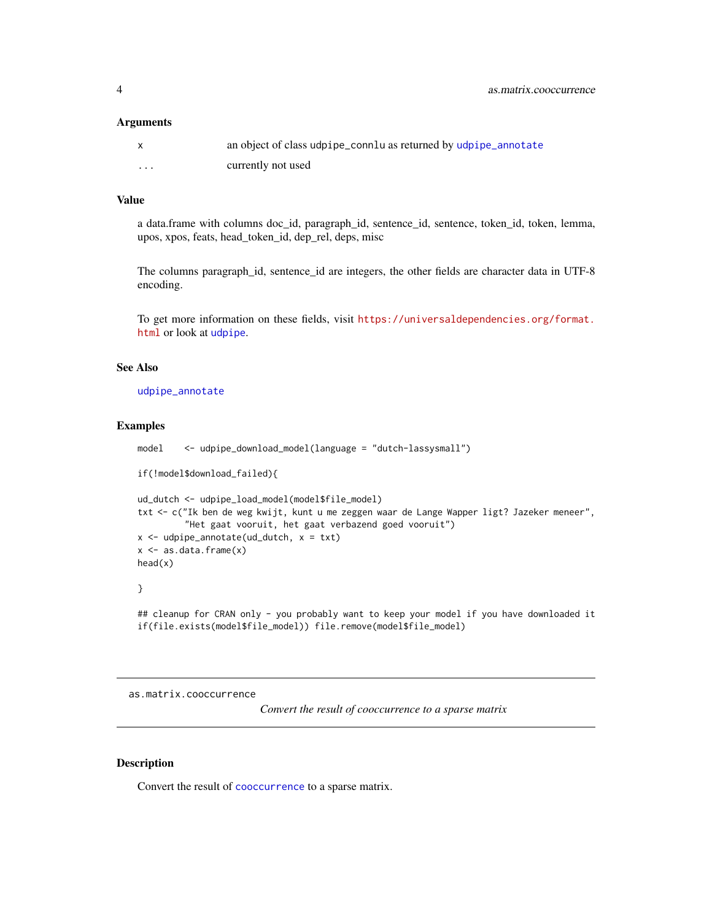### Arguments

| | |
|---|---|
| x | an object of class udpipe_connlu as returned by udpipe_annotate |
| ... | currently not used |

### Value

a data.frame with columns doc_id, paragraph_id, sentence_id, sentence, token_id, token, lemma, upos, xpos, feats, head_token_id, dep_rel, deps, misc

The columns paragraph_id, sentence_id are integers, the other fields are character data in UTF-8 encoding.

To get more information on these fields, visit https://universaldependencies.org/format.html or look at udpipe.

### See Also

udpipe_annotate

### Examples

```
model    <- udpipe_download_model(language = "dutch-lassysmall")

if(!model$download_failed){

ud_dutch <- udpipe_load_model(model$file_model)
txt <- c("Ik ben de weg kwijt, kunt u me zeggen waar de Lange Wapper ligt? Jazeker meneer",
         "Het gaat vooruit, het gaat verbazend goed vooruit")
x <- udpipe_annotate(ud_dutch, x = txt)
x <- as.data.frame(x)
head(x)

}

## cleanup for CRAN only - you probably want to keep your model if you have downloaded it
if(file.exists(model$file_model)) file.remove(model$file_model)
```

---

## as.matrix.cooccurrence

*Convert the result of cooccurrence to a sparse matrix*

### Description

Convert the result of cooccurrence to a sparse matrix.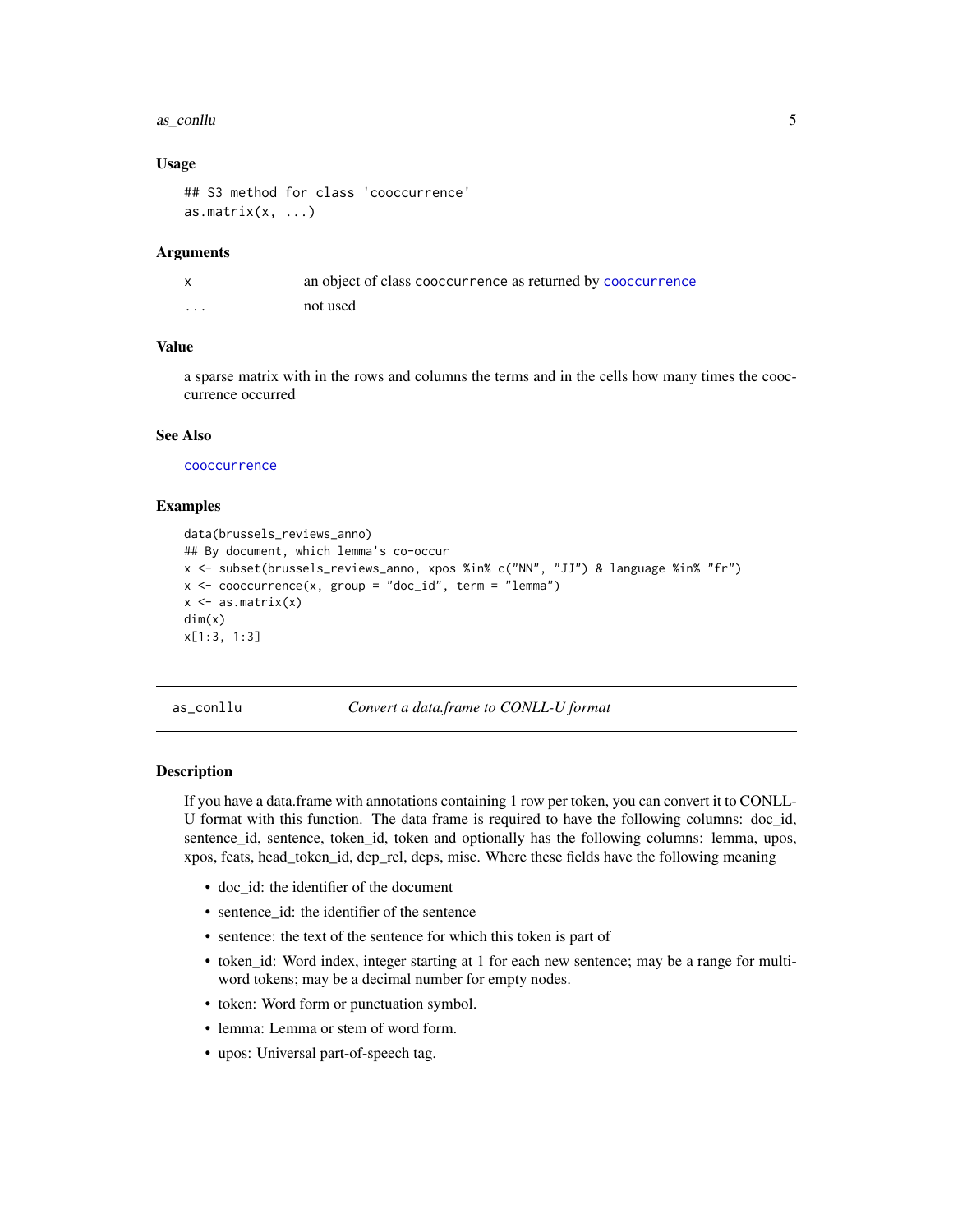### Usage

```
## S3 method for class 'cooccurrence'
as.matrix(x, ...)
```

### Arguments

| | |
|---|---|
| x | an object of class cooccurrence as returned by cooccurrence |
| ... | not used |

### Value

a sparse matrix with in the rows and columns the terms and in the cells how many times the cooccurrence occurred

### See Also

cooccurrence

### Examples

```
data(brussels_reviews_anno)
## By document, which lemma's co-occur
x <- subset(brussels_reviews_anno, xpos %in% c("NN", "JJ") & language %in% "fr")
x <- cooccurrence(x, group = "doc_id", term = "lemma")
x <- as.matrix(x)
dim(x)
x[1:3, 1:3]
```

---

## as_conllu — *Convert a data.frame to CONLL-U format*

### Description

If you have a data.frame with annotations containing 1 row per token, you can convert it to CONLL-U format with this function. The data frame is required to have the following columns: doc_id, sentence_id, sentence, token_id, token and optionally has the following columns: lemma, upos, xpos, feats, head_token_id, dep_rel, deps, misc. Where these fields have the following meaning

- doc_id: the identifier of the document
- sentence_id: the identifier of the sentence
- sentence: the text of the sentence for which this token is part of
- token_id: Word index, integer starting at 1 for each new sentence; may be a range for multi-word tokens; may be a decimal number for empty nodes.
- token: Word form or punctuation symbol.
- lemma: Lemma or stem of word form.
- upos: Universal part-of-speech tag.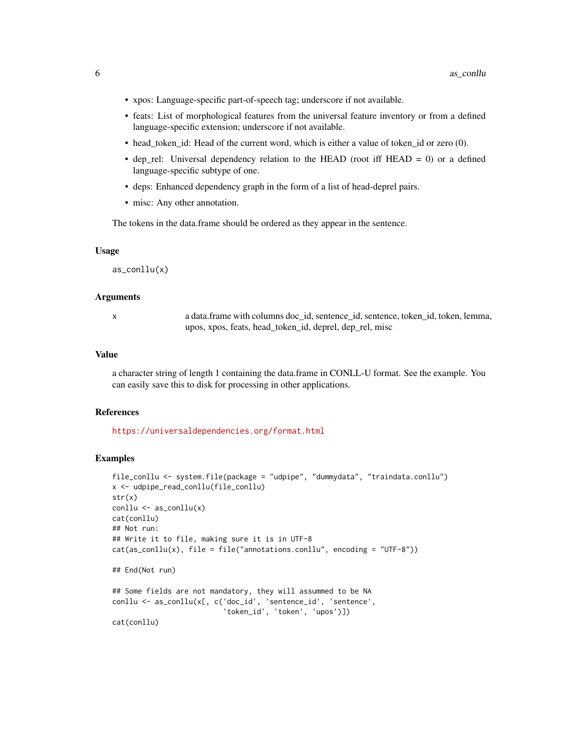- xpos: Language-specific part-of-speech tag; underscore if not available.
- feats: List of morphological features from the universal feature inventory or from a defined language-specific extension; underscore if not available.
- head_token_id: Head of the current word, which is either a value of token_id or zero (0).
- dep_rel: Universal dependency relation to the HEAD (root iff HEAD = 0) or a defined language-specific subtype of one.
- deps: Enhanced dependency graph in the form of a list of head-deprel pairs.
- misc: Any other annotation.

The tokens in the data.frame should be ordered as they appear in the sentence.

### Usage

```
as_conllu(x)
```

### Arguments

| | |
|---|---|
| x | a data.frame with columns doc_id, sentence_id, sentence, token_id, token, lemma, upos, xpos, feats, head_token_id, deprel, dep_rel, misc |

### Value

a character string of length 1 containing the data.frame in CONLL-U format. See the example. You can easily save this to disk for processing in other applications.

### References

https://universaldependencies.org/format.html

### Examples

```
file_conllu <- system.file(package = "udpipe", "dummydata", "traindata.conllu")
x <- udpipe_read_conllu(file_conllu)
str(x)
conllu <- as_conllu(x)
cat(conllu)
## Not run:
## Write it to file, making sure it is in UTF-8
cat(as_conllu(x), file = file("annotations.conllu", encoding = "UTF-8"))

## End(Not run)

## Some fields are not mandatory, they will assummed to be NA
conllu <- as_conllu(x[, c('doc_id', 'sentence_id', 'sentence',
                          'token_id', 'token', 'upos')])
cat(conllu)
```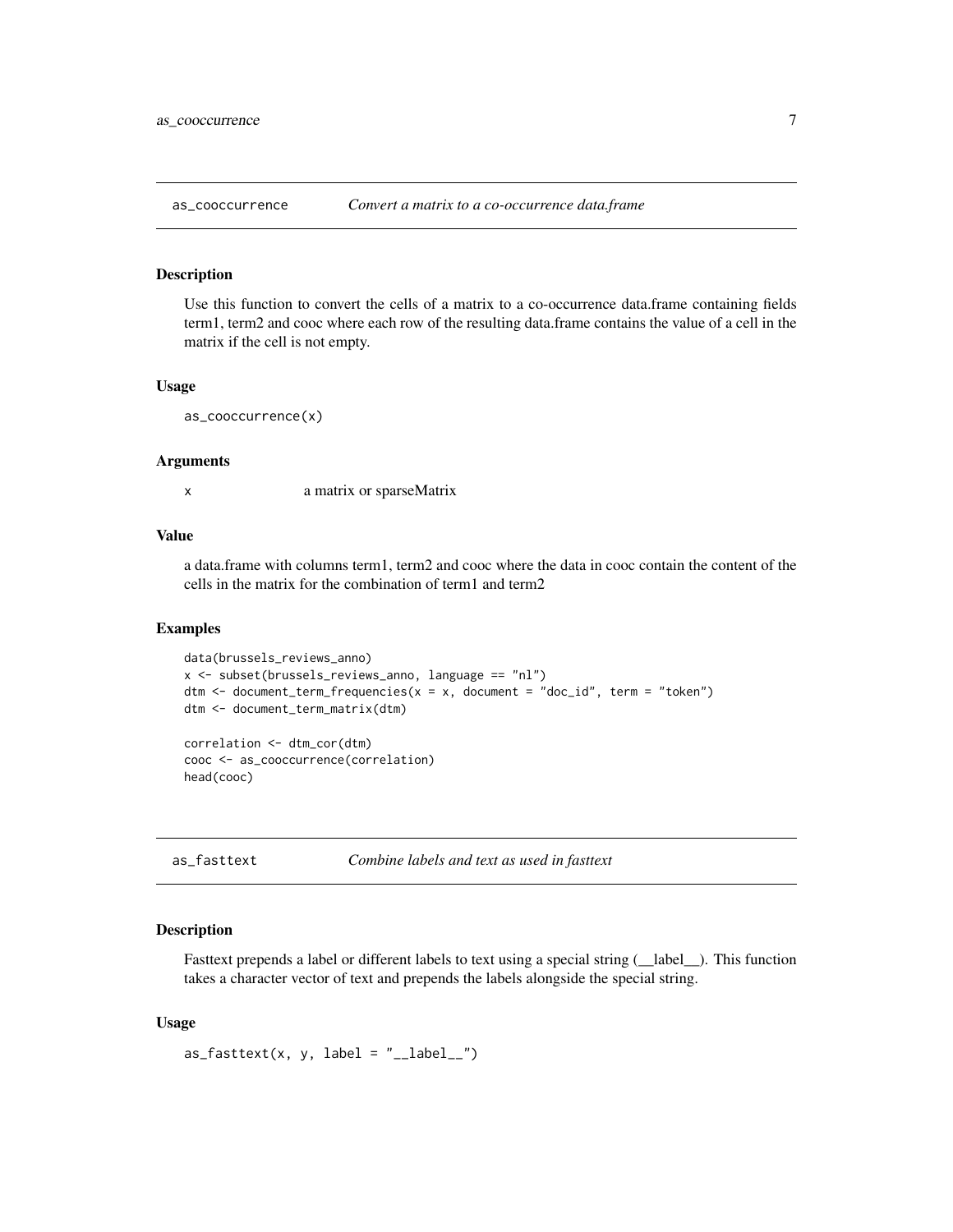## as_cooccurrence — *Convert a matrix to a co-occurrence data.frame*

### Description

Use this function to convert the cells of a matrix to a co-occurrence data.frame containing fields term1, term2 and cooc where each row of the resulting data.frame contains the value of a cell in the matrix if the cell is not empty.

### Usage

```
as_cooccurrence(x)
```

### Arguments

| | |
|---|---|
| x | a matrix or sparseMatrix |

### Value

a data.frame with columns term1, term2 and cooc where the data in cooc contain the content of the cells in the matrix for the combination of term1 and term2

### Examples

```
data(brussels_reviews_anno)
x <- subset(brussels_reviews_anno, language == "nl")
dtm <- document_term_frequencies(x = x, document = "doc_id", term = "token")
dtm <- document_term_matrix(dtm)

correlation <- dtm_cor(dtm)
cooc <- as_cooccurrence(correlation)
head(cooc)
```

## as_fasttext — *Combine labels and text as used in fasttext*

### Description

Fasttext prepends a label or different labels to text using a special string (__label__). This function takes a character vector of text and prepends the labels alongside the special string.

### Usage

```
as_fasttext(x, y, label = "__label__")
```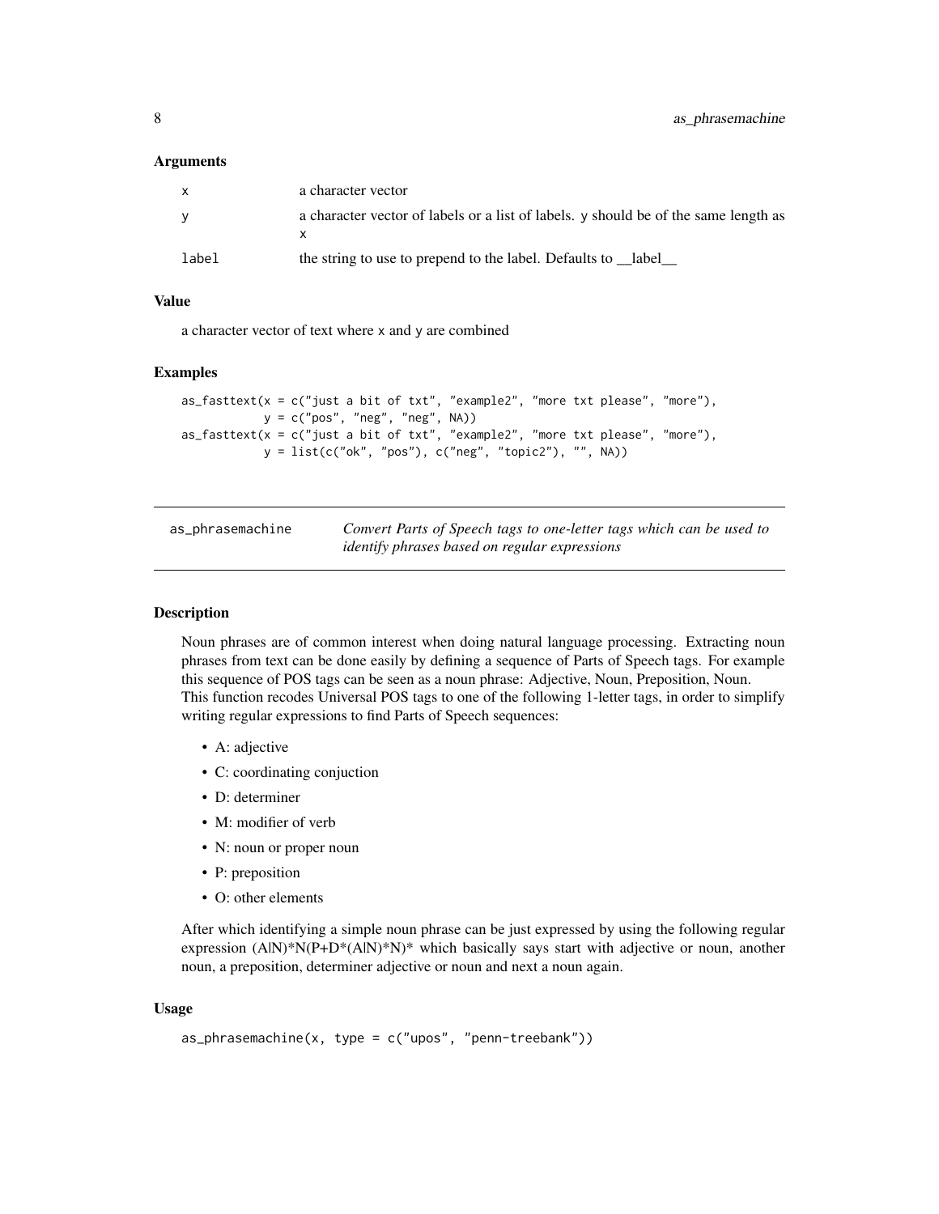### Arguments

| | |
|---|---|
| x | a character vector |
| y | a character vector of labels or a list of labels. y should be of the same length as x |
| label | the string to use to prepend to the label. Defaults to __label__ |

### Value

a character vector of text where x and y are combined

### Examples

```
as_fasttext(x = c("just a bit of txt", "example2", "more txt please", "more"),
            y = c("pos", "neg", "neg", NA))
as_fasttext(x = c("just a bit of txt", "example2", "more txt please", "more"),
            y = list(c("ok", "pos"), c("neg", "topic2"), "", NA))
```

---

## as_phrasemachine

*Convert Parts of Speech tags to one-letter tags which can be used to identify phrases based on regular expressions*

### Description

Noun phrases are of common interest when doing natural language processing. Extracting noun phrases from text can be done easily by defining a sequence of Parts of Speech tags. For example this sequence of POS tags can be seen as a noun phrase: Adjective, Noun, Preposition, Noun.
This function recodes Universal POS tags to one of the following 1-letter tags, in order to simplify writing regular expressions to find Parts of Speech sequences:

- A: adjective
- C: coordinating conjuction
- D: determiner
- M: modifier of verb
- N: noun or proper noun
- P: preposition
- O: other elements

After which identifying a simple noun phrase can be just expressed by using the following regular expression (A|N)*N(P+D*(A|N)*N)* which basically says start with adjective or noun, another noun, a preposition, determiner adjective or noun and next a noun again.

### Usage

```
as_phrasemachine(x, type = c("upos", "penn-treebank"))
```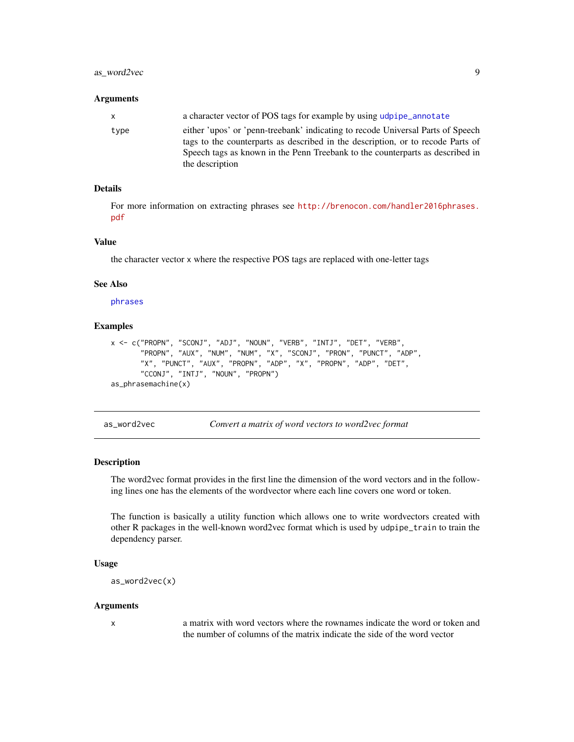### Arguments

| | |
|---|---|
| x | a character vector of POS tags for example by using udpipe_annotate |
| type | either 'upos' or 'penn-treebank' indicating to recode Universal Parts of Speech tags to the counterparts as described in the description, or to recode Parts of Speech tags as known in the Penn Treebank to the counterparts as described in the description |

### Details

For more information on extracting phrases see http://brenocon.com/handler2016phrases.pdf

### Value

the character vector x where the respective POS tags are replaced with one-letter tags

### See Also

phrases

### Examples

```
x <- c("PROPN", "SCONJ", "ADJ", "NOUN", "VERB", "INTJ", "DET", "VERB",
       "PROPN", "AUX", "NUM", "NUM", "X", "SCONJ", "PRON", "PUNCT", "ADP",
       "X", "PUNCT", "AUX", "PROPN", "ADP", "X", "PROPN", "ADP", "DET",
       "CCONJ", "INTJ", "NOUN", "PROPN")
as_phrasemachine(x)
```

---

## as_word2vec — *Convert a matrix of word vectors to word2vec format*

### Description

The word2vec format provides in the first line the dimension of the word vectors and in the following lines one has the elements of the wordvector where each line covers one word or token.

The function is basically a utility function which allows one to write wordvectors created with other R packages in the well-known word2vec format which is used by udpipe_train to train the dependency parser.

### Usage

```
as_word2vec(x)
```

### Arguments

| | |
|---|---|
| x | a matrix with word vectors where the rownames indicate the word or token and the number of columns of the matrix indicate the side of the word vector |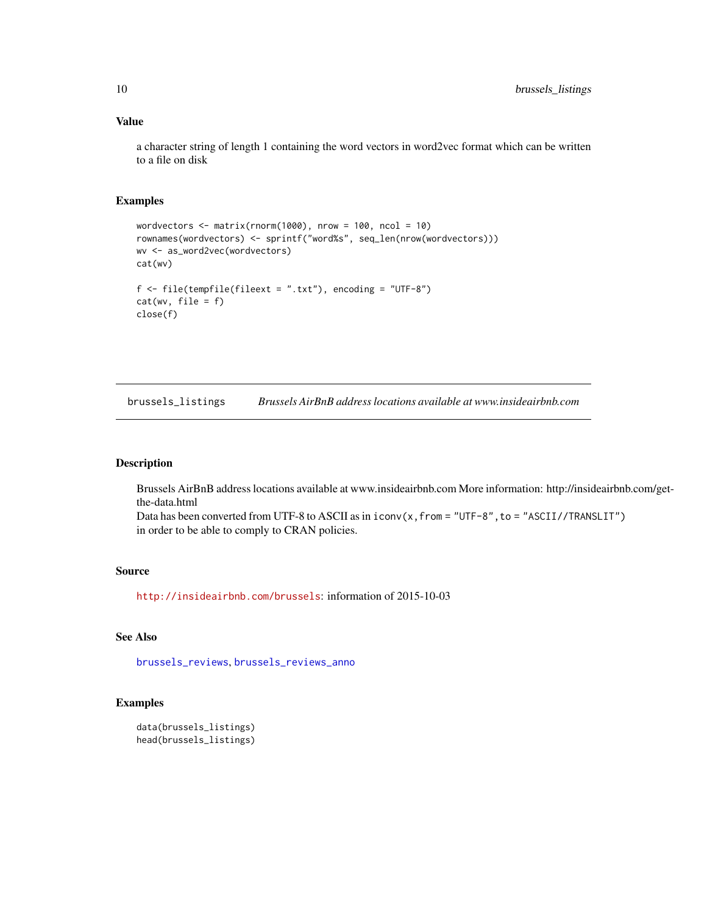## Value

a character string of length 1 containing the word vectors in word2vec format which can be written to a file on disk

## Examples

```
wordvectors <- matrix(rnorm(1000), nrow = 100, ncol = 10)
rownames(wordvectors) <- sprintf("word%s", seq_len(nrow(wordvectors)))
wv <- as_word2vec(wordvectors)
cat(wv)

f <- file(tempfile(fileext = ".txt"), encoding = "UTF-8")
cat(wv, file = f)
close(f)
```

---

# brussels_listings — *Brussels AirBnB address locations available at www.insideairbnb.com*

---

## Description

Brussels AirBnB address locations available at www.insideairbnb.com More information: http://insideairbnb.com/get-the-data.html
Data has been converted from UTF-8 to ASCII as in `iconv(x, from = "UTF-8", to = "ASCII//TRANSLIT")` in order to be able to comply to CRAN policies.

## Source

http://insideairbnb.com/brussels: information of 2015-10-03

## See Also

brussels_reviews, brussels_reviews_anno

## Examples

```
data(brussels_listings)
head(brussels_listings)
```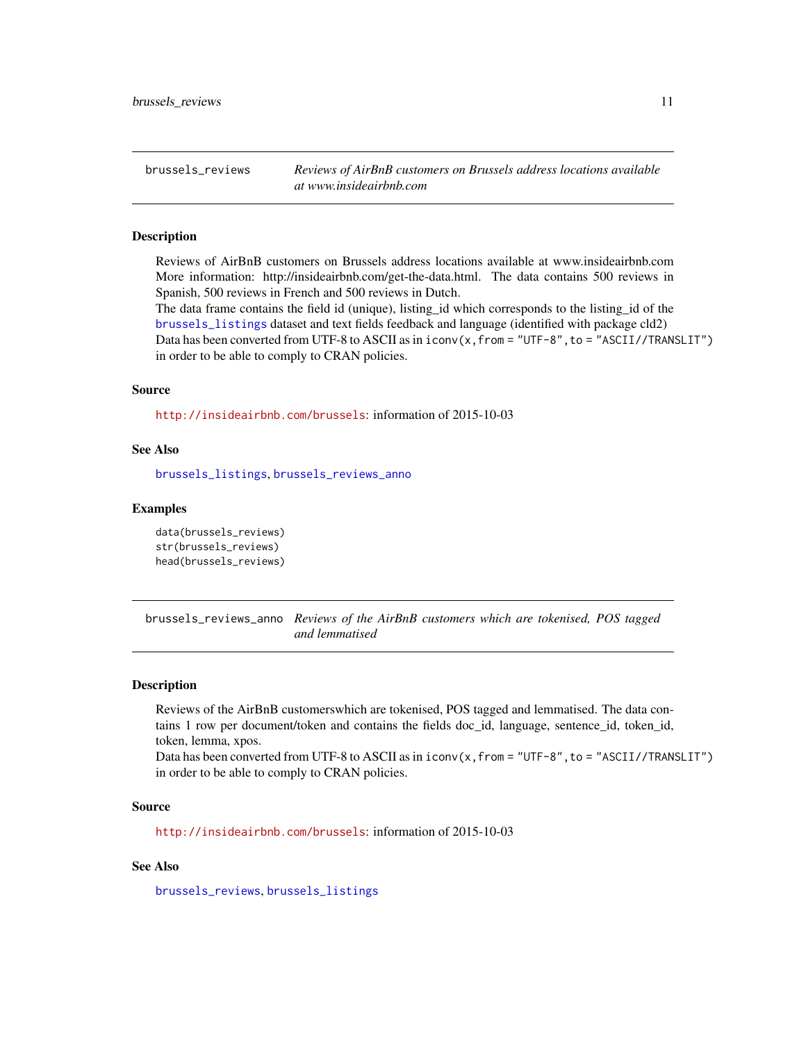## brussels_reviews

*Reviews of AirBnB customers on Brussels address locations available at www.insideairbnb.com*

### Description

Reviews of AirBnB customers on Brussels address locations available at www.insideairbnb.com More information: http://insideairbnb.com/get-the-data.html. The data contains 500 reviews in Spanish, 500 reviews in French and 500 reviews in Dutch.
The data frame contains the field id (unique), listing_id which corresponds to the listing_id of the `brussels_listings` dataset and text fields feedback and language (identified with package cld2)
Data has been converted from UTF-8 to ASCII as in `iconv(x,from = "UTF-8",to = "ASCII//TRANSLIT")` in order to be able to comply to CRAN policies.

### Source

http://insideairbnb.com/brussels: information of 2015-10-03

### See Also

`brussels_listings`, `brussels_reviews_anno`

### Examples

```
data(brussels_reviews)
str(brussels_reviews)
head(brussels_reviews)
```

## brussels_reviews_anno

*Reviews of the AirBnB customers which are tokenised, POS tagged and lemmatised*

### Description

Reviews of the AirBnB customerswhich are tokenised, POS tagged and lemmatised. The data contains 1 row per document/token and contains the fields doc_id, language, sentence_id, token_id, token, lemma, xpos.
Data has been converted from UTF-8 to ASCII as in `iconv(x,from = "UTF-8",to = "ASCII//TRANSLIT")` in order to be able to comply to CRAN policies.

### Source

http://insideairbnb.com/brussels: information of 2015-10-03

### See Also

`brussels_reviews`, `brussels_listings`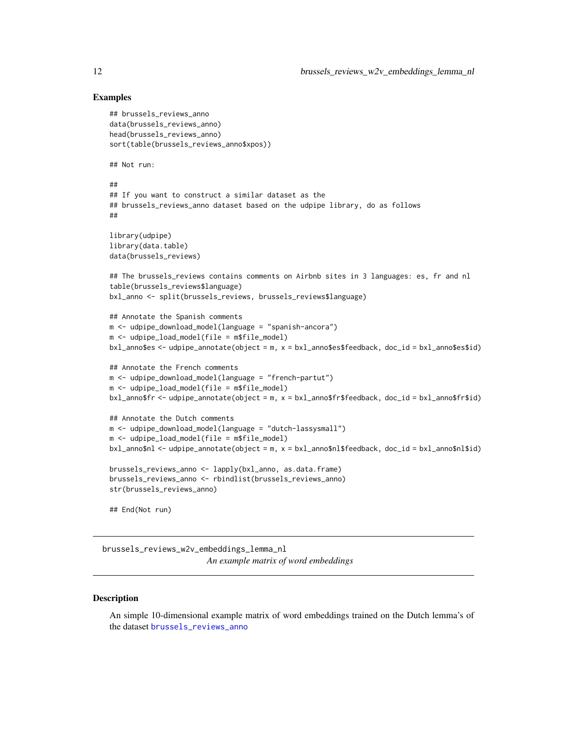### Examples

```
## brussels_reviews_anno
data(brussels_reviews_anno)
head(brussels_reviews_anno)
sort(table(brussels_reviews_anno$xpos))

## Not run:

##
## If you want to construct a similar dataset as the
## brussels_reviews_anno dataset based on the udpipe library, do as follows
##

library(udpipe)
library(data.table)
data(brussels_reviews)

## The brussels_reviews contains comments on Airbnb sites in 3 languages: es, fr and nl
table(brussels_reviews$language)
bxl_anno <- split(brussels_reviews, brussels_reviews$language)

## Annotate the Spanish comments
m <- udpipe_download_model(language = "spanish-ancora")
m <- udpipe_load_model(file = m$file_model)
bxl_anno$es <- udpipe_annotate(object = m, x = bxl_anno$es$feedback, doc_id = bxl_anno$es$id)

## Annotate the French comments
m <- udpipe_download_model(language = "french-partut")
m <- udpipe_load_model(file = m$file_model)
bxl_anno$fr <- udpipe_annotate(object = m, x = bxl_anno$fr$feedback, doc_id = bxl_anno$fr$id)

## Annotate the Dutch comments
m <- udpipe_download_model(language = "dutch-lassysmall")
m <- udpipe_load_model(file = m$file_model)
bxl_anno$nl <- udpipe_annotate(object = m, x = bxl_anno$nl$feedback, doc_id = bxl_anno$nl$id)

brussels_reviews_anno <- lapply(bxl_anno, as.data.frame)
brussels_reviews_anno <- rbindlist(brussels_reviews_anno)
str(brussels_reviews_anno)

## End(Not run)
```

---

## brussels_reviews_w2v_embeddings_lemma_nl

*An example matrix of word embeddings*

---

### Description

An simple 10-dimensional example matrix of word embeddings trained on the Dutch lemma's of the dataset brussels_reviews_anno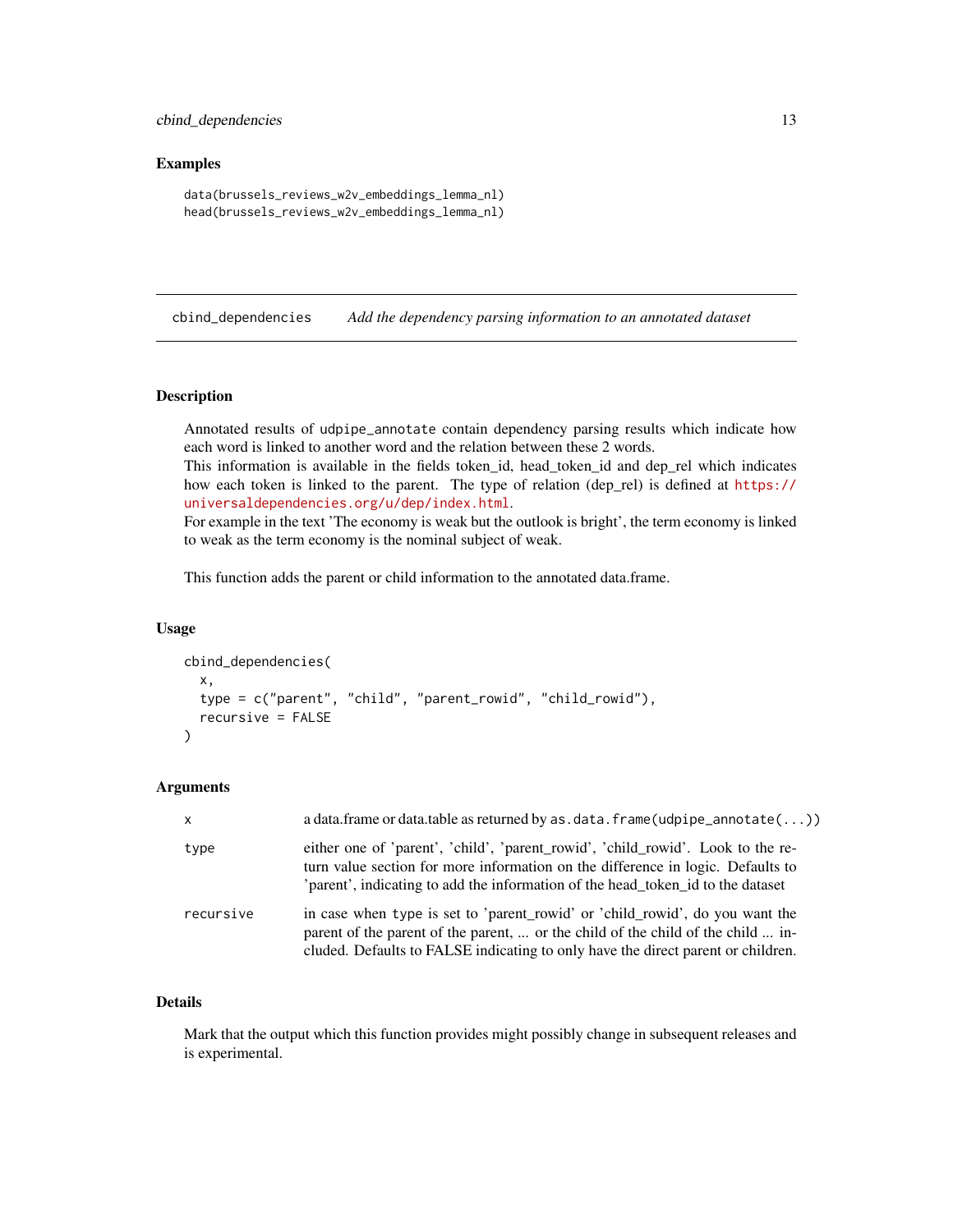### Examples

```
data(brussels_reviews_w2v_embeddings_lemma_nl)
head(brussels_reviews_w2v_embeddings_lemma_nl)
```

---

## cbind_dependencies — *Add the dependency parsing information to an annotated dataset*

---

### Description

Annotated results of udpipe_annotate contain dependency parsing results which indicate how each word is linked to another word and the relation between these 2 words.
This information is available in the fields token_id, head_token_id and dep_rel which indicates how each token is linked to the parent. The type of relation (dep_rel) is defined at https://universaldependencies.org/u/dep/index.html.
For example in the text 'The economy is weak but the outlook is bright', the term economy is linked to weak as the term economy is the nominal subject of weak.

This function adds the parent or child information to the annotated data.frame.

### Usage

```
cbind_dependencies(
  x,
  type = c("parent", "child", "parent_rowid", "child_rowid"),
  recursive = FALSE
)
```

### Arguments

| | |
|---|---|
| x | a data.frame or data.table as returned by `as.data.frame(udpipe_annotate(...))` |
| type | either one of 'parent', 'child', 'parent_rowid', 'child_rowid'. Look to the return value section for more information on the difference in logic. Defaults to 'parent', indicating to add the information of the head_token_id to the dataset |
| recursive | in case when type is set to 'parent_rowid' or 'child_rowid', do you want the parent of the parent of the parent, ... or the child of the child of the child ... included. Defaults to FALSE indicating to only have the direct parent or children. |

### Details

Mark that the output which this function provides might possibly change in subsequent releases and is experimental.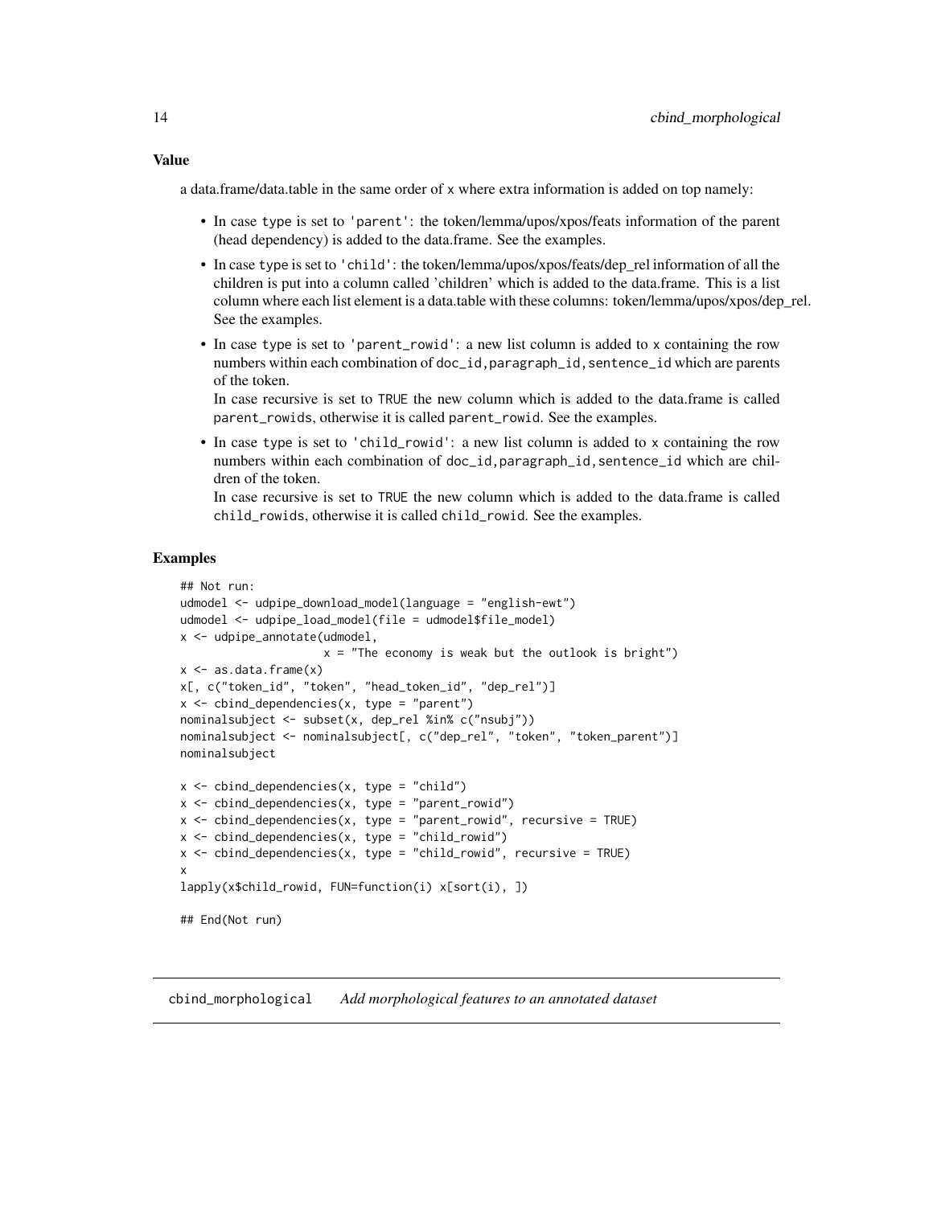### Value

a data.frame/data.table in the same order of x where extra information is added on top namely:

- In case type is set to 'parent': the token/lemma/upos/xpos/feats information of the parent (head dependency) is added to the data.frame. See the examples.
- In case type is set to 'child': the token/lemma/upos/xpos/feats/dep_rel information of all the children is put into a column called 'children' which is added to the data.frame. This is a list column where each list element is a data.table with these columns: token/lemma/upos/xpos/dep_rel. See the examples.
- In case type is set to 'parent_rowid': a new list column is added to x containing the row numbers within each combination of doc_id,paragraph_id,sentence_id which are parents of the token.
  In case recursive is set to TRUE the new column which is added to the data.frame is called parent_rowids, otherwise it is called parent_rowid. See the examples.
- In case type is set to 'child_rowid': a new list column is added to x containing the row numbers within each combination of doc_id,paragraph_id,sentence_id which are children of the token.
  In case recursive is set to TRUE the new column which is added to the data.frame is called child_rowids, otherwise it is called child_rowid. See the examples.

### Examples

```
## Not run:
udmodel <- udpipe_download_model(language = "english-ewt")
udmodel <- udpipe_load_model(file = udmodel$file_model)
x <- udpipe_annotate(udmodel,
                     x = "The economy is weak but the outlook is bright")
x <- as.data.frame(x)
x[, c("token_id", "token", "head_token_id", "dep_rel")]
x <- cbind_dependencies(x, type = "parent")
nominalsubject <- subset(x, dep_rel %in% c("nsubj"))
nominalsubject <- nominalsubject[, c("dep_rel", "token", "token_parent")]
nominalsubject

x <- cbind_dependencies(x, type = "child")
x <- cbind_dependencies(x, type = "parent_rowid")
x <- cbind_dependencies(x, type = "parent_rowid", recursive = TRUE)
x <- cbind_dependencies(x, type = "child_rowid")
x <- cbind_dependencies(x, type = "child_rowid", recursive = TRUE)
x
lapply(x$child_rowid, FUN=function(i) x[sort(i), ])

## End(Not run)
```

---

## cbind_morphological *Add morphological features to an annotated dataset*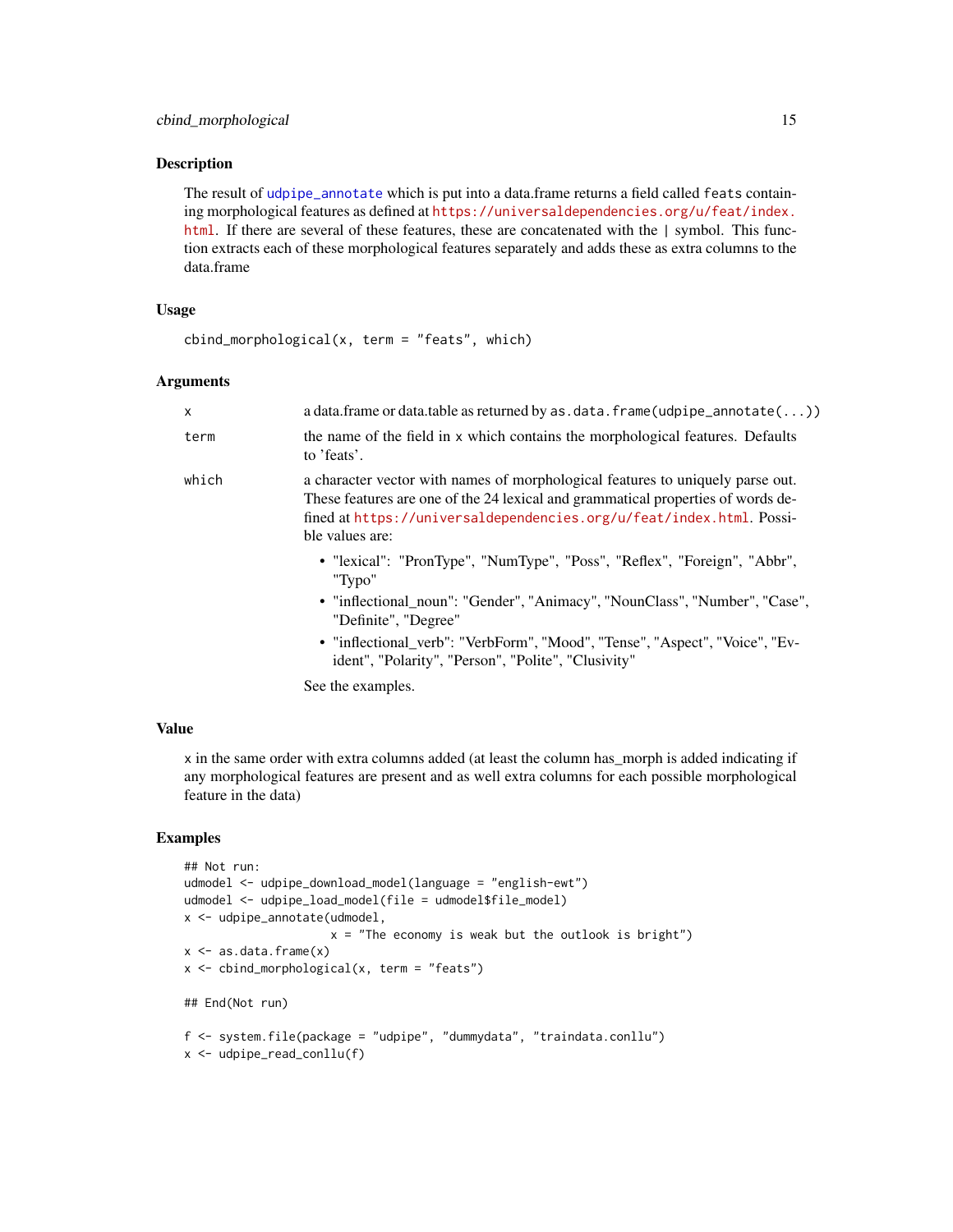## Description

The result of `udpipe_annotate` which is put into a data.frame returns a field called `feats` containing morphological features as defined at https://universaldependencies.org/u/feat/index.html. If there are several of these features, these are concatenated with the `|` symbol. This function extracts each of these morphological features separately and adds these as extra columns to the data.frame

## Usage

```
cbind_morphological(x, term = "feats", which)
```

## Arguments

- **x**: a data.frame or data.table as returned by `as.data.frame(udpipe_annotate(...))`
- **term**: the name of the field in x which contains the morphological features. Defaults to 'feats'.
- **which**: a character vector with names of morphological features to uniquely parse out. These features are one of the 24 lexical and grammatical properties of words defined at https://universaldependencies.org/u/feat/index.html. Possible values are:
  - "lexical": "PronType", "NumType", "Poss", "Reflex", "Foreign", "Abbr", "Typo"
  - "inflectional_noun": "Gender", "Animacy", "NounClass", "Number", "Case", "Definite", "Degree"
  - "inflectional_verb": "VerbForm", "Mood", "Tense", "Aspect", "Voice", "Evident", "Polarity", "Person", "Polite", "Clusivity"

  See the examples.

## Value

x in the same order with extra columns added (at least the column has_morph is added indicating if any morphological features are present and as well extra columns for each possible morphological feature in the data)

## Examples

```
## Not run:
udmodel <- udpipe_download_model(language = "english-ewt")
udmodel <- udpipe_load_model(file = udmodel$file_model)
x <- udpipe_annotate(udmodel,
                     x = "The economy is weak but the outlook is bright")
x <- as.data.frame(x)
x <- cbind_morphological(x, term = "feats")

## End(Not run)

f <- system.file(package = "udpipe", "dummydata", "traindata.conllu")
x <- udpipe_read_conllu(f)
```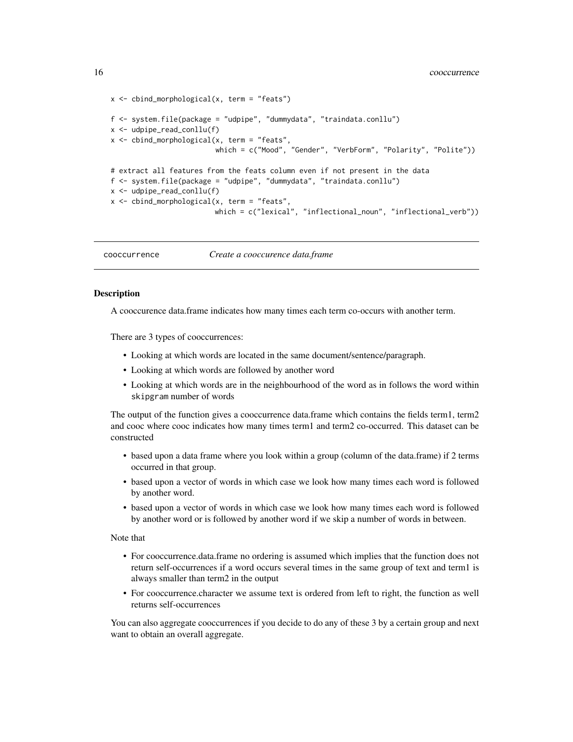```r
x <- cbind_morphological(x, term = "feats")

f <- system.file(package = "udpipe", "dummydata", "traindata.conllu")
x <- udpipe_read_conllu(f)
x <- cbind_morphological(x, term = "feats",
                         which = c("Mood", "Gender", "VerbForm", "Polarity", "Polite"))

# extract all features from the feats column even if not present in the data
f <- system.file(package = "udpipe", "dummydata", "traindata.conllu")
x <- udpipe_read_conllu(f)
x <- cbind_morphological(x, term = "feats",
                         which = c("lexical", "inflectional_noun", "inflectional_verb"))
```

## cooccurrence    *Create a cooccurence data.frame*

### Description

A cooccurence data.frame indicates how many times each term co-occurs with another term.

There are 3 types of cooccurrences:

- Looking at which words are located in the same document/sentence/paragraph.
- Looking at which words are followed by another word
- Looking at which words are in the neighbourhood of the word as in follows the word within `skipgram` number of words

The output of the function gives a cooccurrence data.frame which contains the fields term1, term2 and cooc where cooc indicates how many times term1 and term2 co-occurred. This dataset can be constructed

- based upon a data frame where you look within a group (column of the data.frame) if 2 terms occurred in that group.
- based upon a vector of words in which case we look how many times each word is followed by another word.
- based upon a vector of words in which case we look how many times each word is followed by another word or is followed by another word if we skip a number of words in between.

Note that

- For cooccurrence.data.frame no ordering is assumed which implies that the function does not return self-occurrences if a word occurs several times in the same group of text and term1 is always smaller than term2 in the output
- For cooccurrence.character we assume text is ordered from left to right, the function as well returns self-occurrences

You can also aggregate cooccurrences if you decide to do any of these 3 by a certain group and next want to obtain an overall aggregate.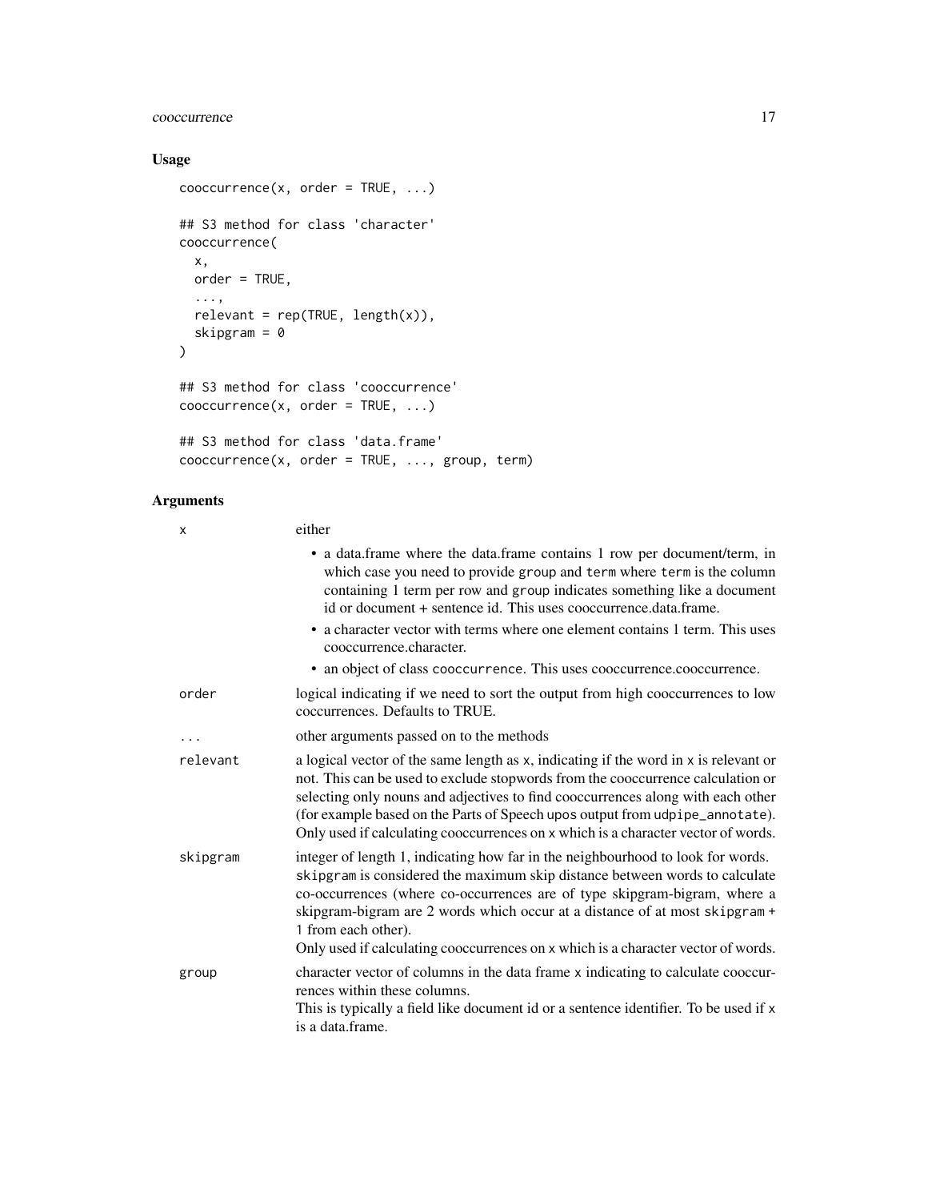## Usage

```
cooccurrence(x, order = TRUE, ...)

## S3 method for class 'character'
cooccurrence(
  x,
  order = TRUE,
  ...,
  relevant = rep(TRUE, length(x)),
  skipgram = 0
)

## S3 method for class 'cooccurrence'
cooccurrence(x, order = TRUE, ...)

## S3 method for class 'data.frame'
cooccurrence(x, order = TRUE, ..., group, term)
```

## Arguments

| | |
|---|---|
| `x` | either<br>• a data.frame where the data.frame contains 1 row per document/term, in which case you need to provide `group` and `term` where `term` is the column containing 1 term per row and `group` indicates something like a document id or document + sentence id. This uses cooccurrence.data.frame.<br>• a character vector with terms where one element contains 1 term. This uses cooccurrence.character.<br>• an object of class `cooccurrence`. This uses cooccurrence.cooccurrence. |
| `order` | logical indicating if we need to sort the output from high cooccurrences to low coccurrences. Defaults to TRUE. |
| `...` | other arguments passed on to the methods |
| `relevant` | a logical vector of the same length as `x`, indicating if the word in `x` is relevant or not. This can be used to exclude stopwords from the cooccurrence calculation or selecting only nouns and adjectives to find cooccurrences along with each other (for example based on the Parts of Speech `upos` output from `udpipe_annotate`). Only used if calculating cooccurrences on `x` which is a character vector of words. |
| `skipgram` | integer of length 1, indicating how far in the neighbourhood to look for words. `skipgram` is considered the maximum skip distance between words to calculate co-occurrences (where co-occurrences are of type skipgram-bigram, where a skipgram-bigram are 2 words which occur at a distance of at most `skipgram + 1` from each other).<br>Only used if calculating cooccurrences on `x` which is a character vector of words. |
| `group` | character vector of columns in the data frame `x` indicating to calculate cooccurrences within these columns.<br>This is typically a field like document id or a sentence identifier. To be used if `x` is a data.frame. |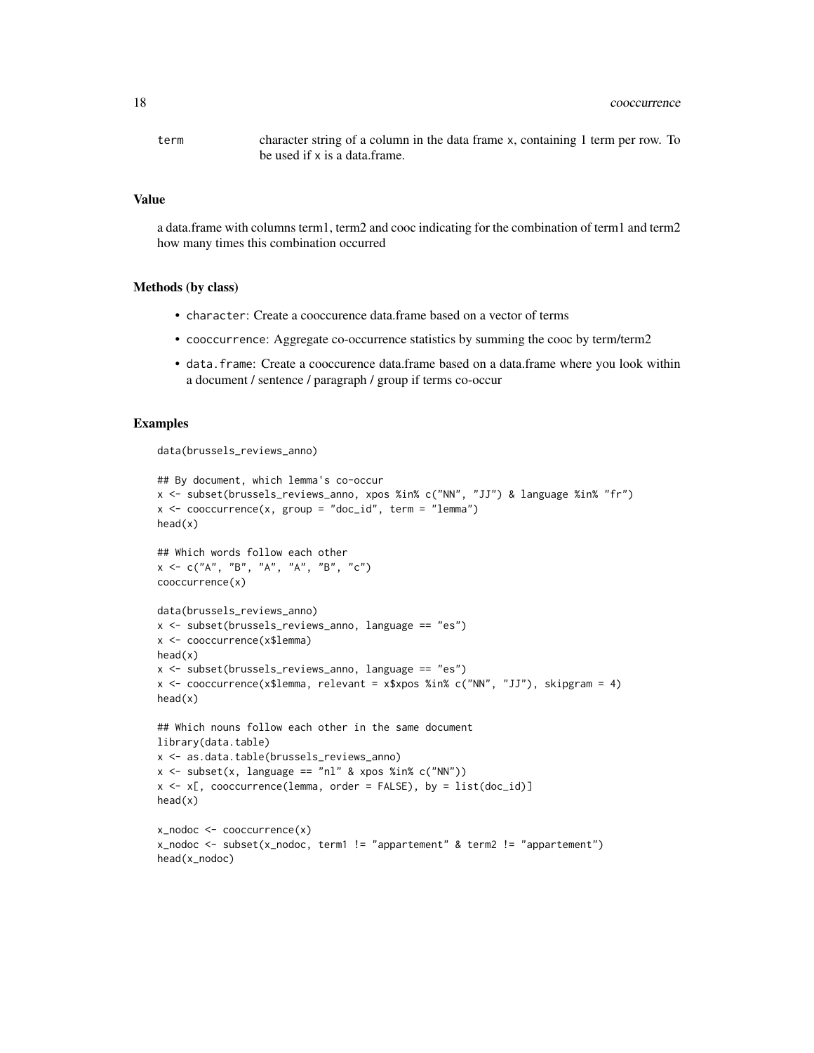term	character string of a column in the data frame x, containing 1 term per row. To be used if x is a data.frame.

### Value

a data.frame with columns term1, term2 and cooc indicating for the combination of term1 and term2 how many times this combination occurred

### Methods (by class)

- character: Create a cooccurence data.frame based on a vector of terms
- cooccurrence: Aggregate co-occurrence statistics by summing the cooc by term/term2
- data.frame: Create a cooccurence data.frame based on a data.frame where you look within a document / sentence / paragraph / group if terms co-occur

### Examples

```
data(brussels_reviews_anno)

## By document, which lemma's co-occur
x <- subset(brussels_reviews_anno, xpos %in% c("NN", "JJ") & language %in% "fr")
x <- cooccurrence(x, group = "doc_id", term = "lemma")
head(x)

## Which words follow each other
x <- c("A", "B", "A", "A", "B", "c")
cooccurrence(x)

data(brussels_reviews_anno)
x <- subset(brussels_reviews_anno, language == "es")
x <- cooccurrence(x$lemma)
head(x)
x <- subset(brussels_reviews_anno, language == "es")
x <- cooccurrence(x$lemma, relevant = x$xpos %in% c("NN", "JJ"), skipgram = 4)
head(x)

## Which nouns follow each other in the same document
library(data.table)
x <- as.data.table(brussels_reviews_anno)
x <- subset(x, language == "nl" & xpos %in% c("NN"))
x <- x[, cooccurrence(lemma, order = FALSE), by = list(doc_id)]
head(x)

x_nodoc <- cooccurrence(x)
x_nodoc <- subset(x_nodoc, term1 != "appartement" & term2 != "appartement")
head(x_nodoc)
```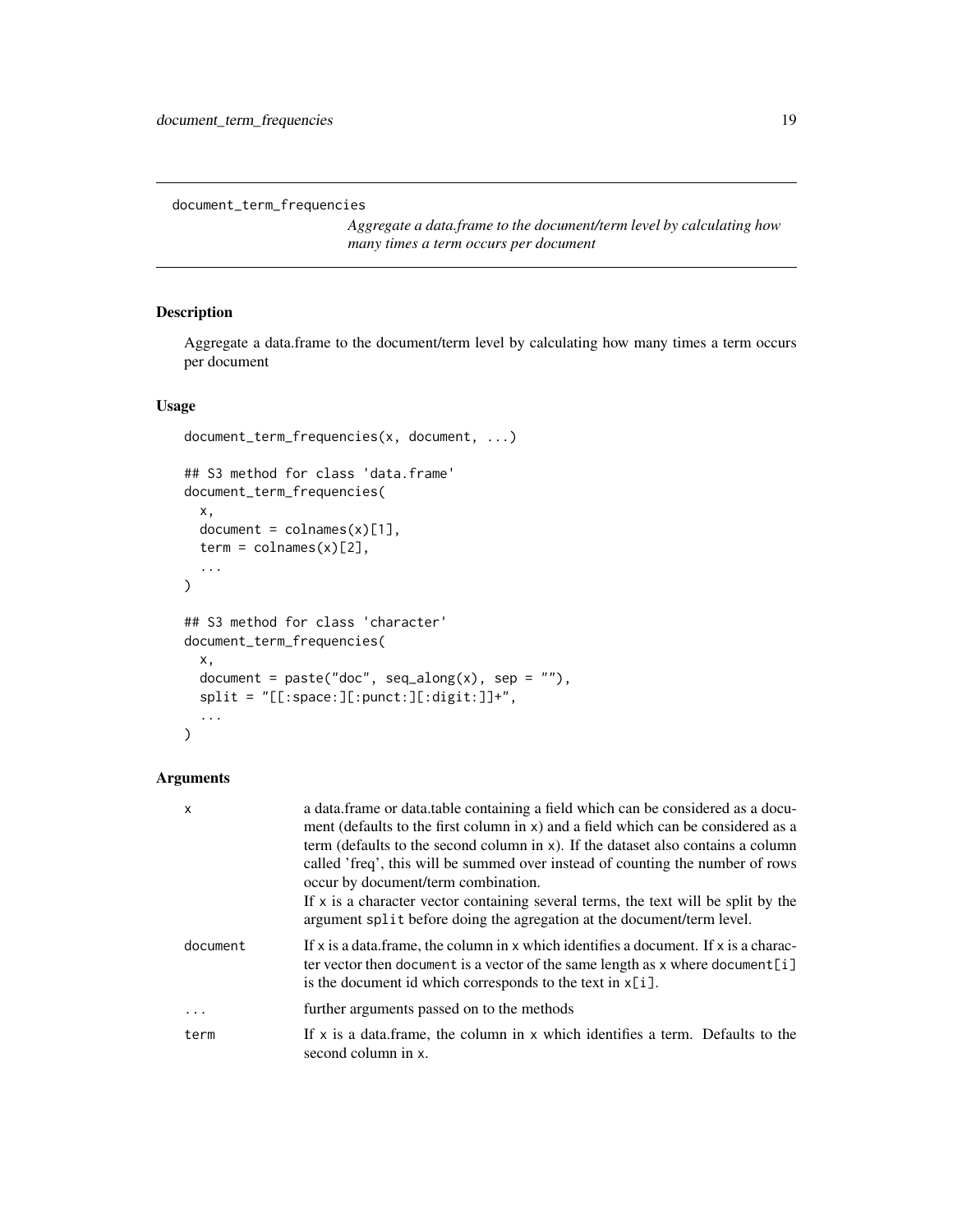`document_term_frequencies`

*Aggregate a data.frame to the document/term level by calculating how many times a term occurs per document*

## Description

Aggregate a data.frame to the document/term level by calculating how many times a term occurs per document

## Usage

```
document_term_frequencies(x, document, ...)

## S3 method for class 'data.frame'
document_term_frequencies(
  x,
  document = colnames(x)[1],
  term = colnames(x)[2],
  ...
)

## S3 method for class 'character'
document_term_frequencies(
  x,
  document = paste("doc", seq_along(x), sep = ""),
  split = "[[:space:][:punct:][:digit:]]+",
  ...
)
```

## Arguments

| | |
|---|---|
| `x` | a data.frame or data.table containing a field which can be considered as a document (defaults to the first column in `x`) and a field which can be considered as a term (defaults to the second column in `x`). If the dataset also contains a column called 'freq', this will be summed over instead of counting the number of rows occur by document/term combination.<br>If `x` is a character vector containing several terms, the text will be split by the argument `split` before doing the agregation at the document/term level. |
| `document` | If `x` is a data.frame, the column in `x` which identifies a document. If `x` is a character vector then `document` is a vector of the same length as `x` where `document[i]` is the document id which corresponds to the text in `x[i]`. |
| `...` | further arguments passed on to the methods |
| `term` | If `x` is a data.frame, the column in `x` which identifies a term. Defaults to the second column in `x`. |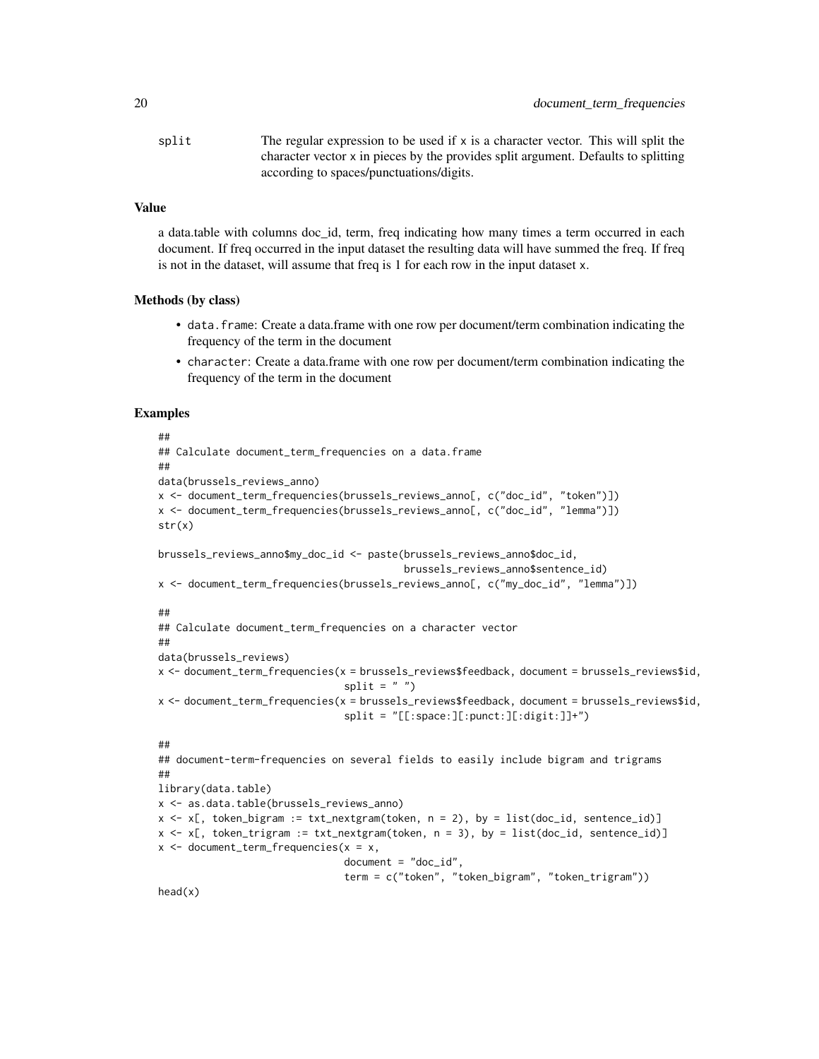split The regular expression to be used if x is a character vector. This will split the character vector x in pieces by the provides split argument. Defaults to splitting according to spaces/punctuations/digits.

### Value

a data.table with columns doc_id, term, freq indicating how many times a term occurred in each document. If freq occurred in the input dataset the resulting data will have summed the freq. If freq is not in the dataset, will assume that freq is 1 for each row in the input dataset x.

### Methods (by class)

- data.frame: Create a data.frame with one row per document/term combination indicating the frequency of the term in the document
- character: Create a data.frame with one row per document/term combination indicating the frequency of the term in the document

### Examples

```
##
## Calculate document_term_frequencies on a data.frame
##
data(brussels_reviews_anno)
x <- document_term_frequencies(brussels_reviews_anno[, c("doc_id", "token")])
x <- document_term_frequencies(brussels_reviews_anno[, c("doc_id", "lemma")])
str(x)

brussels_reviews_anno$my_doc_id <- paste(brussels_reviews_anno$doc_id,
                                         brussels_reviews_anno$sentence_id)
x <- document_term_frequencies(brussels_reviews_anno[, c("my_doc_id", "lemma")])

##
## Calculate document_term_frequencies on a character vector
##
data(brussels_reviews)
x <- document_term_frequencies(x = brussels_reviews$feedback, document = brussels_reviews$id,
                               split = " ")
x <- document_term_frequencies(x = brussels_reviews$feedback, document = brussels_reviews$id,
                               split = "[[:space:][:punct:][:digit:]]+")

##
## document-term-frequencies on several fields to easily include bigram and trigrams
##
library(data.table)
x <- as.data.table(brussels_reviews_anno)
x <- x[, token_bigram := txt_nextgram(token, n = 2), by = list(doc_id, sentence_id)]
x <- x[, token_trigram := txt_nextgram(token, n = 3), by = list(doc_id, sentence_id)]
x <- document_term_frequencies(x = x,
                               document = "doc_id",
                               term = c("token", "token_bigram", "token_trigram"))
head(x)
```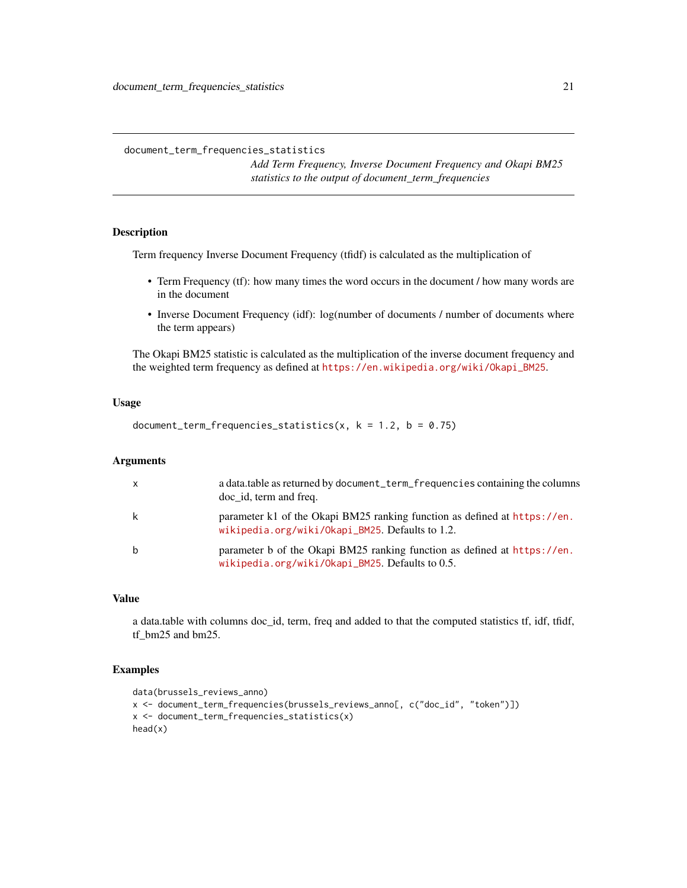## document_term_frequencies_statistics

*Add Term Frequency, Inverse Document Frequency and Okapi BM25 statistics to the output of document_term_frequencies*

### Description

Term frequency Inverse Document Frequency (tfidf) is calculated as the multiplication of

- Term Frequency (tf): how many times the word occurs in the document / how many words are in the document
- Inverse Document Frequency (idf): log(number of documents / number of documents where the term appears)

The Okapi BM25 statistic is calculated as the multiplication of the inverse document frequency and the weighted term frequency as defined at https://en.wikipedia.org/wiki/Okapi_BM25.

### Usage

```
document_term_frequencies_statistics(x, k = 1.2, b = 0.75)
```

### Arguments

| | |
|---|---|
| x | a data.table as returned by `document_term_frequencies` containing the columns doc_id, term and freq. |
| k | parameter k1 of the Okapi BM25 ranking function as defined at https://en.wikipedia.org/wiki/Okapi_BM25. Defaults to 1.2. |
| b | parameter b of the Okapi BM25 ranking function as defined at https://en.wikipedia.org/wiki/Okapi_BM25. Defaults to 0.5. |

### Value

a data.table with columns doc_id, term, freq and added to that the computed statistics tf, idf, tfidf, tf_bm25 and bm25.

### Examples

```
data(brussels_reviews_anno)
x <- document_term_frequencies(brussels_reviews_anno[, c("doc_id", "token")])
x <- document_term_frequencies_statistics(x)
head(x)
```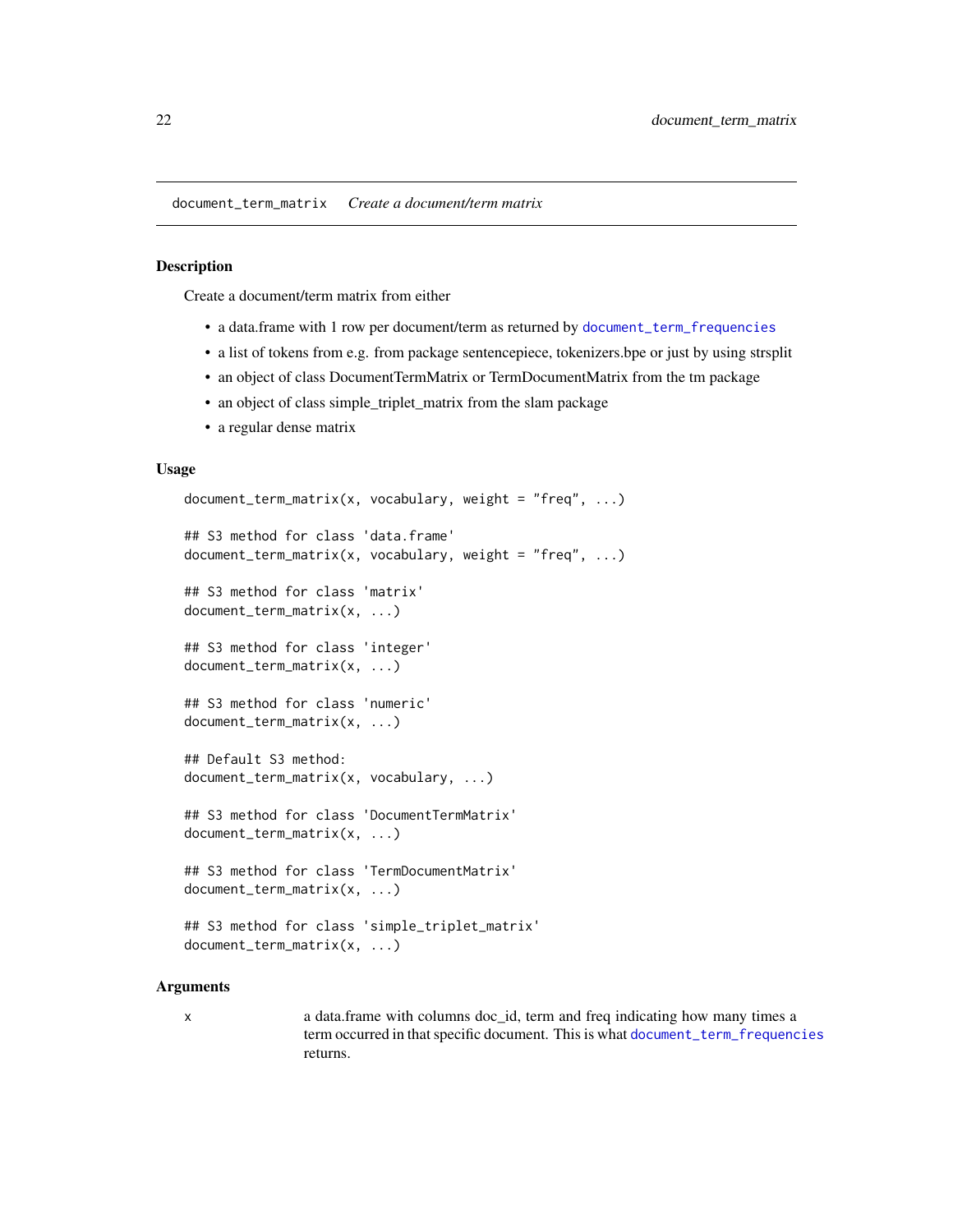document_term_matrix    *Create a document/term matrix*

## Description

Create a document/term matrix from either

- a data.frame with 1 row per document/term as returned by document_term_frequencies
- a list of tokens from e.g. from package sentencepiece, tokenizers.bpe or just by using strsplit
- an object of class DocumentTermMatrix or TermDocumentMatrix from the tm package
- an object of class simple_triplet_matrix from the slam package
- a regular dense matrix

## Usage

```
document_term_matrix(x, vocabulary, weight = "freq", ...)

## S3 method for class 'data.frame'
document_term_matrix(x, vocabulary, weight = "freq", ...)

## S3 method for class 'matrix'
document_term_matrix(x, ...)

## S3 method for class 'integer'
document_term_matrix(x, ...)

## S3 method for class 'numeric'
document_term_matrix(x, ...)

## Default S3 method:
document_term_matrix(x, vocabulary, ...)

## S3 method for class 'DocumentTermMatrix'
document_term_matrix(x, ...)

## S3 method for class 'TermDocumentMatrix'
document_term_matrix(x, ...)

## S3 method for class 'simple_triplet_matrix'
document_term_matrix(x, ...)
```

## Arguments

| | |
|---|---|
| x | a data.frame with columns doc_id, term and freq indicating how many times a term occurred in that specific document. This is what document_term_frequencies returns. |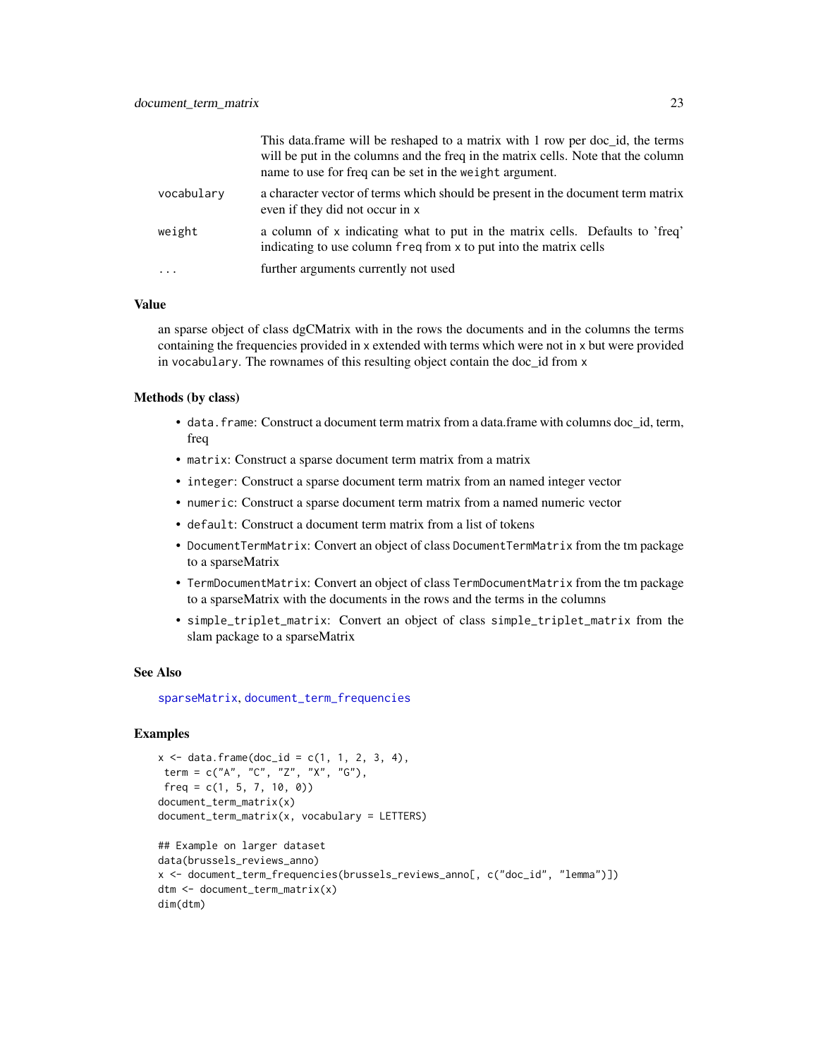| | |
|---|---|
| | This data.frame will be reshaped to a matrix with 1 row per doc_id, the terms will be put in the columns and the freq in the matrix cells. Note that the column name to use for freq can be set in the `weight` argument. |
| `vocabulary` | a character vector of terms which should be present in the document term matrix even if they did not occur in `x` |
| `weight` | a column of `x` indicating what to put in the matrix cells. Defaults to 'freq' indicating to use column `freq` from `x` to put into the matrix cells |
| `...` | further arguments currently not used |

### Value

an sparse object of class dgCMatrix with in the rows the documents and in the columns the terms containing the frequencies provided in `x` extended with terms which were not in `x` but were provided in `vocabulary`. The rownames of this resulting object contain the doc_id from `x`

### Methods (by class)

- `data.frame`: Construct a document term matrix from a data.frame with columns doc_id, term, freq
- `matrix`: Construct a sparse document term matrix from a matrix
- `integer`: Construct a sparse document term matrix from an named integer vector
- `numeric`: Construct a sparse document term matrix from a named numeric vector
- `default`: Construct a document term matrix from a list of tokens
- `DocumentTermMatrix`: Convert an object of class `DocumentTermMatrix` from the tm package to a sparseMatrix
- `TermDocumentMatrix`: Convert an object of class `TermDocumentMatrix` from the tm package to a sparseMatrix with the documents in the rows and the terms in the columns
- `simple_triplet_matrix`: Convert an object of class `simple_triplet_matrix` from the slam package to a sparseMatrix

### See Also

`sparseMatrix`, `document_term_frequencies`

### Examples

```
x <- data.frame(doc_id = c(1, 1, 2, 3, 4),
 term = c("A", "C", "Z", "X", "G"),
 freq = c(1, 5, 7, 10, 0))
document_term_matrix(x)
document_term_matrix(x, vocabulary = LETTERS)

## Example on larger dataset
data(brussels_reviews_anno)
x <- document_term_frequencies(brussels_reviews_anno[, c("doc_id", "lemma")])
dtm <- document_term_matrix(x)
dim(dtm)
```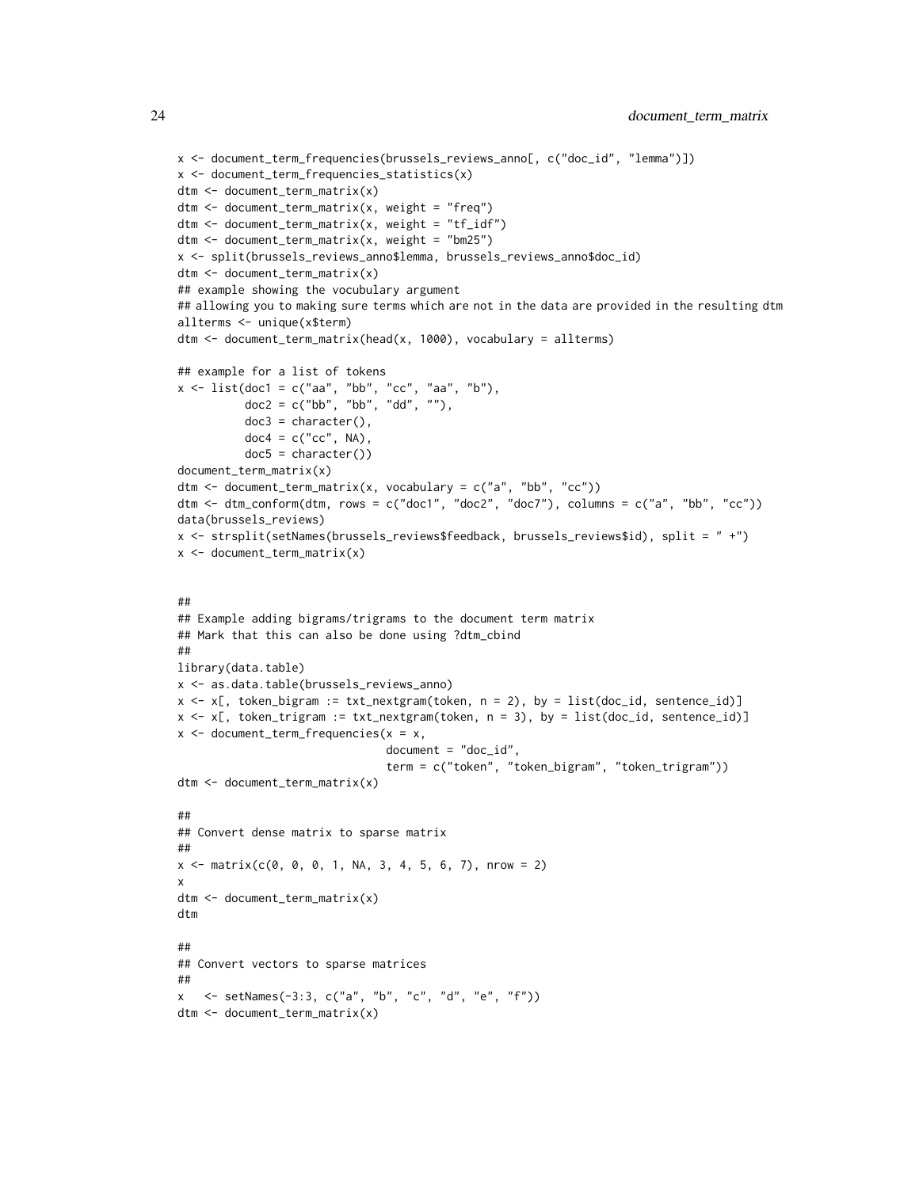```
x <- document_term_frequencies(brussels_reviews_anno[, c("doc_id", "lemma")])
x <- document_term_frequencies_statistics(x)
dtm <- document_term_matrix(x)
dtm <- document_term_matrix(x, weight = "freq")
dtm <- document_term_matrix(x, weight = "tf_idf")
dtm <- document_term_matrix(x, weight = "bm25")
x <- split(brussels_reviews_anno$lemma, brussels_reviews_anno$doc_id)
dtm <- document_term_matrix(x)
## example showing the vocubulary argument
## allowing you to making sure terms which are not in the data are provided in the resulting dtm
allterms <- unique(x$term)
dtm <- document_term_matrix(head(x, 1000), vocabulary = allterms)

## example for a list of tokens
x <- list(doc1 = c("aa", "bb", "cc", "aa", "b"),
          doc2 = c("bb", "bb", "dd", ""),
          doc3 = character(),
          doc4 = c("cc", NA),
          doc5 = character())
document_term_matrix(x)
dtm <- document_term_matrix(x, vocabulary = c("a", "bb", "cc"))
dtm <- dtm_conform(dtm, rows = c("doc1", "doc2", "doc7"), columns = c("a", "bb", "cc"))
data(brussels_reviews)
x <- strsplit(setNames(brussels_reviews$feedback, brussels_reviews$id), split = " +")
x <- document_term_matrix(x)


##
## Example adding bigrams/trigrams to the document term matrix
## Mark that this can also be done using ?dtm_cbind
##
library(data.table)
x <- as.data.table(brussels_reviews_anno)
x <- x[, token_bigram := txt_nextgram(token, n = 2), by = list(doc_id, sentence_id)]
x <- x[, token_trigram := txt_nextgram(token, n = 3), by = list(doc_id, sentence_id)]
x <- document_term_frequencies(x = x,
                               document = "doc_id",
                               term = c("token", "token_bigram", "token_trigram"))
dtm <- document_term_matrix(x)

##
## Convert dense matrix to sparse matrix
##
x <- matrix(c(0, 0, 0, 1, NA, 3, 4, 5, 6, 7), nrow = 2)
x
dtm <- document_term_matrix(x)
dtm

##
## Convert vectors to sparse matrices
##
x   <- setNames(-3:3, c("a", "b", "c", "d", "e", "f"))
dtm <- document_term_matrix(x)
```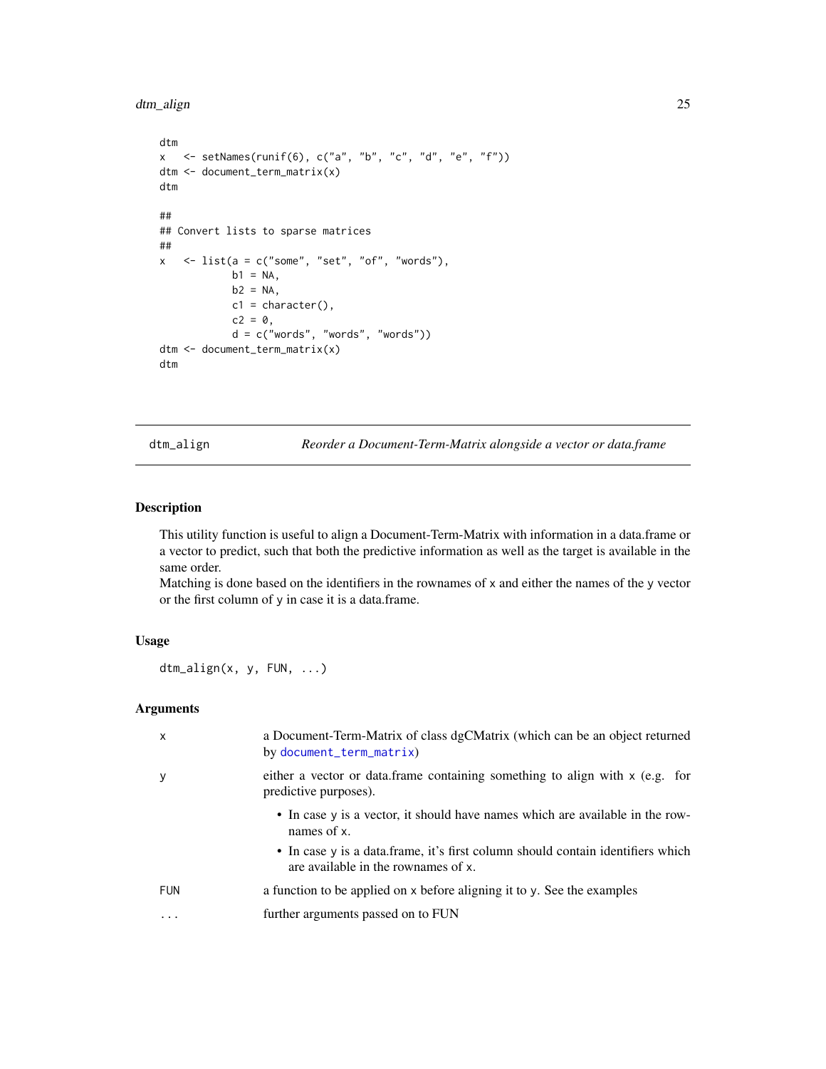```
dtm
x   <- setNames(runif(6), c("a", "b", "c", "d", "e", "f"))
dtm <- document_term_matrix(x)
dtm

##
## Convert lists to sparse matrices
##
x   <- list(a = c("some", "set", "of", "words"),
            b1 = NA,
            b2 = NA,
            c1 = character(),
            c2 = 0,
            d = c("words", "words", "words"))
dtm <- document_term_matrix(x)
dtm
```

## dtm_align — *Reorder a Document-Term-Matrix alongside a vector or data.frame*

### Description

This utility function is useful to align a Document-Term-Matrix with information in a data.frame or a vector to predict, such that both the predictive information as well as the target is available in the same order.
Matching is done based on the identifiers in the rownames of x and either the names of the y vector or the first column of y in case it is a data.frame.

### Usage

```
dtm_align(x, y, FUN, ...)
```

### Arguments

| | |
|---|---|
| x | a Document-Term-Matrix of class dgCMatrix (which can be an object returned by document_term_matrix) |
| y | either a vector or data.frame containing something to align with x (e.g. for predictive purposes).<br>• In case y is a vector, it should have names which are available in the rownames of x.<br>• In case y is a data.frame, it's first column should contain identifiers which are available in the rownames of x. |
| FUN | a function to be applied on x before aligning it to y. See the examples |
| ... | further arguments passed on to FUN |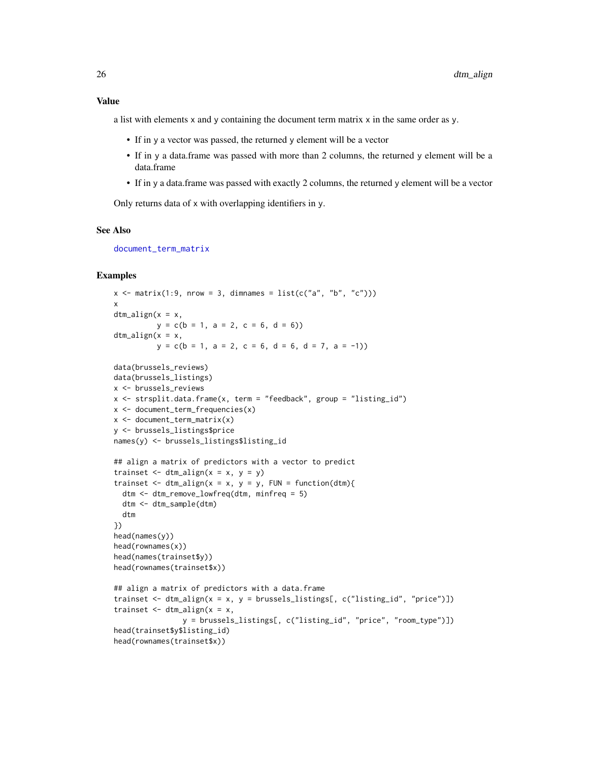### Value

a list with elements x and y containing the document term matrix x in the same order as y.

- If in y a vector was passed, the returned y element will be a vector
- If in y a data.frame was passed with more than 2 columns, the returned y element will be a data.frame
- If in y a data.frame was passed with exactly 2 columns, the returned y element will be a vector

Only returns data of x with overlapping identifiers in y.

### See Also

document_term_matrix

### Examples

```
x <- matrix(1:9, nrow = 3, dimnames = list(c("a", "b", "c")))
x
dtm_align(x = x,
          y = c(b = 1, a = 2, c = 6, d = 6))
dtm_align(x = x,
          y = c(b = 1, a = 2, c = 6, d = 6, d = 7, a = -1))

data(brussels_reviews)
data(brussels_listings)
x <- brussels_reviews
x <- strsplit.data.frame(x, term = "feedback", group = "listing_id")
x <- document_term_frequencies(x)
x <- document_term_matrix(x)
y <- brussels_listings$price
names(y) <- brussels_listings$listing_id

## align a matrix of predictors with a vector to predict
trainset <- dtm_align(x = x, y = y)
trainset <- dtm_align(x = x, y = y, FUN = function(dtm){
  dtm <- dtm_remove_lowfreq(dtm, minfreq = 5)
  dtm <- dtm_sample(dtm)
  dtm
})
head(names(y))
head(rownames(x))
head(names(trainset$y))
head(rownames(trainset$x))

## align a matrix of predictors with a data.frame
trainset <- dtm_align(x = x, y = brussels_listings[, c("listing_id", "price")])
trainset <- dtm_align(x = x,
                y = brussels_listings[, c("listing_id", "price", "room_type")])
head(trainset$y$listing_id)
head(rownames(trainset$x))
```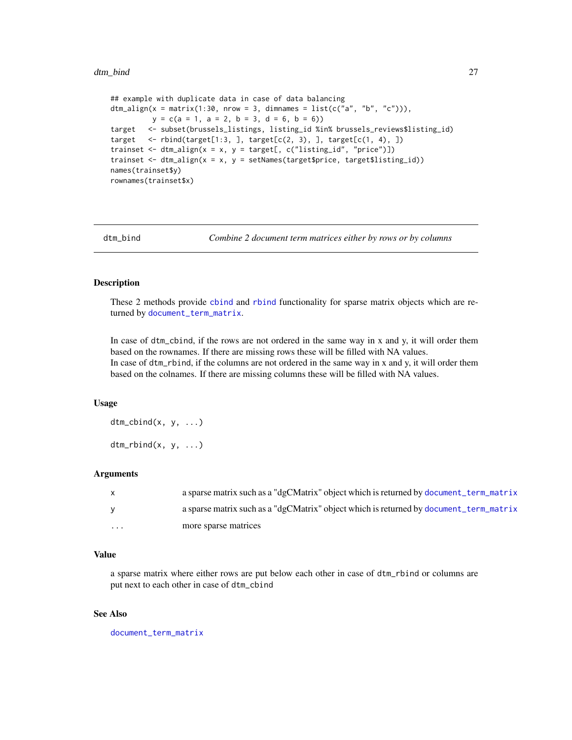```
## example with duplicate data in case of data balancing
dtm_align(x = matrix(1:30, nrow = 3, dimnames = list(c("a", "b", "c"))),
          y = c(a = 1, a = 2, b = 3, d = 6, b = 6))
target   <- subset(brussels_listings, listing_id %in% brussels_reviews$listing_id)
target   <- rbind(target[1:3, ], target[c(2, 3), ], target[c(1, 4), ])
trainset <- dtm_align(x = x, y = target[, c("listing_id", "price")])
trainset <- dtm_align(x = x, y = setNames(target$price, target$listing_id))
names(trainset$y)
rownames(trainset$x)
```

---

## dtm_bind — *Combine 2 document term matrices either by rows or by columns*

### Description

These 2 methods provide cbind and rbind functionality for sparse matrix objects which are returned by document_term_matrix.

In case of dtm_cbind, if the rows are not ordered in the same way in x and y, it will order them based on the rownames. If there are missing rows these will be filled with NA values.
In case of dtm_rbind, if the columns are not ordered in the same way in x and y, it will order them based on the colnames. If there are missing columns these will be filled with NA values.

### Usage

```
dtm_cbind(x, y, ...)

dtm_rbind(x, y, ...)
```

### Arguments

| | |
|---|---|
| x | a sparse matrix such as a "dgCMatrix" object which is returned by document_term_matrix |
| y | a sparse matrix such as a "dgCMatrix" object which is returned by document_term_matrix |
| ... | more sparse matrices |

### Value

a sparse matrix where either rows are put below each other in case of dtm_rbind or columns are put next to each other in case of dtm_cbind

### See Also

document_term_matrix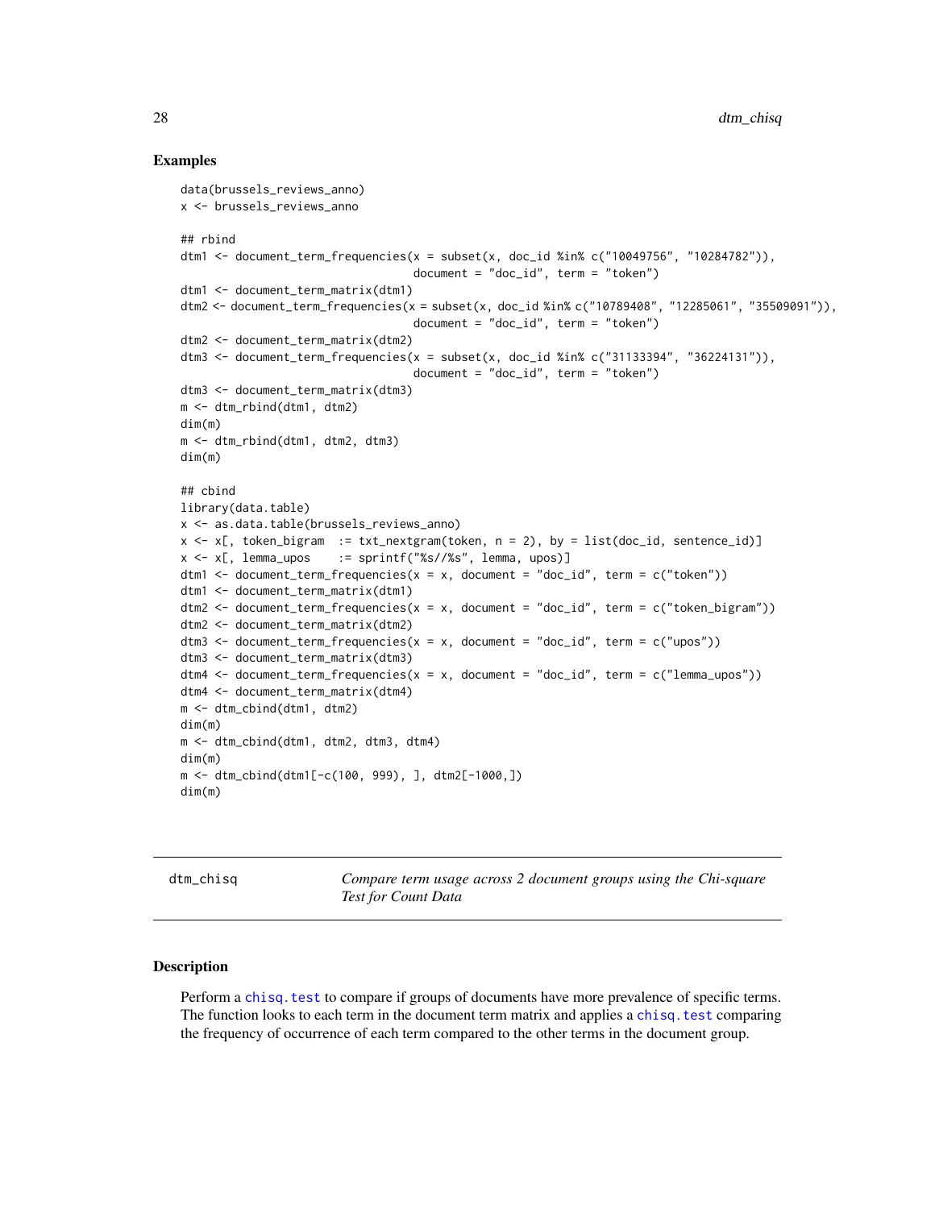## Examples

```
data(brussels_reviews_anno)
x <- brussels_reviews_anno

## rbind
dtm1 <- document_term_frequencies(x = subset(x, doc_id %in% c("10049756", "10284782")),
                                  document = "doc_id", term = "token")
dtm1 <- document_term_matrix(dtm1)
dtm2 <- document_term_frequencies(x = subset(x, doc_id %in% c("10789408", "12285061", "35509091")),
                                  document = "doc_id", term = "token")
dtm2 <- document_term_matrix(dtm2)
dtm3 <- document_term_frequencies(x = subset(x, doc_id %in% c("31133394", "36224131")),
                                  document = "doc_id", term = "token")
dtm3 <- document_term_matrix(dtm3)
m <- dtm_rbind(dtm1, dtm2)
dim(m)
m <- dtm_rbind(dtm1, dtm2, dtm3)
dim(m)

## cbind
library(data.table)
x <- as.data.table(brussels_reviews_anno)
x <- x[, token_bigram  := txt_nextgram(token, n = 2), by = list(doc_id, sentence_id)]
x <- x[, lemma_upos    := sprintf("%s//%s", lemma, upos)]
dtm1 <- document_term_frequencies(x = x, document = "doc_id", term = c("token"))
dtm1 <- document_term_matrix(dtm1)
dtm2 <- document_term_frequencies(x = x, document = "doc_id", term = c("token_bigram"))
dtm2 <- document_term_matrix(dtm2)
dtm3 <- document_term_frequencies(x = x, document = "doc_id", term = c("upos"))
dtm3 <- document_term_matrix(dtm3)
dtm4 <- document_term_frequencies(x = x, document = "doc_id", term = c("lemma_upos"))
dtm4 <- document_term_matrix(dtm4)
m <- dtm_cbind(dtm1, dtm2)
dim(m)
m <- dtm_cbind(dtm1, dtm2, dtm3, dtm4)
dim(m)
m <- dtm_cbind(dtm1[-c(100, 999), ], dtm2[-1000,])
dim(m)
```

---

# dtm_chisq — *Compare term usage across 2 document groups using the Chi-square Test for Count Data*

---

## Description

Perform a chisq.test to compare if groups of documents have more prevalence of specific terms. The function looks to each term in the document term matrix and applies a chisq.test comparing the frequency of occurrence of each term compared to the other terms in the document group.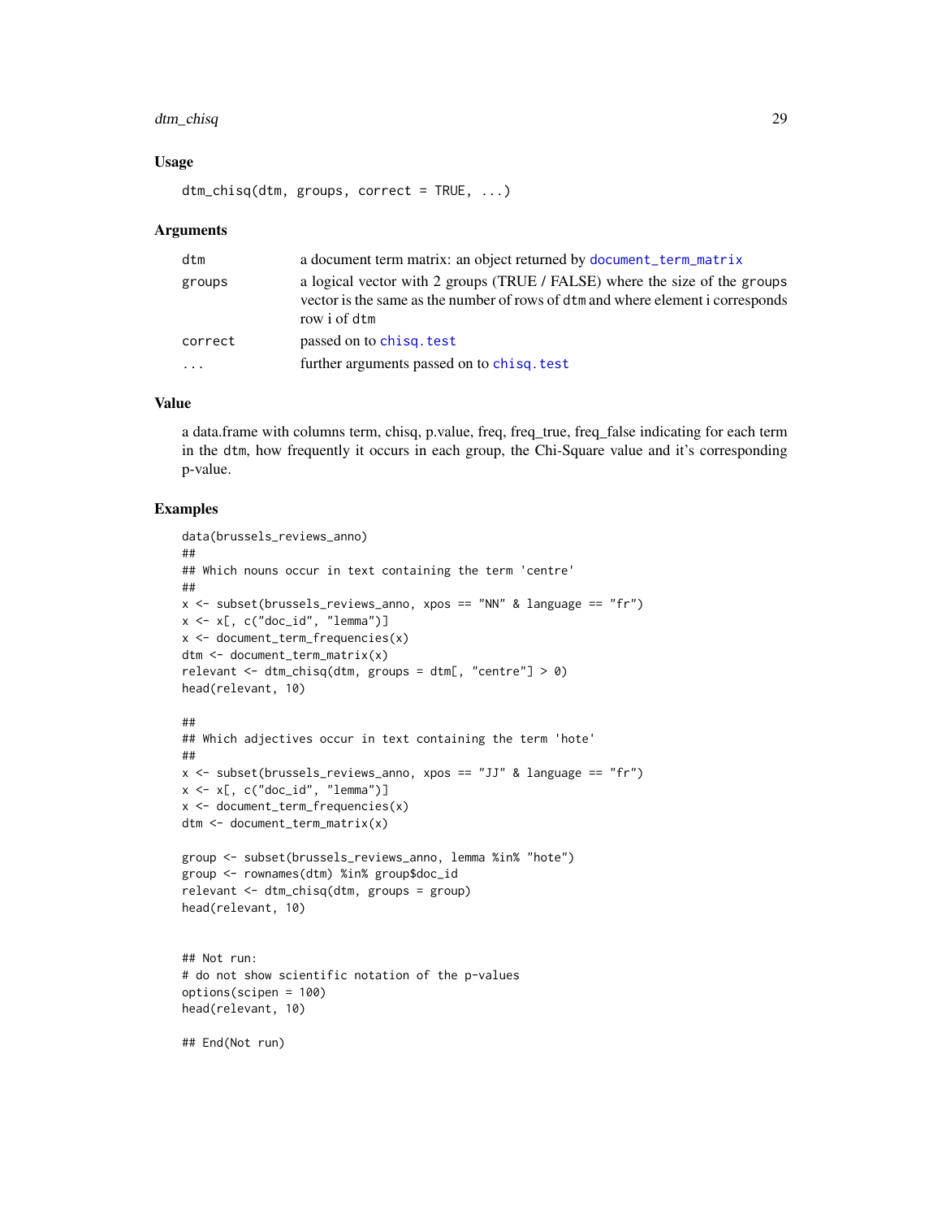### Usage

```
dtm_chisq(dtm, groups, correct = TRUE, ...)
```

### Arguments

| | |
|---|---|
| dtm | a document term matrix: an object returned by document_term_matrix |
| groups | a logical vector with 2 groups (TRUE / FALSE) where the size of the groups vector is the same as the number of rows of dtm and where element i corresponds row i of dtm |
| correct | passed on to chisq.test |
| ... | further arguments passed on to chisq.test |

### Value

a data.frame with columns term, chisq, p.value, freq, freq_true, freq_false indicating for each term in the dtm, how frequently it occurs in each group, the Chi-Square value and it's corresponding p-value.

### Examples

```
data(brussels_reviews_anno)
##
## Which nouns occur in text containing the term 'centre'
##
x <- subset(brussels_reviews_anno, xpos == "NN" & language == "fr")
x <- x[, c("doc_id", "lemma")]
x <- document_term_frequencies(x)
dtm <- document_term_matrix(x)
relevant <- dtm_chisq(dtm, groups = dtm[, "centre"] > 0)
head(relevant, 10)

##
## Which adjectives occur in text containing the term 'hote'
##
x <- subset(brussels_reviews_anno, xpos == "JJ" & language == "fr")
x <- x[, c("doc_id", "lemma")]
x <- document_term_frequencies(x)
dtm <- document_term_matrix(x)

group <- subset(brussels_reviews_anno, lemma %in% "hote")
group <- rownames(dtm) %in% group$doc_id
relevant <- dtm_chisq(dtm, groups = group)
head(relevant, 10)


## Not run:
# do not show scientific notation of the p-values
options(scipen = 100)
head(relevant, 10)

## End(Not run)
```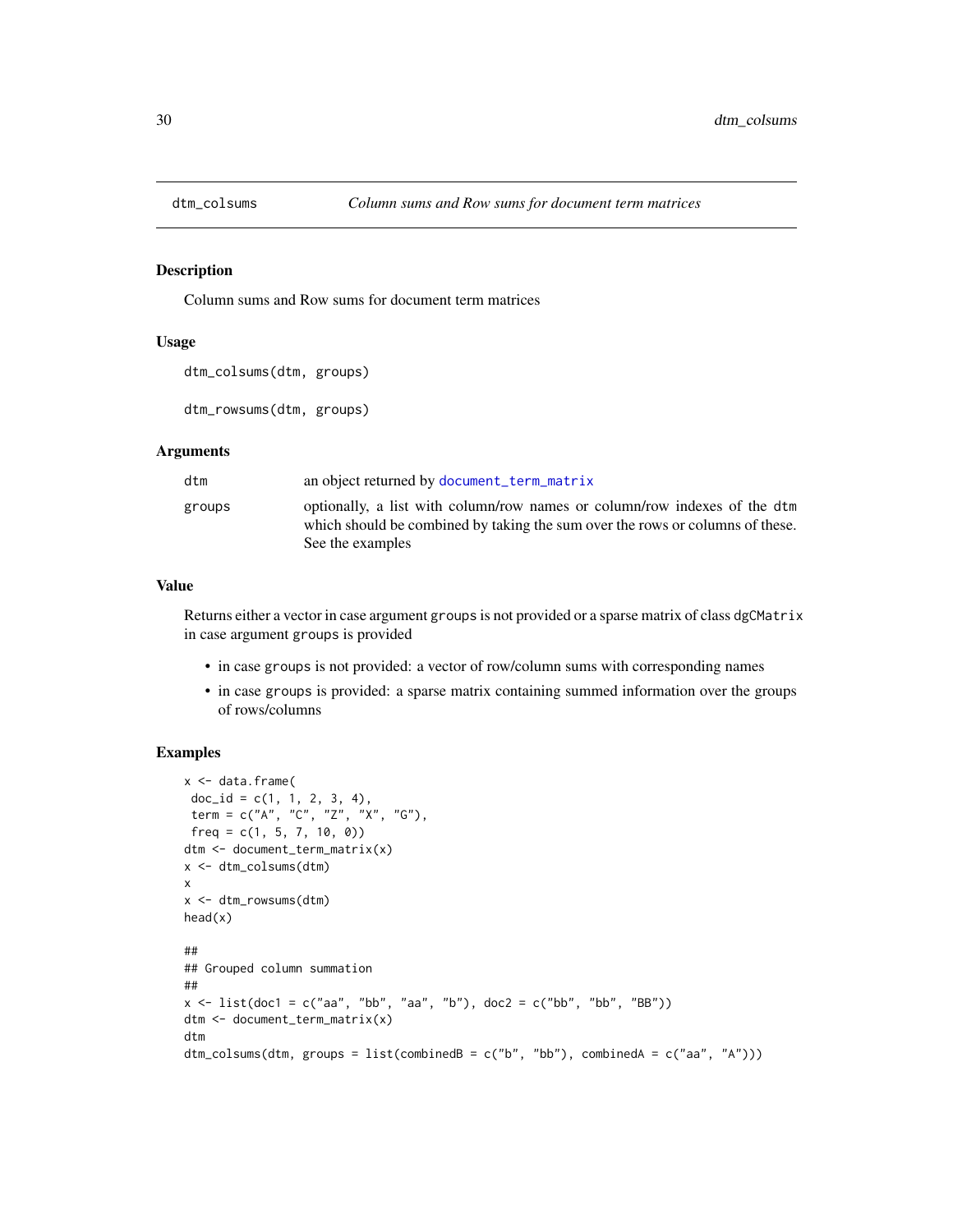## dtm_colsums — *Column sums and Row sums for document term matrices*

### Description

Column sums and Row sums for document term matrices

### Usage

```
dtm_colsums(dtm, groups)

dtm_rowsums(dtm, groups)
```

### Arguments

| | |
|---|---|
| `dtm` | an object returned by `document_term_matrix` |
| `groups` | optionally, a list with column/row names or column/row indexes of the `dtm` which should be combined by taking the sum over the rows or columns of these. See the examples |

### Value

Returns either a vector in case argument `groups` is not provided or a sparse matrix of class `dgCMatrix` in case argument `groups` is provided

- in case `groups` is not provided: a vector of row/column sums with corresponding names
- in case `groups` is provided: a sparse matrix containing summed information over the groups of rows/columns

### Examples

```
x <- data.frame(
 doc_id = c(1, 1, 2, 3, 4),
 term = c("A", "C", "Z", "X", "G"),
 freq = c(1, 5, 7, 10, 0))
dtm <- document_term_matrix(x)
x <- dtm_colsums(dtm)
x
x <- dtm_rowsums(dtm)
head(x)

##
## Grouped column summation
##
x <- list(doc1 = c("aa", "bb", "aa", "b"), doc2 = c("bb", "bb", "BB"))
dtm <- document_term_matrix(x)
dtm
dtm_colsums(dtm, groups = list(combinedB = c("b", "bb"), combinedA = c("aa", "A")))
```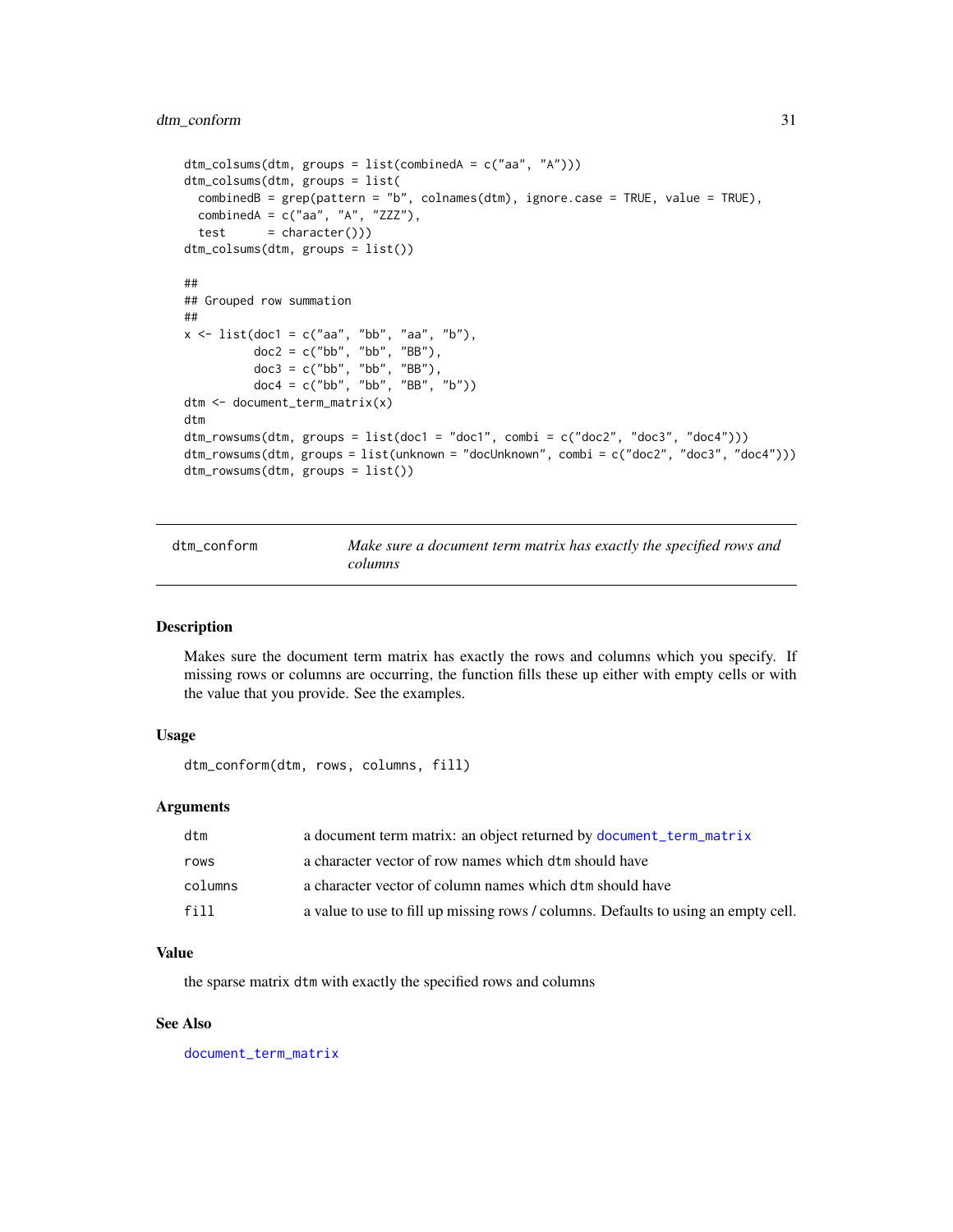```
dtm_colsums(dtm, groups = list(combinedA = c("aa", "A")))
dtm_colsums(dtm, groups = list(
  combinedB = grep(pattern = "b", colnames(dtm), ignore.case = TRUE, value = TRUE),
  combinedA = c("aa", "A", "ZZZ"),
  test      = character()))
dtm_colsums(dtm, groups = list())

##
## Grouped row summation
##
x <- list(doc1 = c("aa", "bb", "aa", "b"),
          doc2 = c("bb", "bb", "BB"),
          doc3 = c("bb", "bb", "BB"),
          doc4 = c("bb", "bb", "BB", "b"))
dtm <- document_term_matrix(x)
dtm
dtm_rowsums(dtm, groups = list(doc1 = "doc1", combi = c("doc2", "doc3", "doc4")))
dtm_rowsums(dtm, groups = list(unknown = "docUnknown", combi = c("doc2", "doc3", "doc4")))
dtm_rowsums(dtm, groups = list())
```

---

## dtm_conform — *Make sure a document term matrix has exactly the specified rows and columns*

### Description

Makes sure the document term matrix has exactly the rows and columns which you specify. If missing rows or columns are occurring, the function fills these up either with empty cells or with the value that you provide. See the examples.

### Usage

```
dtm_conform(dtm, rows, columns, fill)
```

### Arguments

| | |
|---|---|
| `dtm` | a document term matrix: an object returned by `document_term_matrix` |
| `rows` | a character vector of row names which `dtm` should have |
| `columns` | a character vector of column names which `dtm` should have |
| `fill` | a value to use to fill up missing rows / columns. Defaults to using an empty cell. |

### Value

the sparse matrix `dtm` with exactly the specified rows and columns

### See Also

`document_term_matrix`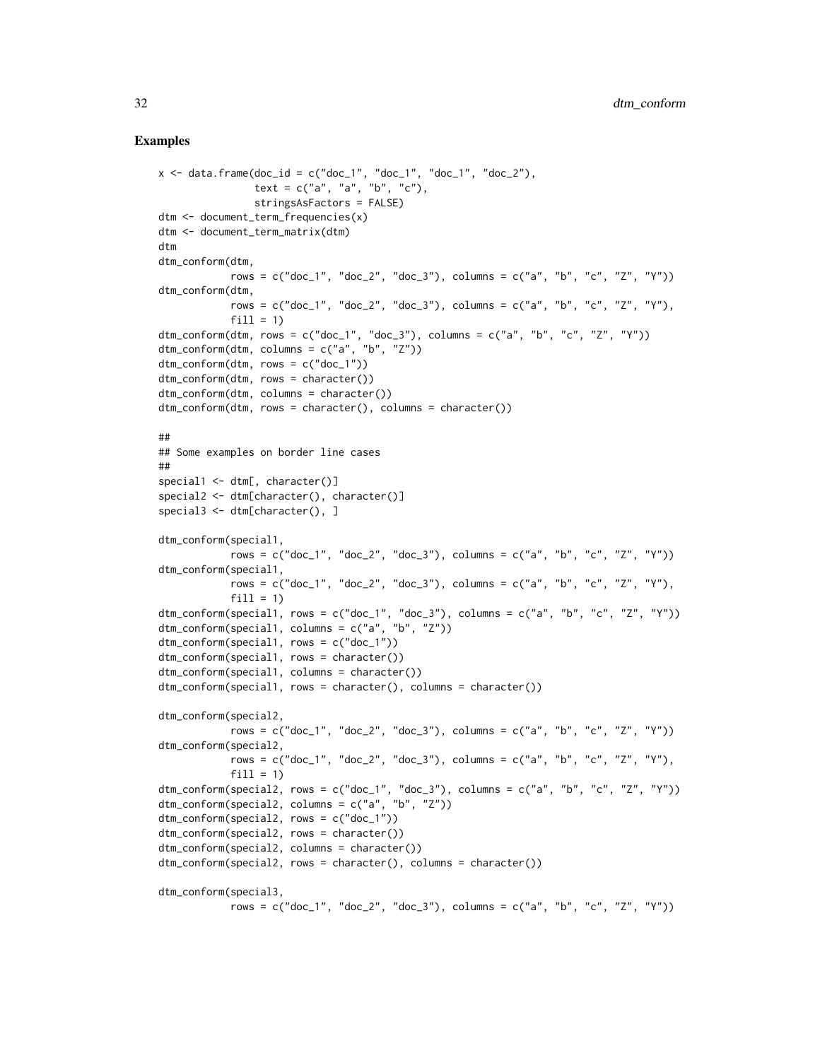## Examples

```
x <- data.frame(doc_id = c("doc_1", "doc_1", "doc_1", "doc_2"),
                text = c("a", "a", "b", "c"),
                stringsAsFactors = FALSE)
dtm <- document_term_frequencies(x)
dtm <- document_term_matrix(dtm)
dtm
dtm_conform(dtm,
            rows = c("doc_1", "doc_2", "doc_3"), columns = c("a", "b", "c", "Z", "Y"))
dtm_conform(dtm,
            rows = c("doc_1", "doc_2", "doc_3"), columns = c("a", "b", "c", "Z", "Y"),
            fill = 1)
dtm_conform(dtm, rows = c("doc_1", "doc_3"), columns = c("a", "b", "c", "Z", "Y"))
dtm_conform(dtm, columns = c("a", "b", "Z"))
dtm_conform(dtm, rows = c("doc_1"))
dtm_conform(dtm, rows = character())
dtm_conform(dtm, columns = character())
dtm_conform(dtm, rows = character(), columns = character())

##
## Some examples on border line cases
##
special1 <- dtm[, character()]
special2 <- dtm[character(), character()]
special3 <- dtm[character(), ]

dtm_conform(special1,
            rows = c("doc_1", "doc_2", "doc_3"), columns = c("a", "b", "c", "Z", "Y"))
dtm_conform(special1,
            rows = c("doc_1", "doc_2", "doc_3"), columns = c("a", "b", "c", "Z", "Y"),
            fill = 1)
dtm_conform(special1, rows = c("doc_1", "doc_3"), columns = c("a", "b", "c", "Z", "Y"))
dtm_conform(special1, columns = c("a", "b", "Z"))
dtm_conform(special1, rows = c("doc_1"))
dtm_conform(special1, rows = character())
dtm_conform(special1, columns = character())
dtm_conform(special1, rows = character(), columns = character())

dtm_conform(special2,
            rows = c("doc_1", "doc_2", "doc_3"), columns = c("a", "b", "c", "Z", "Y"))
dtm_conform(special2,
            rows = c("doc_1", "doc_2", "doc_3"), columns = c("a", "b", "c", "Z", "Y"),
            fill = 1)
dtm_conform(special2, rows = c("doc_1", "doc_3"), columns = c("a", "b", "c", "Z", "Y"))
dtm_conform(special2, columns = c("a", "b", "Z"))
dtm_conform(special2, rows = c("doc_1"))
dtm_conform(special2, rows = character())
dtm_conform(special2, columns = character())
dtm_conform(special2, rows = character(), columns = character())

dtm_conform(special3,
            rows = c("doc_1", "doc_2", "doc_3"), columns = c("a", "b", "c", "Z", "Y"))
```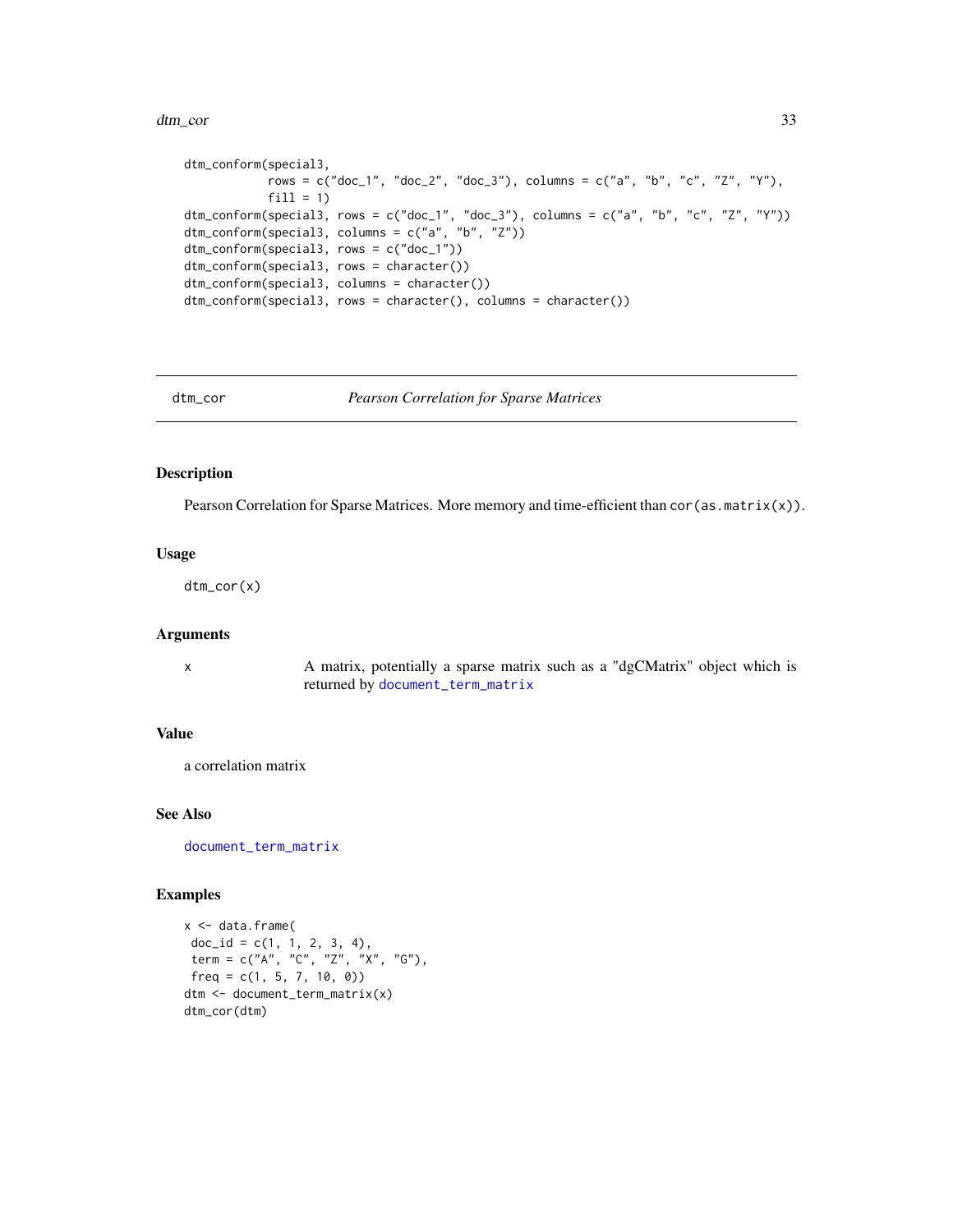```
dtm_conform(special3,
            rows = c("doc_1", "doc_2", "doc_3"), columns = c("a", "b", "c", "Z", "Y"),
            fill = 1)
dtm_conform(special3, rows = c("doc_1", "doc_3"), columns = c("a", "b", "c", "Z", "Y"))
dtm_conform(special3, columns = c("a", "b", "Z"))
dtm_conform(special3, rows = c("doc_1"))
dtm_conform(special3, rows = character())
dtm_conform(special3, columns = character())
dtm_conform(special3, rows = character(), columns = character())
```

---

## dtm_cor — *Pearson Correlation for Sparse Matrices*

---

### Description

Pearson Correlation for Sparse Matrices. More memory and time-efficient than `cor(as.matrix(x))`.

### Usage

```
dtm_cor(x)
```

### Arguments

| | |
|---|---|
| x | A matrix, potentially a sparse matrix such as a "dgCMatrix" object which is returned by `document_term_matrix` |

### Value

a correlation matrix

### See Also

`document_term_matrix`

### Examples

```
x <- data.frame(
 doc_id = c(1, 1, 2, 3, 4),
 term = c("A", "C", "Z", "X", "G"),
 freq = c(1, 5, 7, 10, 0))
dtm <- document_term_matrix(x)
dtm_cor(dtm)
```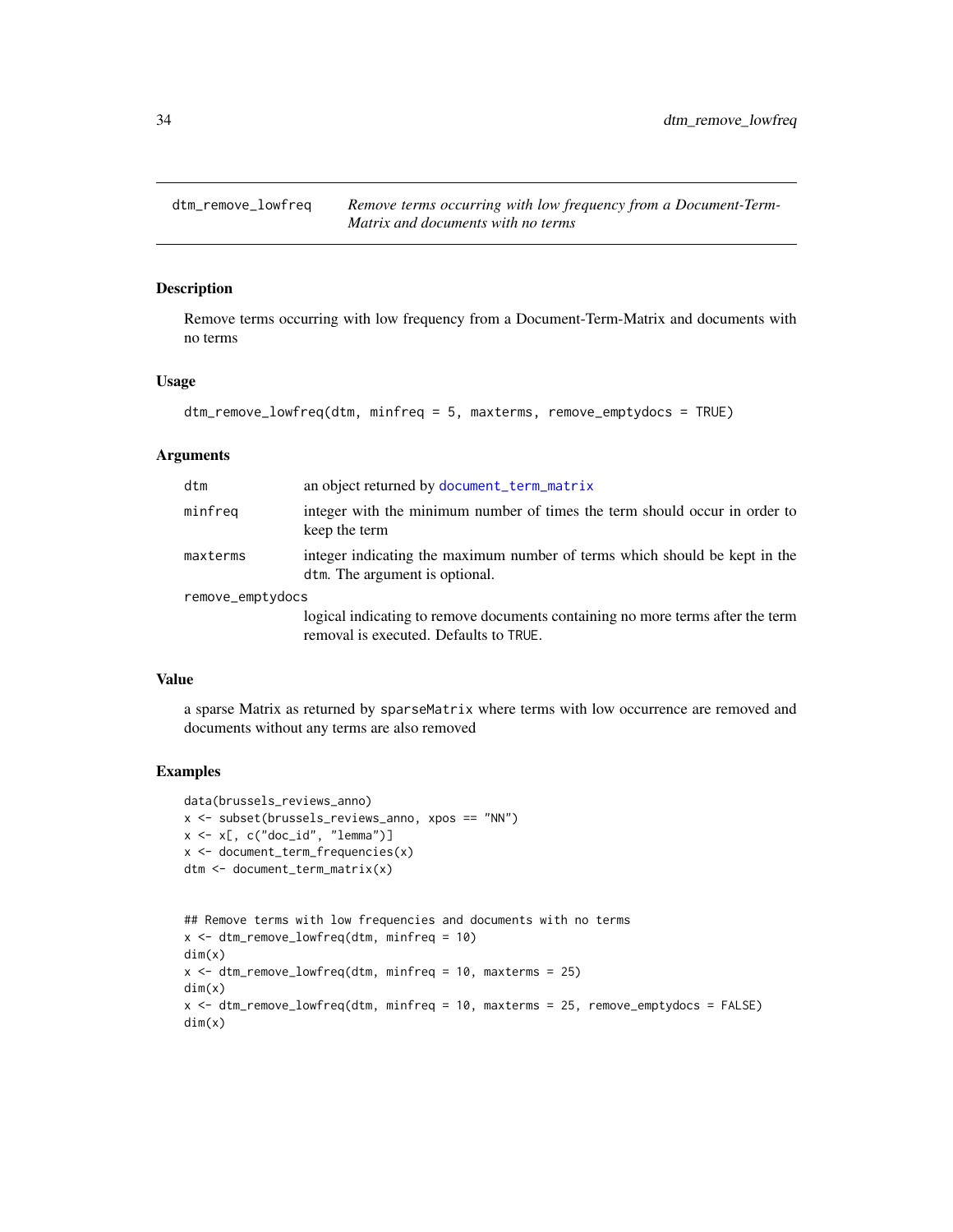# dtm_remove_lowfreq

*Remove terms occurring with low frequency from a Document-Term-Matrix and documents with no terms*

## Description

Remove terms occurring with low frequency from a Document-Term-Matrix and documents with no terms

## Usage

```
dtm_remove_lowfreq(dtm, minfreq = 5, maxterms, remove_emptydocs = TRUE)
```

## Arguments

| | |
|---|---|
| dtm | an object returned by document_term_matrix |
| minfreq | integer with the minimum number of times the term should occur in order to keep the term |
| maxterms | integer indicating the maximum number of terms which should be kept in the dtm. The argument is optional. |
| remove_emptydocs | logical indicating to remove documents containing no more terms after the term removal is executed. Defaults to TRUE. |

## Value

a sparse Matrix as returned by sparseMatrix where terms with low occurrence are removed and documents without any terms are also removed

## Examples

```
data(brussels_reviews_anno)
x <- subset(brussels_reviews_anno, xpos == "NN")
x <- x[, c("doc_id", "lemma")]
x <- document_term_frequencies(x)
dtm <- document_term_matrix(x)


## Remove terms with low frequencies and documents with no terms
x <- dtm_remove_lowfreq(dtm, minfreq = 10)
dim(x)
x <- dtm_remove_lowfreq(dtm, minfreq = 10, maxterms = 25)
dim(x)
x <- dtm_remove_lowfreq(dtm, minfreq = 10, maxterms = 25, remove_emptydocs = FALSE)
dim(x)
```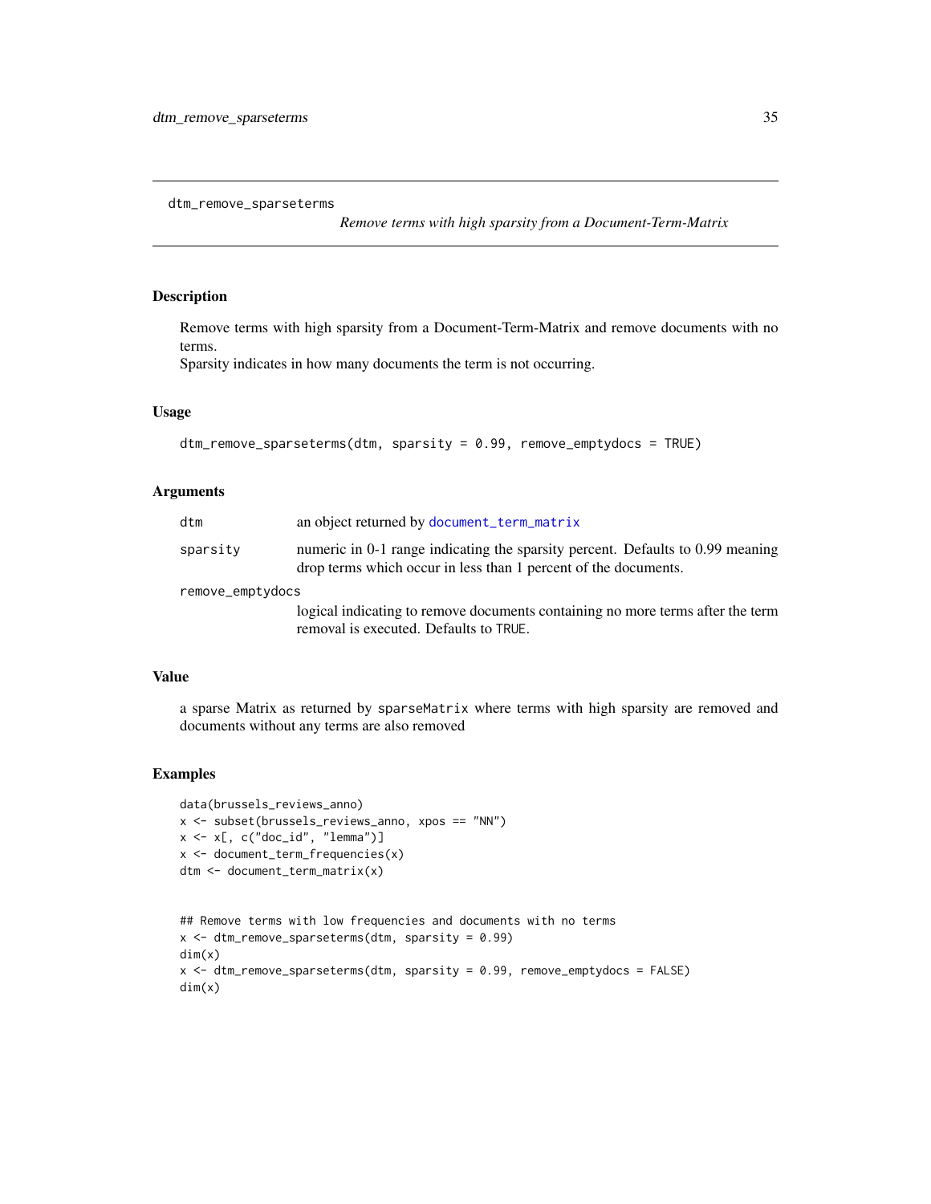## dtm_remove_sparseterms

*Remove terms with high sparsity from a Document-Term-Matrix*

### Description

Remove terms with high sparsity from a Document-Term-Matrix and remove documents with no terms.
Sparsity indicates in how many documents the term is not occurring.

### Usage

```
dtm_remove_sparseterms(dtm, sparsity = 0.99, remove_emptydocs = TRUE)
```

### Arguments

| | |
|---|---|
| `dtm` | an object returned by `document_term_matrix` |
| `sparsity` | numeric in 0-1 range indicating the sparsity percent. Defaults to 0.99 meaning drop terms which occur in less than 1 percent of the documents. |
| `remove_emptydocs` | logical indicating to remove documents containing no more terms after the term removal is executed. Defaults to `TRUE`. |

### Value

a sparse Matrix as returned by `sparseMatrix` where terms with high sparsity are removed and documents without any terms are also removed

### Examples

```
data(brussels_reviews_anno)
x <- subset(brussels_reviews_anno, xpos == "NN")
x <- x[, c("doc_id", "lemma")]
x <- document_term_frequencies(x)
dtm <- document_term_matrix(x)


## Remove terms with low frequencies and documents with no terms
x <- dtm_remove_sparseterms(dtm, sparsity = 0.99)
dim(x)
x <- dtm_remove_sparseterms(dtm, sparsity = 0.99, remove_emptydocs = FALSE)
dim(x)
```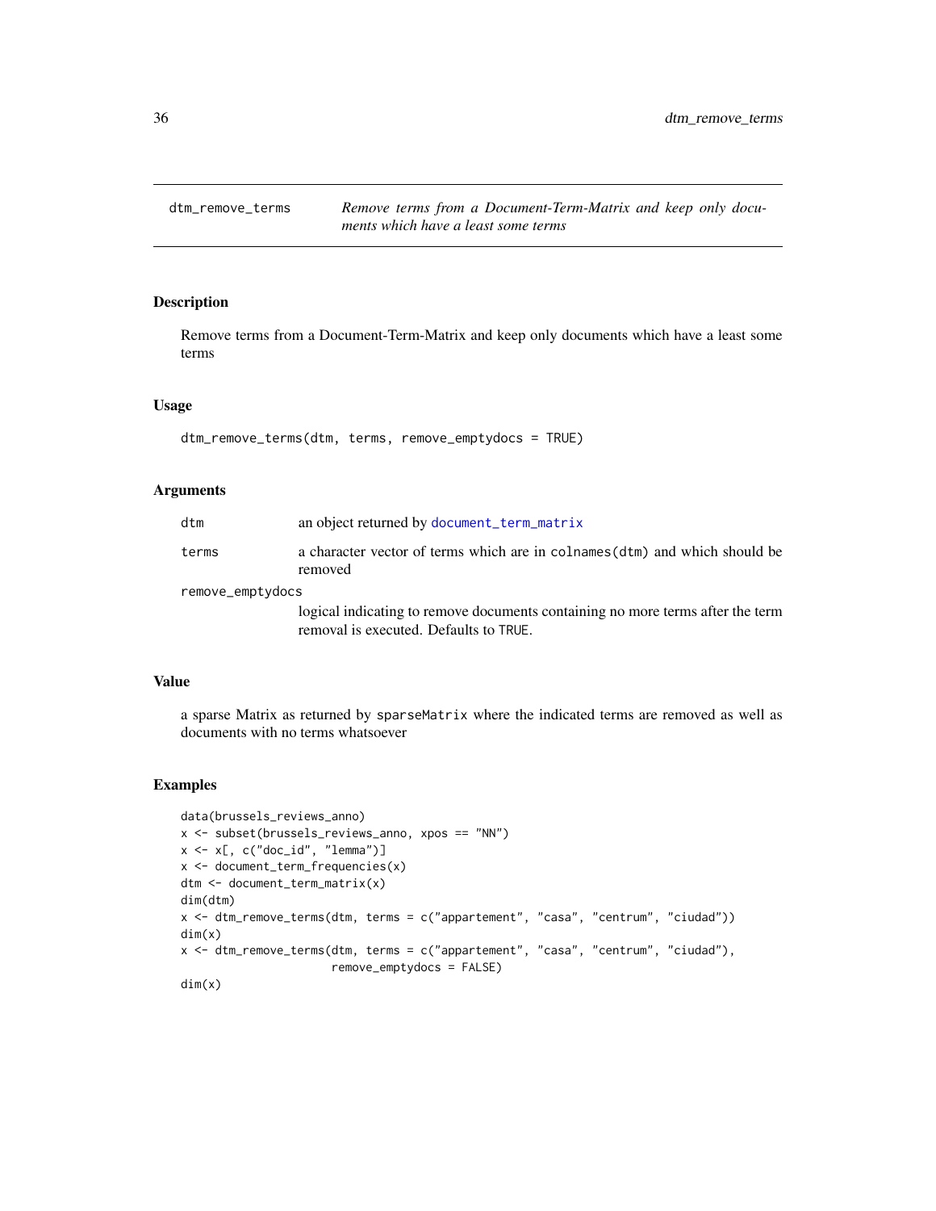## dtm_remove_terms — *Remove terms from a Document-Term-Matrix and keep only documents which have a least some terms*

### Description

Remove terms from a Document-Term-Matrix and keep only documents which have a least some terms

### Usage

```
dtm_remove_terms(dtm, terms, remove_emptydocs = TRUE)
```

### Arguments

| | |
|---|---|
| `dtm` | an object returned by `document_term_matrix` |
| `terms` | a character vector of terms which are in `colnames(dtm)` and which should be removed |
| `remove_emptydocs` | logical indicating to remove documents containing no more terms after the term removal is executed. Defaults to `TRUE`. |

### Value

a sparse Matrix as returned by `sparseMatrix` where the indicated terms are removed as well as documents with no terms whatsoever

### Examples

```
data(brussels_reviews_anno)
x <- subset(brussels_reviews_anno, xpos == "NN")
x <- x[, c("doc_id", "lemma")]
x <- document_term_frequencies(x)
dtm <- document_term_matrix(x)
dim(dtm)
x <- dtm_remove_terms(dtm, terms = c("appartement", "casa", "centrum", "ciudad"))
dim(x)
x <- dtm_remove_terms(dtm, terms = c("appartement", "casa", "centrum", "ciudad"),
                      remove_emptydocs = FALSE)
dim(x)
```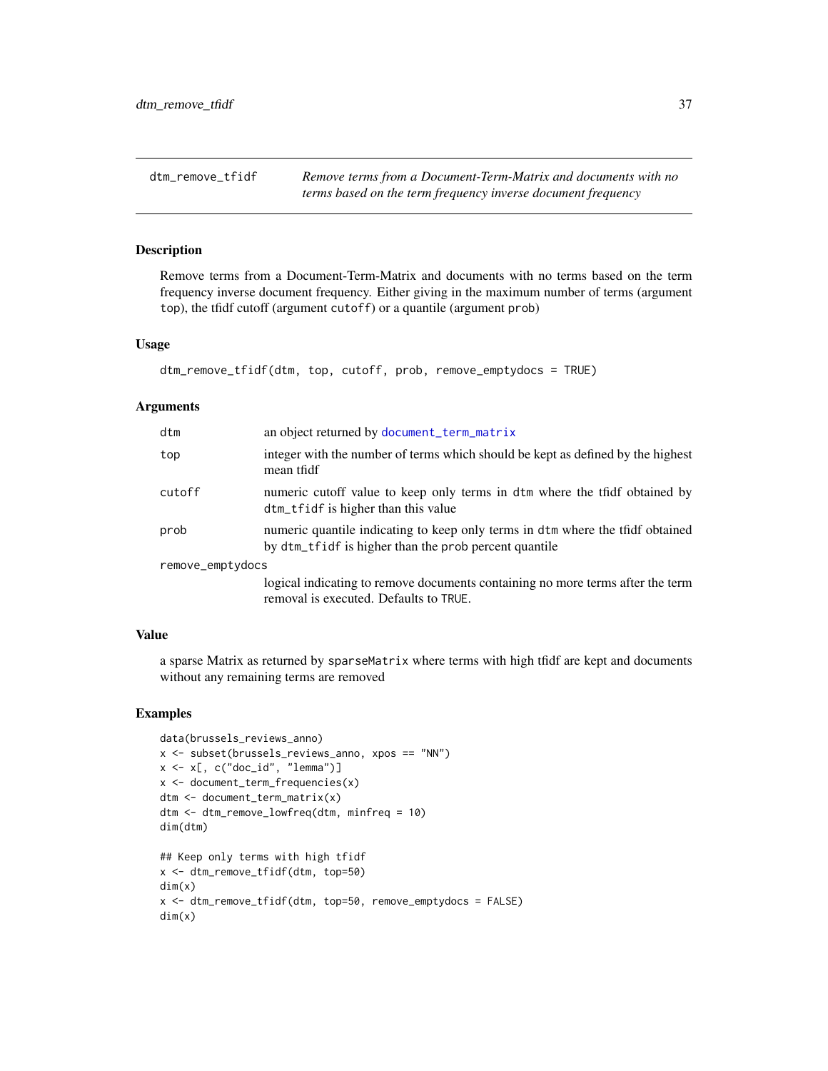# dtm_remove_tfidf

*Remove terms from a Document-Term-Matrix and documents with no terms based on the term frequency inverse document frequency*

## Description

Remove terms from a Document-Term-Matrix and documents with no terms based on the term frequency inverse document frequency. Either giving in the maximum number of terms (argument `top`), the tfidf cutoff (argument `cutoff`) or a quantile (argument `prob`)

## Usage

```
dtm_remove_tfidf(dtm, top, cutoff, prob, remove_emptydocs = TRUE)
```

## Arguments

| Argument | Description |
|---|---|
| `dtm` | an object returned by `document_term_matrix` |
| `top` | integer with the number of terms which should be kept as defined by the highest mean tfidf |
| `cutoff` | numeric cutoff value to keep only terms in `dtm` where the tfidf obtained by `dtm_tfidf` is higher than this value |
| `prob` | numeric quantile indicating to keep only terms in `dtm` where the tfidf obtained by `dtm_tfidf` is higher than the `prob` percent quantile |
| `remove_emptydocs` | logical indicating to remove documents containing no more terms after the term removal is executed. Defaults to `TRUE`. |

## Value

a sparse Matrix as returned by `sparseMatrix` where terms with high tfidf are kept and documents without any remaining terms are removed

## Examples

```
data(brussels_reviews_anno)
x <- subset(brussels_reviews_anno, xpos == "NN")
x <- x[, c("doc_id", "lemma")]
x <- document_term_frequencies(x)
dtm <- document_term_matrix(x)
dtm <- dtm_remove_lowfreq(dtm, minfreq = 10)
dim(dtm)

## Keep only terms with high tfidf
x <- dtm_remove_tfidf(dtm, top=50)
dim(x)
x <- dtm_remove_tfidf(dtm, top=50, remove_emptydocs = FALSE)
dim(x)
```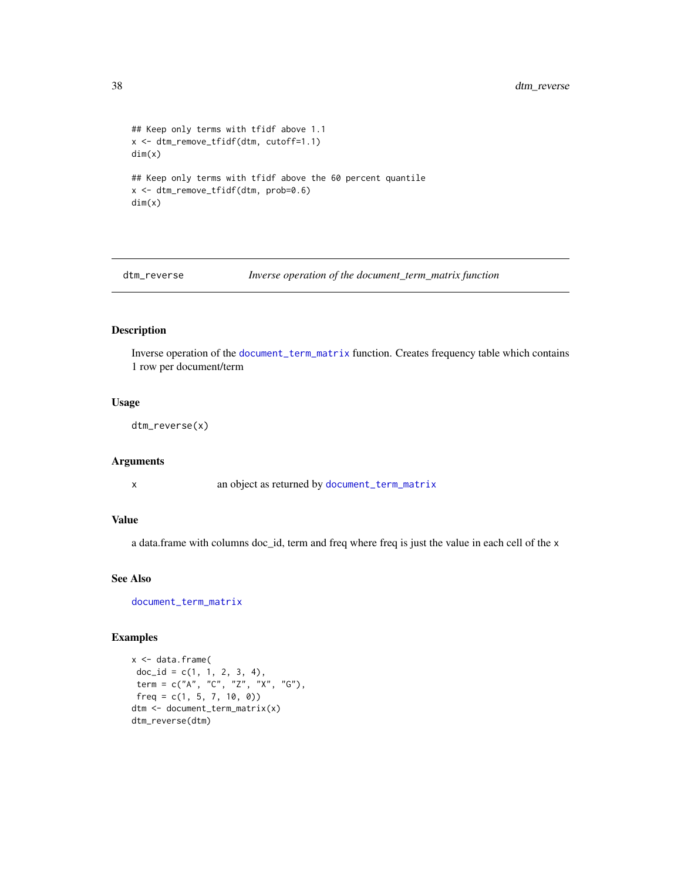```
## Keep only terms with tfidf above 1.1
x <- dtm_remove_tfidf(dtm, cutoff=1.1)
dim(x)

## Keep only terms with tfidf above the 60 percent quantile
x <- dtm_remove_tfidf(dtm, prob=0.6)
dim(x)
```

## dtm_reverse — *Inverse operation of the document_term_matrix function*

### Description

Inverse operation of the `document_term_matrix` function. Creates frequency table which contains 1 row per document/term

### Usage

```
dtm_reverse(x)
```

### Arguments

| | |
|---|---|
| x | an object as returned by `document_term_matrix` |

### Value

a data.frame with columns doc_id, term and freq where freq is just the value in each cell of the `x`

### See Also

`document_term_matrix`

### Examples

```
x <- data.frame(
 doc_id = c(1, 1, 2, 3, 4),
 term = c("A", "C", "Z", "X", "G"),
 freq = c(1, 5, 7, 10, 0))
dtm <- document_term_matrix(x)
dtm_reverse(dtm)
```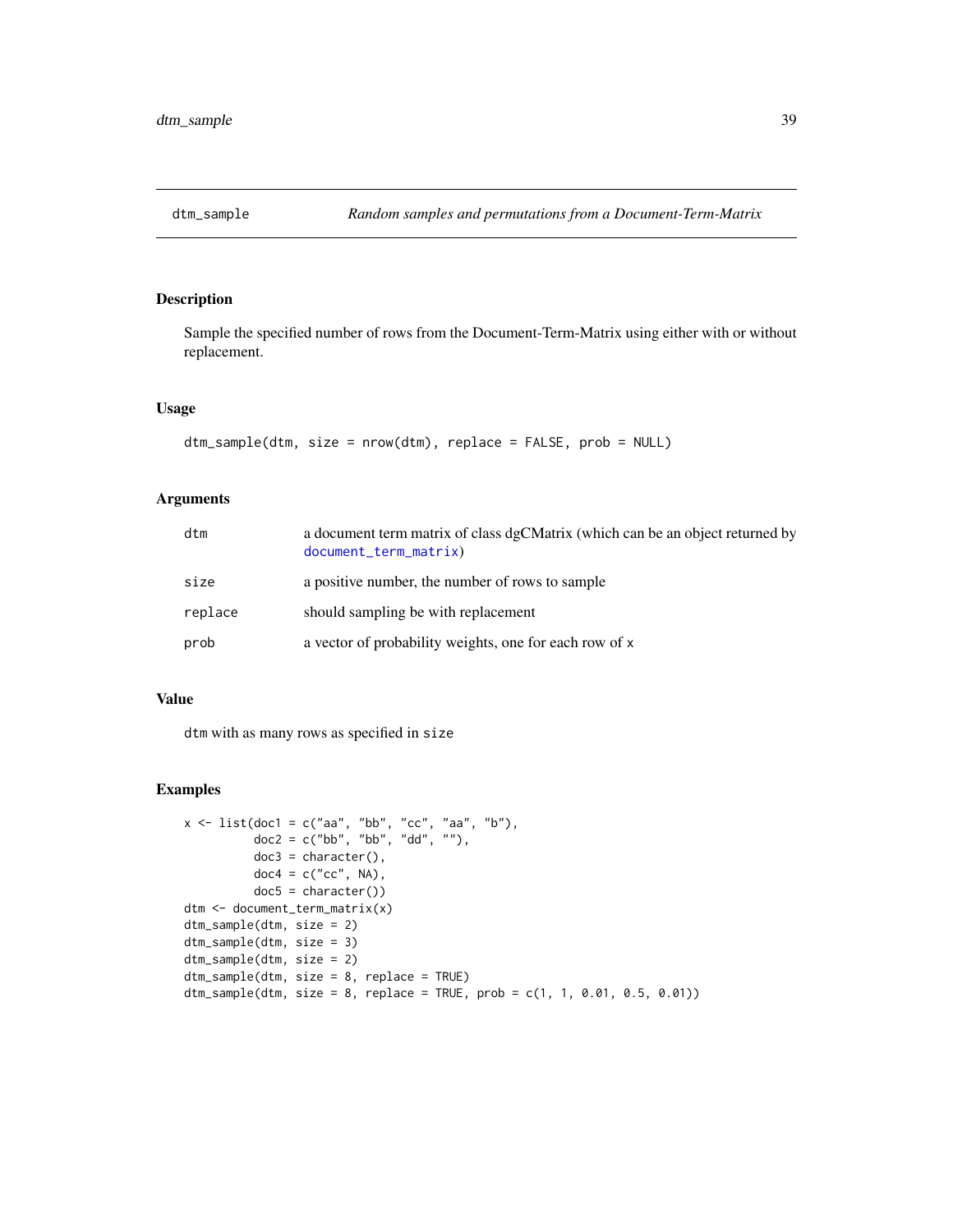## dtm_sample    *Random samples and permutations from a Document-Term-Matrix*

### Description

Sample the specified number of rows from the Document-Term-Matrix using either with or without replacement.

### Usage

```
dtm_sample(dtm, size = nrow(dtm), replace = FALSE, prob = NULL)
```

### Arguments

| | |
|---|---|
| dtm | a document term matrix of class dgCMatrix (which can be an object returned by document_term_matrix) |
| size | a positive number, the number of rows to sample |
| replace | should sampling be with replacement |
| prob | a vector of probability weights, one for each row of x |

### Value

dtm with as many rows as specified in size

### Examples

```
x <- list(doc1 = c("aa", "bb", "cc", "aa", "b"),
          doc2 = c("bb", "bb", "dd", ""),
          doc3 = character(),
          doc4 = c("cc", NA),
          doc5 = character())
dtm <- document_term_matrix(x)
dtm_sample(dtm, size = 2)
dtm_sample(dtm, size = 3)
dtm_sample(dtm, size = 2)
dtm_sample(dtm, size = 8, replace = TRUE)
dtm_sample(dtm, size = 8, replace = TRUE, prob = c(1, 1, 0.01, 0.5, 0.01))
```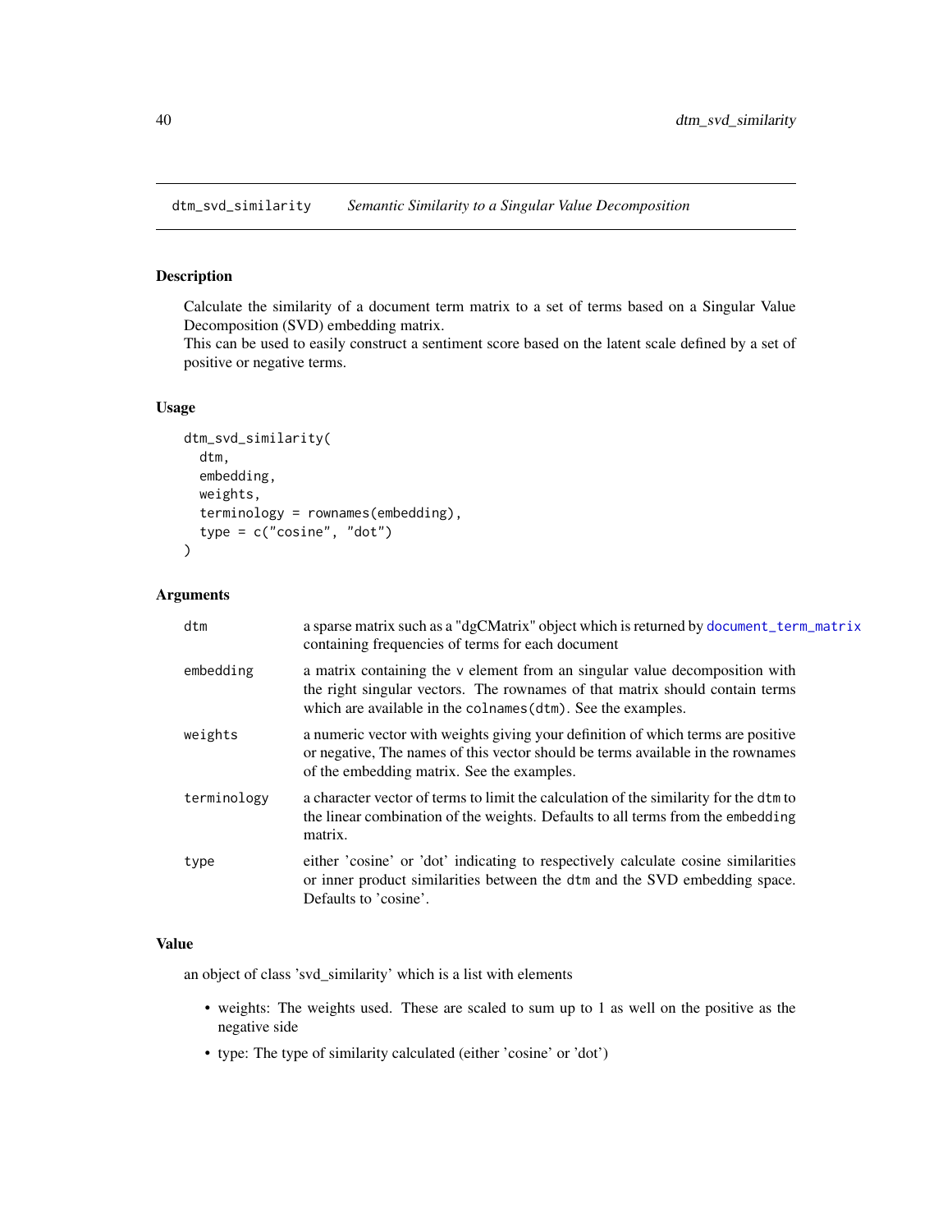## dtm_svd_similarity *Semantic Similarity to a Singular Value Decomposition*

### Description

Calculate the similarity of a document term matrix to a set of terms based on a Singular Value Decomposition (SVD) embedding matrix.
This can be used to easily construct a sentiment score based on the latent scale defined by a set of positive or negative terms.

### Usage

```
dtm_svd_similarity(
  dtm,
  embedding,
  weights,
  terminology = rownames(embedding),
  type = c("cosine", "dot")
)
```

### Arguments

| | |
|---|---|
| dtm | a sparse matrix such as a "dgCMatrix" object which is returned by `document_term_matrix` containing frequencies of terms for each document |
| embedding | a matrix containing the v element from an singular value decomposition with the right singular vectors. The rownames of that matrix should contain terms which are available in the `colnames(dtm)`. See the examples. |
| weights | a numeric vector with weights giving your definition of which terms are positive or negative, The names of this vector should be terms available in the rownames of the embedding matrix. See the examples. |
| terminology | a character vector of terms to limit the calculation of the similarity for the `dtm` to the linear combination of the weights. Defaults to all terms from the `embedding` matrix. |
| type | either 'cosine' or 'dot' indicating to respectively calculate cosine similarities or inner product similarities between the `dtm` and the SVD embedding space. Defaults to 'cosine'. |

### Value

an object of class 'svd_similarity' which is a list with elements

- weights: The weights used. These are scaled to sum up to 1 as well on the positive as the negative side
- type: The type of similarity calculated (either 'cosine' or 'dot')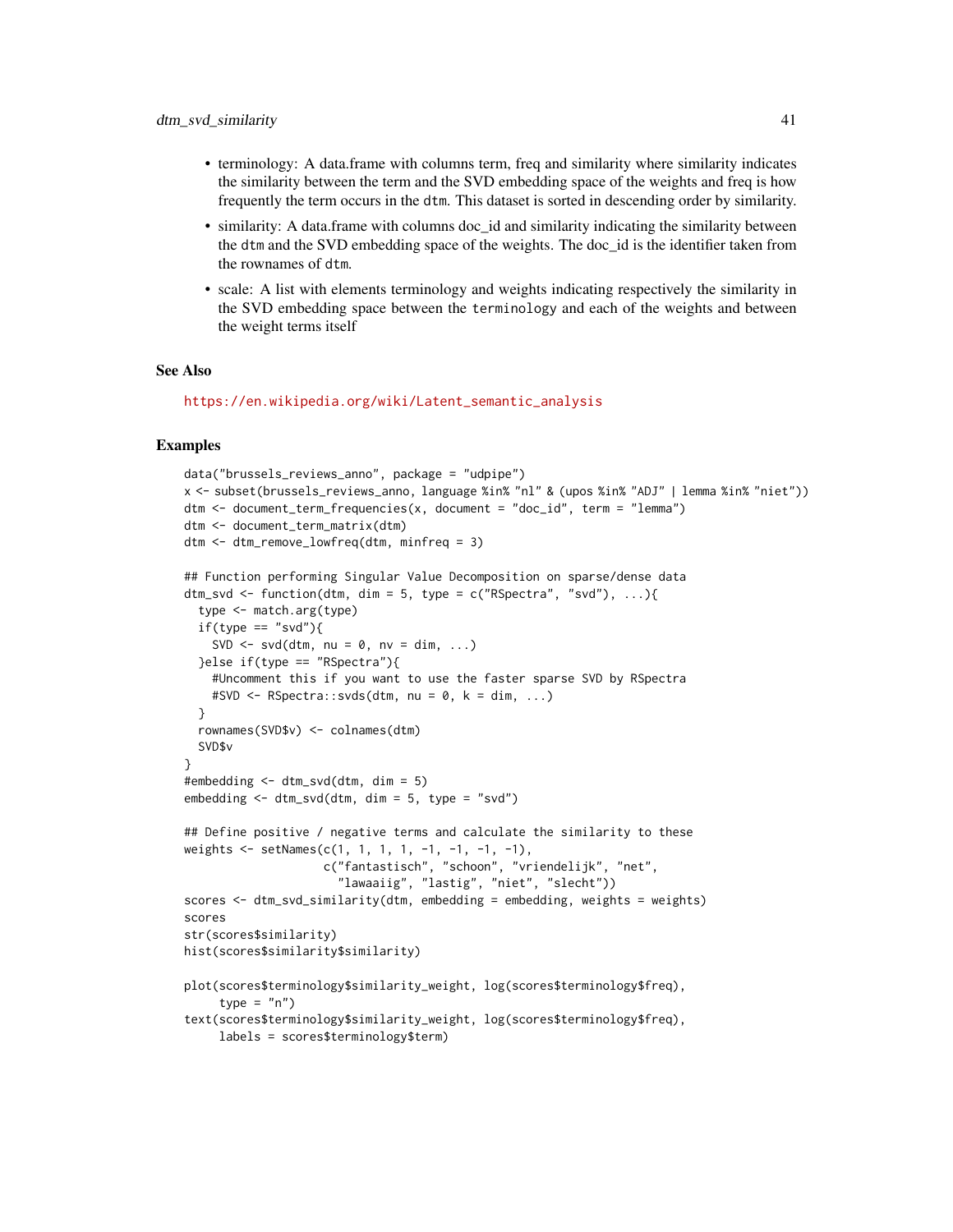- terminology: A data.frame with columns term, freq and similarity where similarity indicates the similarity between the term and the SVD embedding space of the weights and freq is how frequently the term occurs in the `dtm`. This dataset is sorted in descending order by similarity.
- similarity: A data.frame with columns doc_id and similarity indicating the similarity between the `dtm` and the SVD embedding space of the weights. The doc_id is the identifier taken from the rownames of `dtm`.
- scale: A list with elements terminology and weights indicating respectively the similarity in the SVD embedding space between the `terminology` and each of the weights and between the weight terms itself

### See Also

https://en.wikipedia.org/wiki/Latent_semantic_analysis

### Examples

```
data("brussels_reviews_anno", package = "udpipe")
x <- subset(brussels_reviews_anno, language %in% "nl" & (upos %in% "ADJ" | lemma %in% "niet"))
dtm <- document_term_frequencies(x, document = "doc_id", term = "lemma")
dtm <- document_term_matrix(dtm)
dtm <- dtm_remove_lowfreq(dtm, minfreq = 3)

## Function performing Singular Value Decomposition on sparse/dense data
dtm_svd <- function(dtm, dim = 5, type = c("RSpectra", "svd"), ...){
  type <- match.arg(type)
  if(type == "svd"){
    SVD <- svd(dtm, nu = 0, nv = dim, ...)
  }else if(type == "RSpectra"){
    #Uncomment this if you want to use the faster sparse SVD by RSpectra
    #SVD <- RSpectra::svds(dtm, nu = 0, k = dim, ...)
  }
  rownames(SVD$v) <- colnames(dtm)
  SVD$v
}
#embedding <- dtm_svd(dtm, dim = 5)
embedding <- dtm_svd(dtm, dim = 5, type = "svd")

## Define positive / negative terms and calculate the similarity to these
weights <- setNames(c(1, 1, 1, 1, -1, -1, -1, -1),
                    c("fantastisch", "schoon", "vriendelijk", "net",
                      "lawaaiig", "lastig", "niet", "slecht"))
scores <- dtm_svd_similarity(dtm, embedding = embedding, weights = weights)
scores
str(scores$similarity)
hist(scores$similarity$similarity)

plot(scores$terminology$similarity_weight, log(scores$terminology$freq),
     type = "n")
text(scores$terminology$similarity_weight, log(scores$terminology$freq),
     labels = scores$terminology$term)
```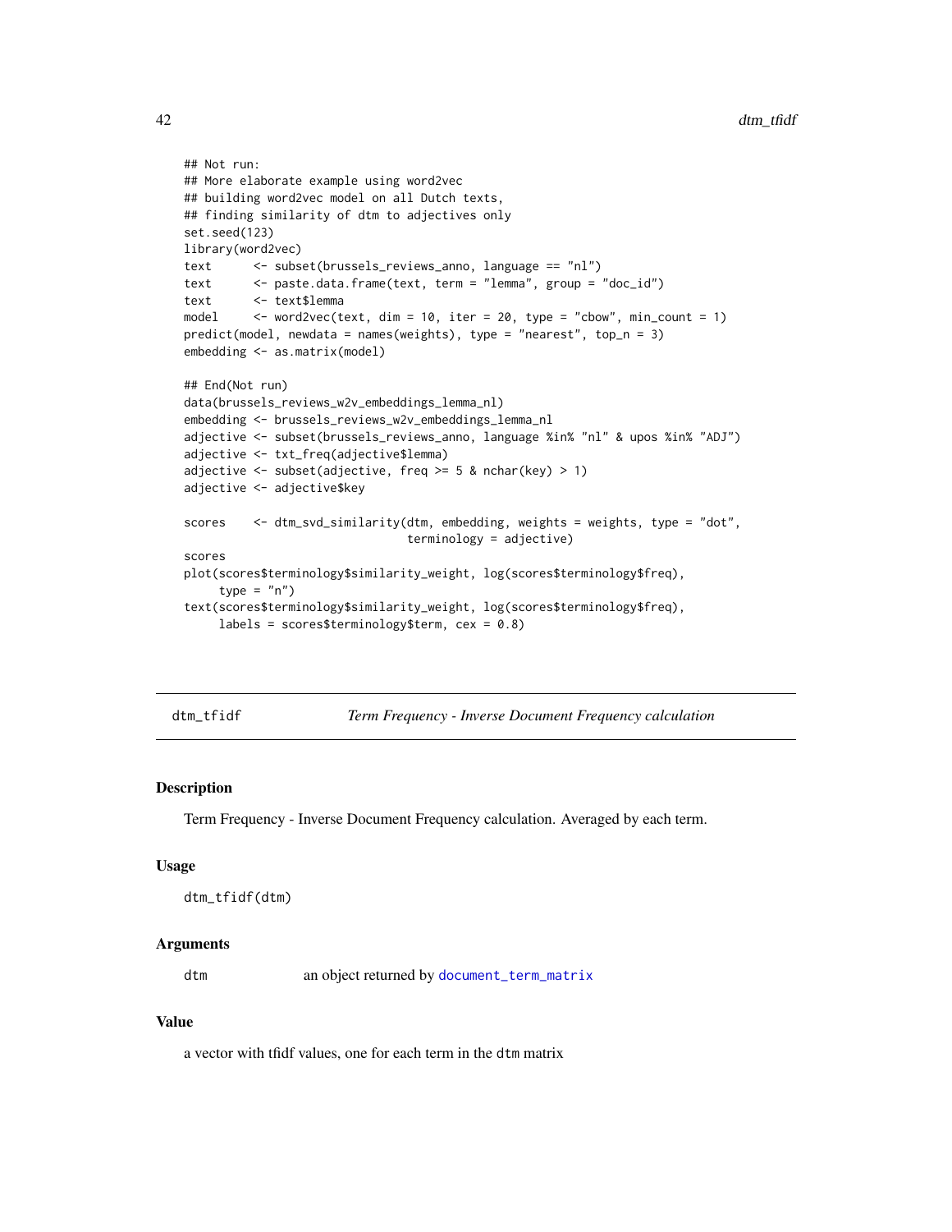```
## Not run:
## More elaborate example using word2vec
## building word2vec model on all Dutch texts,
## finding similarity of dtm to adjectives only
set.seed(123)
library(word2vec)
text      <- subset(brussels_reviews_anno, language == "nl")
text      <- paste.data.frame(text, term = "lemma", group = "doc_id")
text      <- text$lemma
model     <- word2vec(text, dim = 10, iter = 20, type = "cbow", min_count = 1)
predict(model, newdata = names(weights), type = "nearest", top_n = 3)
embedding <- as.matrix(model)

## End(Not run)
data(brussels_reviews_w2v_embeddings_lemma_nl)
embedding <- brussels_reviews_w2v_embeddings_lemma_nl
adjective <- subset(brussels_reviews_anno, language %in% "nl" & upos %in% "ADJ")
adjective <- txt_freq(adjective$lemma)
adjective <- subset(adjective, freq >= 5 & nchar(key) > 1)
adjective <- adjective$key

scores    <- dtm_svd_similarity(dtm, embedding, weights = weights, type = "dot",
                                terminology = adjective)
scores
plot(scores$terminology$similarity_weight, log(scores$terminology$freq),
     type = "n")
text(scores$terminology$similarity_weight, log(scores$terminology$freq),
     labels = scores$terminology$term, cex = 0.8)
```

---

## dtm_tfidf — *Term Frequency - Inverse Document Frequency calculation*

### Description

Term Frequency - Inverse Document Frequency calculation. Averaged by each term.

### Usage

```
dtm_tfidf(dtm)
```

### Arguments

| | |
|---|---|
| dtm | an object returned by document_term_matrix |

### Value

a vector with tfidf values, one for each term in the dtm matrix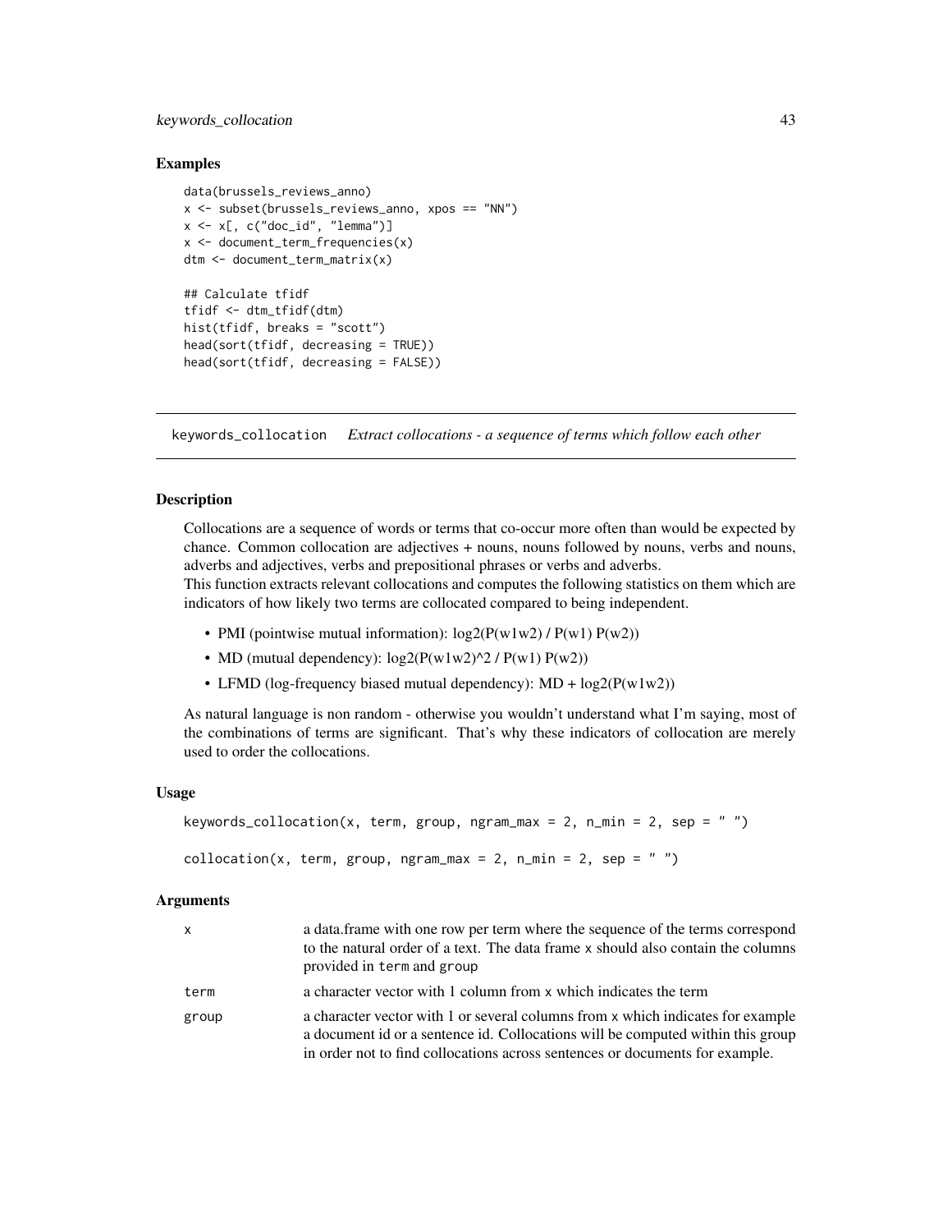## Examples

```
data(brussels_reviews_anno)
x <- subset(brussels_reviews_anno, xpos == "NN")
x <- x[, c("doc_id", "lemma")]
x <- document_term_frequencies(x)
dtm <- document_term_matrix(x)

## Calculate tfidf
tfidf <- dtm_tfidf(dtm)
hist(tfidf, breaks = "scott")
head(sort(tfidf, decreasing = TRUE))
head(sort(tfidf, decreasing = FALSE))
```

---

# keywords_collocation *Extract collocations - a sequence of terms which follow each other*

## Description

Collocations are a sequence of words or terms that co-occur more often than would be expected by chance. Common collocation are adjectives + nouns, nouns followed by nouns, verbs and nouns, adverbs and adjectives, verbs and prepositional phrases or verbs and adverbs.
This function extracts relevant collocations and computes the following statistics on them which are indicators of how likely two terms are collocated compared to being independent.

- PMI (pointwise mutual information): log2(P(w1w2) / P(w1) P(w2))
- MD (mutual dependency): log2(P(w1w2)^2 / P(w1) P(w2))
- LFMD (log-frequency biased mutual dependency): MD + log2(P(w1w2))

As natural language is non random - otherwise you wouldn't understand what I'm saying, most of the combinations of terms are significant. That's why these indicators of collocation are merely used to order the collocations.

## Usage

```
keywords_collocation(x, term, group, ngram_max = 2, n_min = 2, sep = " ")

collocation(x, term, group, ngram_max = 2, n_min = 2, sep = " ")
```

## Arguments

| | |
|---|---|
| x | a data.frame with one row per term where the sequence of the terms correspond to the natural order of a text. The data frame x should also contain the columns provided in term and group |
| term | a character vector with 1 column from x which indicates the term |
| group | a character vector with 1 or several columns from x which indicates for example a document id or a sentence id. Collocations will be computed within this group in order not to find collocations across sentences or documents for example. |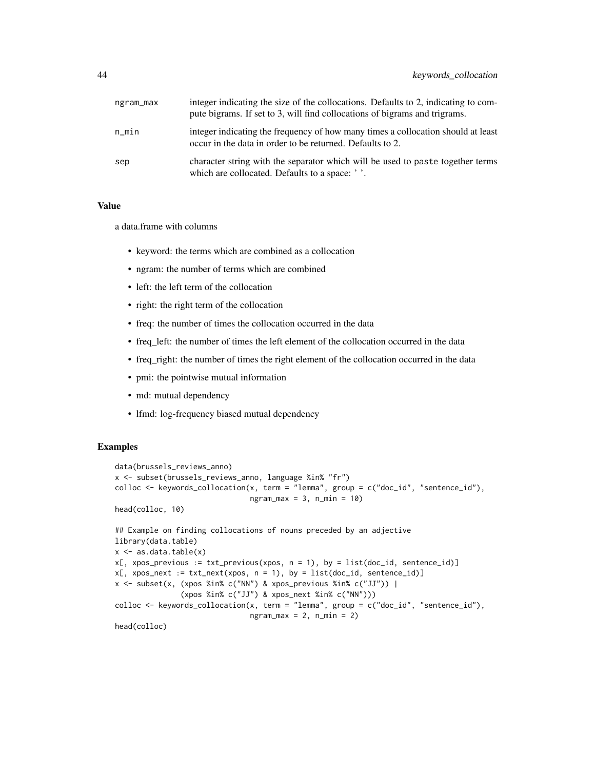| | |
|---|---|
| ngram_max | integer indicating the size of the collocations. Defaults to 2, indicating to compute bigrams. If set to 3, will find collocations of bigrams and trigrams. |
| n_min | integer indicating the frequency of how many times a collocation should at least occur in the data in order to be returned. Defaults to 2. |
| sep | character string with the separator which will be used to paste together terms which are collocated. Defaults to a space: ' '. |

## Value

a data.frame with columns

- keyword: the terms which are combined as a collocation
- ngram: the number of terms which are combined
- left: the left term of the collocation
- right: the right term of the collocation
- freq: the number of times the collocation occurred in the data
- freq_left: the number of times the left element of the collocation occurred in the data
- freq_right: the number of times the right element of the collocation occurred in the data
- pmi: the pointwise mutual information
- md: mutual dependency
- lfmd: log-frequency biased mutual dependency

## Examples

```
data(brussels_reviews_anno)
x <- subset(brussels_reviews_anno, language %in% "fr")
colloc <- keywords_collocation(x, term = "lemma", group = c("doc_id", "sentence_id"),
                               ngram_max = 3, n_min = 10)
head(colloc, 10)

## Example on finding collocations of nouns preceded by an adjective
library(data.table)
x <- as.data.table(x)
x[, xpos_previous := txt_previous(xpos, n = 1), by = list(doc_id, sentence_id)]
x[, xpos_next := txt_next(xpos, n = 1), by = list(doc_id, sentence_id)]
x <- subset(x, (xpos %in% c("NN") & xpos_previous %in% c("JJ")) |
              (xpos %in% c("JJ") & xpos_next %in% c("NN")))
colloc <- keywords_collocation(x, term = "lemma", group = c("doc_id", "sentence_id"),
                               ngram_max = 2, n_min = 2)
head(colloc)
```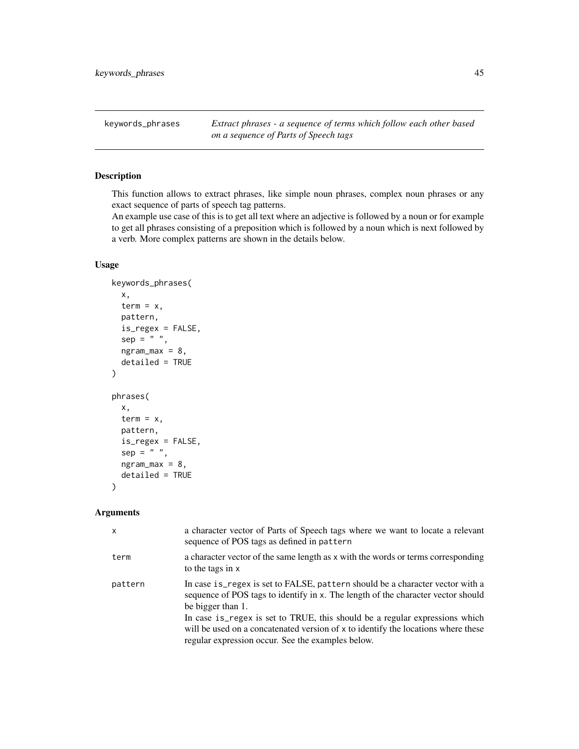keywords_phrases — *Extract phrases - a sequence of terms which follow each other based on a sequence of Parts of Speech tags*

## Description

This function allows to extract phrases, like simple noun phrases, complex noun phrases or any exact sequence of parts of speech tag patterns.
An example use case of this is to get all text where an adjective is followed by a noun or for example to get all phrases consisting of a preposition which is followed by a noun which is next followed by a verb. More complex patterns are shown in the details below.

## Usage

```
keywords_phrases(
  x,
  term = x,
  pattern,
  is_regex = FALSE,
  sep = " ",
  ngram_max = 8,
  detailed = TRUE
)

phrases(
  x,
  term = x,
  pattern,
  is_regex = FALSE,
  sep = " ",
  ngram_max = 8,
  detailed = TRUE
)
```

## Arguments

| | |
|---|---|
| x | a character vector of Parts of Speech tags where we want to locate a relevant sequence of POS tags as defined in `pattern` |
| term | a character vector of the same length as x with the words or terms corresponding to the tags in x |
| pattern | In case `is_regex` is set to FALSE, `pattern` should be a character vector with a sequence of POS tags to identify in x. The length of the character vector should be bigger than 1.<br>In case `is_regex` is set to TRUE, this should be a regular expressions which will be used on a concatenated version of x to identify the locations where these regular expression occur. See the examples below. |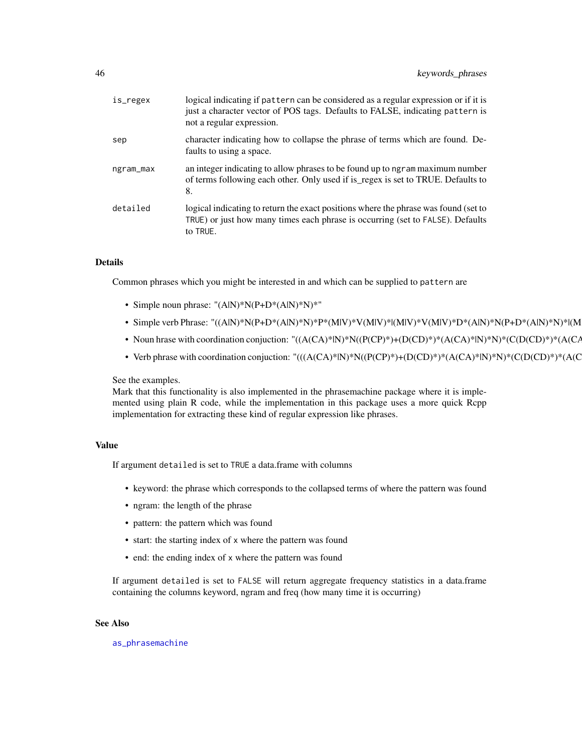| | |
|---|---|
| is_regex | logical indicating if pattern can be considered as a regular expression or if it is just a character vector of POS tags. Defaults to FALSE, indicating pattern is not a regular expression. |
| sep | character indicating how to collapse the phrase of terms which are found. Defaults to using a space. |
| ngram_max | an integer indicating to allow phrases to be found up to ngram maximum number of terms following each other. Only used if is_regex is set to TRUE. Defaults to 8. |
| detailed | logical indicating to return the exact positions where the phrase was found (set to TRUE) or just how many times each phrase is occurring (set to FALSE). Defaults to TRUE. |

## Details

Common phrases which you might be interested in and which can be supplied to pattern are

- Simple noun phrase: "(A|N)*N(P+D*(A|N)*N)*"
- Simple verb Phrase: "((A|N)*N(P+D*(A|N)*N)*P*(M|V)*V(M|V)*|(M|V)*V(M|V)*D*(A|N)*N(P+D*(A|N)*N)*|(M
- Noun hrase with coordination conjuction: "((A(CA)*|N)*N((P(CP)*)+(D(CD)*)*(A(CA)*|N)*N)*(C(D(CD)*)*(A(CA
- Verb phrase with coordination conjuction: "(((A(CA)*|N)*N((P(CP)*)+(D(CD)*)*(A(CA)*|N)*N)*(C(D(CD)*)*(A(C

See the examples.
Mark that this functionality is also implemented in the phrasemachine package where it is implemented using plain R code, while the implementation in this package uses a more quick Rcpp implementation for extracting these kind of regular expression like phrases.

## Value

If argument detailed is set to TRUE a data.frame with columns

- keyword: the phrase which corresponds to the collapsed terms of where the pattern was found
- ngram: the length of the phrase
- pattern: the pattern which was found
- start: the starting index of x where the pattern was found
- end: the ending index of x where the pattern was found

If argument detailed is set to FALSE will return aggregate frequency statistics in a data.frame containing the columns keyword, ngram and freq (how many time it is occurring)

## See Also

as_phrasemachine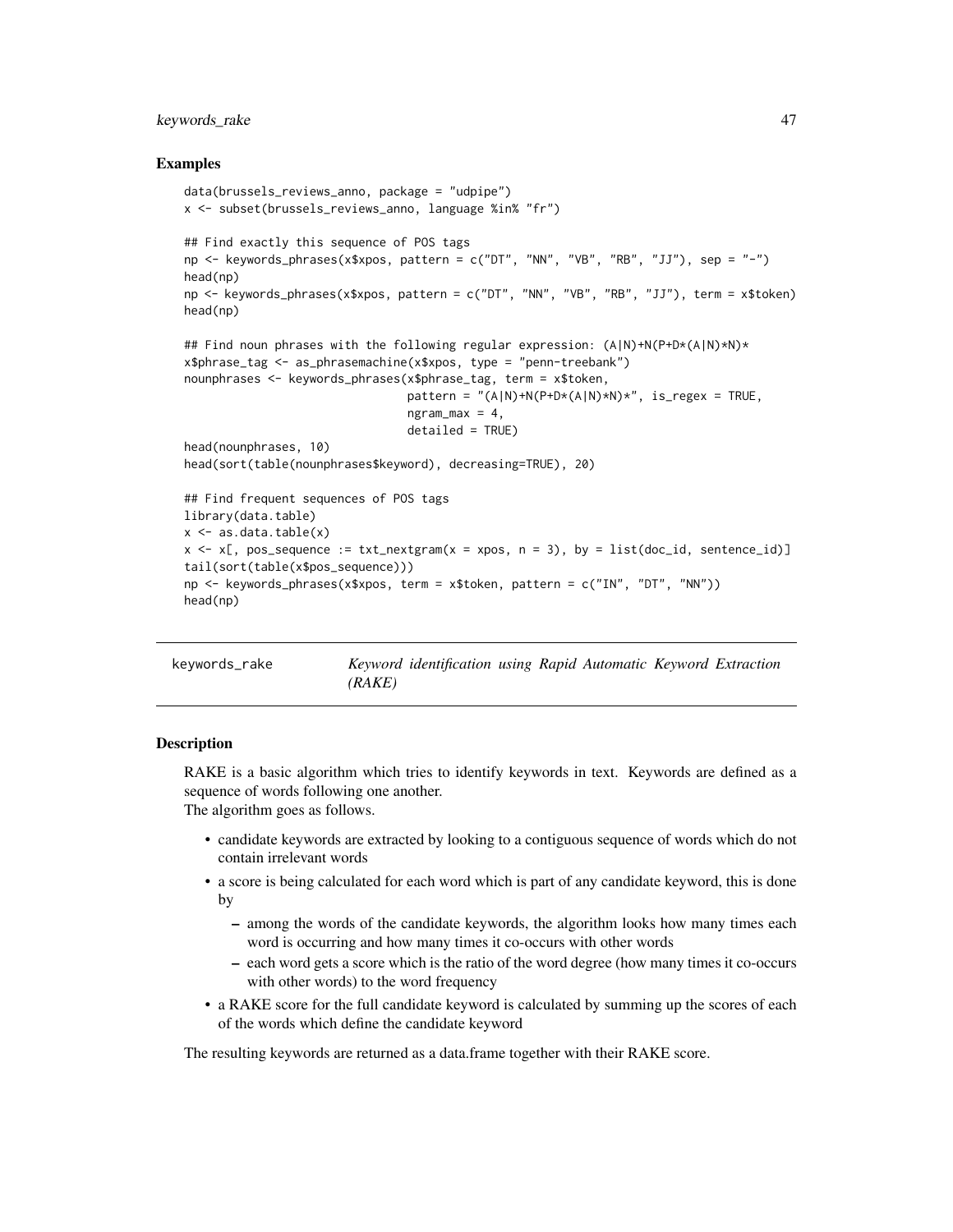## Examples

```
data(brussels_reviews_anno, package = "udpipe")
x <- subset(brussels_reviews_anno, language %in% "fr")

## Find exactly this sequence of POS tags
np <- keywords_phrases(x$xpos, pattern = c("DT", "NN", "VB", "RB", "JJ"), sep = "-")
head(np)
np <- keywords_phrases(x$xpos, pattern = c("DT", "NN", "VB", "RB", "JJ"), term = x$token)
head(np)

## Find noun phrases with the following regular expression: (A|N)+N(P+D*(A|N)*N)*
x$phrase_tag <- as_phrasemachine(x$xpos, type = "penn-treebank")
nounphrases <- keywords_phrases(x$phrase_tag, term = x$token,
                                pattern = "(A|N)+N(P+D*(A|N)*N)*", is_regex = TRUE,
                                ngram_max = 4,
                                detailed = TRUE)
head(nounphrases, 10)
head(sort(table(nounphrases$keyword), decreasing=TRUE), 20)

## Find frequent sequences of POS tags
library(data.table)
x <- as.data.table(x)
x <- x[, pos_sequence := txt_nextgram(x = xpos, n = 3), by = list(doc_id, sentence_id)]
tail(sort(table(x$pos_sequence)))
np <- keywords_phrases(x$xpos, term = x$token, pattern = c("IN", "DT", "NN"))
head(np)
```

---

# keywords_rake *Keyword identification using Rapid Automatic Keyword Extraction (RAKE)*

---

## Description

RAKE is a basic algorithm which tries to identify keywords in text. Keywords are defined as a sequence of words following one another.
The algorithm goes as follows.

- candidate keywords are extracted by looking to a contiguous sequence of words which do not contain irrelevant words
- a score is being calculated for each word which is part of any candidate keyword, this is done by
  - among the words of the candidate keywords, the algorithm looks how many times each word is occurring and how many times it co-occurs with other words
  - each word gets a score which is the ratio of the word degree (how many times it co-occurs with other words) to the word frequency
- a RAKE score for the full candidate keyword is calculated by summing up the scores of each of the words which define the candidate keyword

The resulting keywords are returned as a data.frame together with their RAKE score.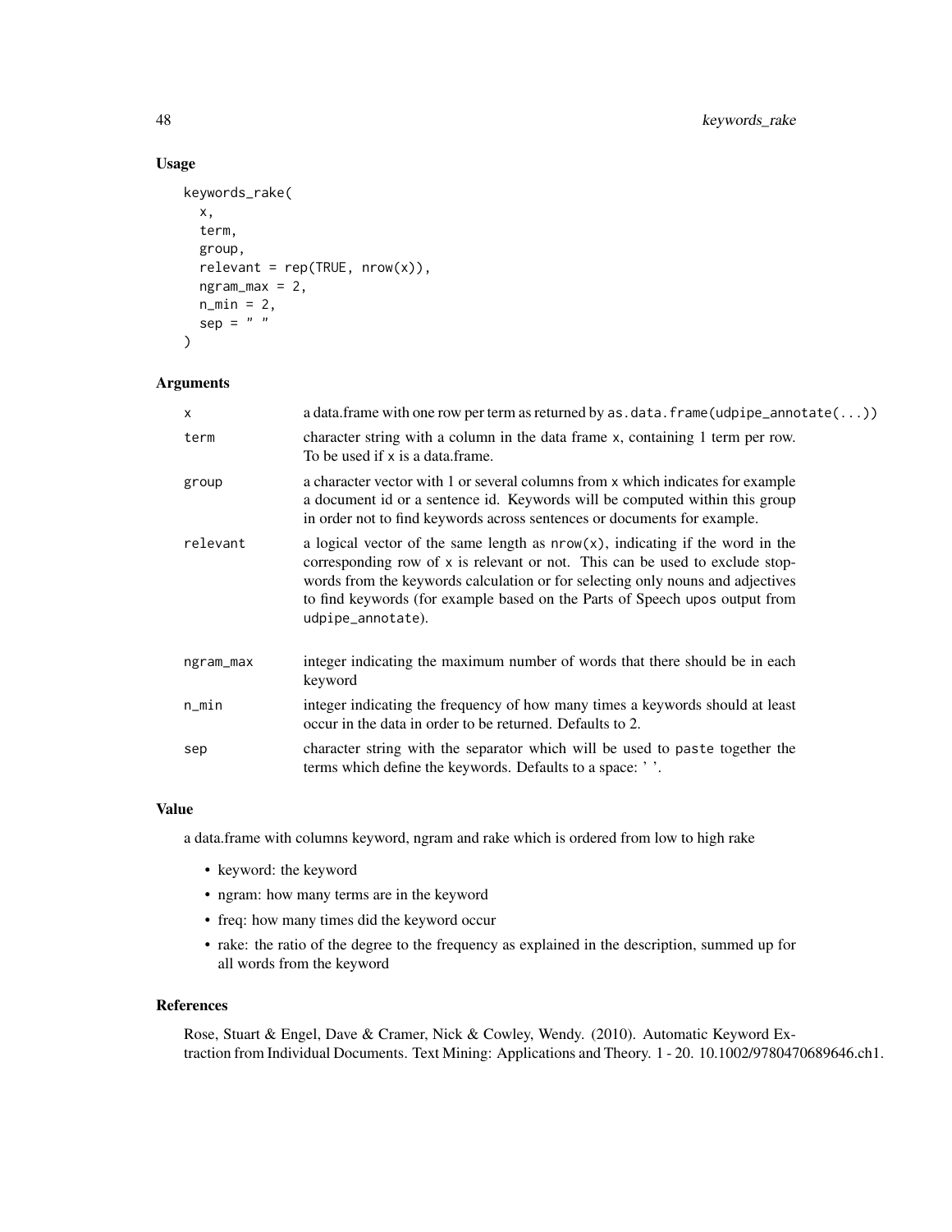### Usage

```
keywords_rake(
  x,
  term,
  group,
  relevant = rep(TRUE, nrow(x)),
  ngram_max = 2,
  n_min = 2,
  sep = " "
)
```

### Arguments

| | |
|---|---|
| `x` | a data.frame with one row per term as returned by `as.data.frame(udpipe_annotate(...))` |
| `term` | character string with a column in the data frame `x`, containing 1 term per row. To be used if `x` is a data.frame. |
| `group` | a character vector with 1 or several columns from `x` which indicates for example a document id or a sentence id. Keywords will be computed within this group in order not to find keywords across sentences or documents for example. |
| `relevant` | a logical vector of the same length as `nrow(x)`, indicating if the word in the corresponding row of `x` is relevant or not. This can be used to exclude stopwords from the keywords calculation or for selecting only nouns and adjectives to find keywords (for example based on the Parts of Speech `upos` output from `udpipe_annotate`). |
| `ngram_max` | integer indicating the maximum number of words that there should be in each keyword |
| `n_min` | integer indicating the frequency of how many times a keywords should at least occur in the data in order to be returned. Defaults to 2. |
| `sep` | character string with the separator which will be used to `paste` together the terms which define the keywords. Defaults to a space: ' '. |

### Value

a data.frame with columns keyword, ngram and rake which is ordered from low to high rake

- keyword: the keyword
- ngram: how many terms are in the keyword
- freq: how many times did the keyword occur
- rake: the ratio of the degree to the frequency as explained in the description, summed up for all words from the keyword

### References

Rose, Stuart & Engel, Dave & Cramer, Nick & Cowley, Wendy. (2010). Automatic Keyword Extraction from Individual Documents. Text Mining: Applications and Theory. 1 - 20. 10.1002/9780470689646.ch1.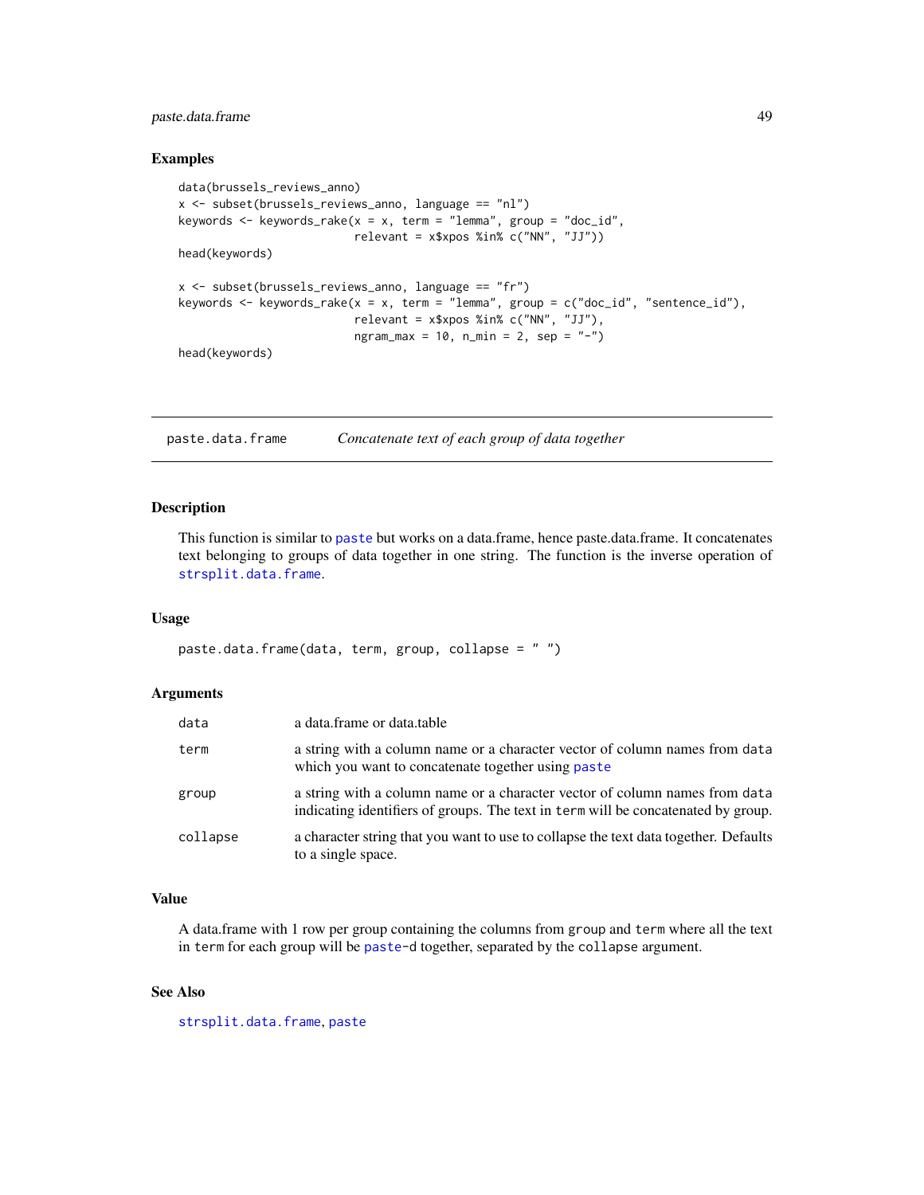## Examples

```
data(brussels_reviews_anno)
x <- subset(brussels_reviews_anno, language == "nl")
keywords <- keywords_rake(x = x, term = "lemma", group = "doc_id",
                          relevant = x$xpos %in% c("NN", "JJ"))
head(keywords)

x <- subset(brussels_reviews_anno, language == "fr")
keywords <- keywords_rake(x = x, term = "lemma", group = c("doc_id", "sentence_id"),
                          relevant = x$xpos %in% c("NN", "JJ"),
                          ngram_max = 10, n_min = 2, sep = "-")
head(keywords)
```

---

# paste.data.frame *Concatenate text of each group of data together*

---

## Description

This function is similar to `paste` but works on a data.frame, hence paste.data.frame. It concatenates text belonging to groups of data together in one string. The function is the inverse operation of `strsplit.data.frame`.

## Usage

```
paste.data.frame(data, term, group, collapse = " ")
```

## Arguments

| | |
|---|---|
| `data` | a data.frame or data.table |
| `term` | a string with a column name or a character vector of column names from `data` which you want to concatenate together using `paste` |
| `group` | a string with a column name or a character vector of column names from `data` indicating identifiers of groups. The text in `term` will be concatenated by group. |
| `collapse` | a character string that you want to use to collapse the text data together. Defaults to a single space. |

## Value

A data.frame with 1 row per group containing the columns from `group` and `term` where all the text in `term` for each group will be `paste`-d together, separated by the `collapse` argument.

## See Also

`strsplit.data.frame`, `paste`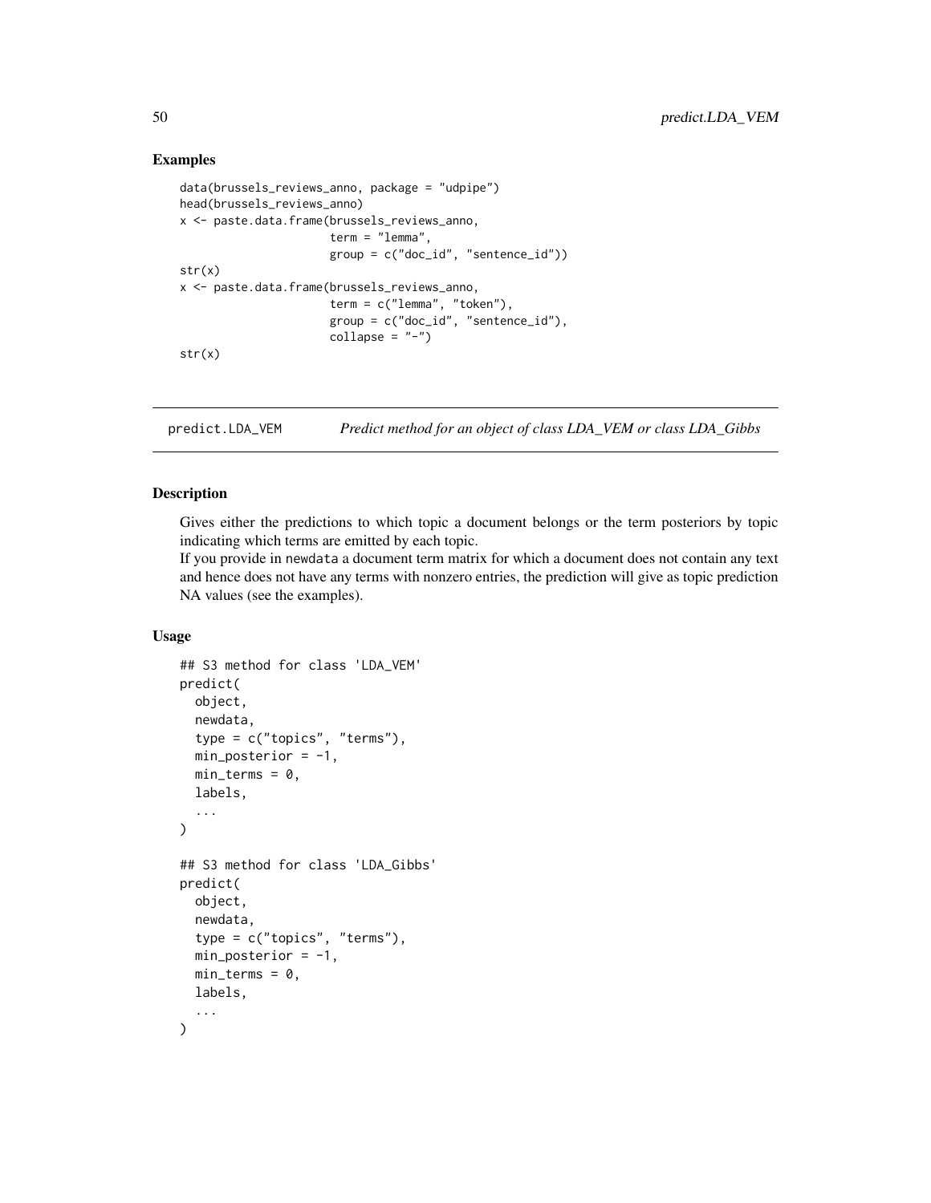## Examples

```
data(brussels_reviews_anno, package = "udpipe")
head(brussels_reviews_anno)
x <- paste.data.frame(brussels_reviews_anno,
                      term = "lemma",
                      group = c("doc_id", "sentence_id"))
str(x)
x <- paste.data.frame(brussels_reviews_anno,
                      term = c("lemma", "token"),
                      group = c("doc_id", "sentence_id"),
                      collapse = "-")
str(x)
```

---

# predict.LDA_VEM — *Predict method for an object of class LDA_VEM or class LDA_Gibbs*

---

## Description

Gives either the predictions to which topic a document belongs or the term posteriors by topic indicating which terms are emitted by each topic.

If you provide in `newdata` a document term matrix for which a document does not contain any text and hence does not have any terms with nonzero entries, the prediction will give as topic prediction NA values (see the examples).

## Usage

```
## S3 method for class 'LDA_VEM'
predict(
  object,
  newdata,
  type = c("topics", "terms"),
  min_posterior = -1,
  min_terms = 0,
  labels,
  ...
)

## S3 method for class 'LDA_Gibbs'
predict(
  object,
  newdata,
  type = c("topics", "terms"),
  min_posterior = -1,
  min_terms = 0,
  labels,
  ...
)
```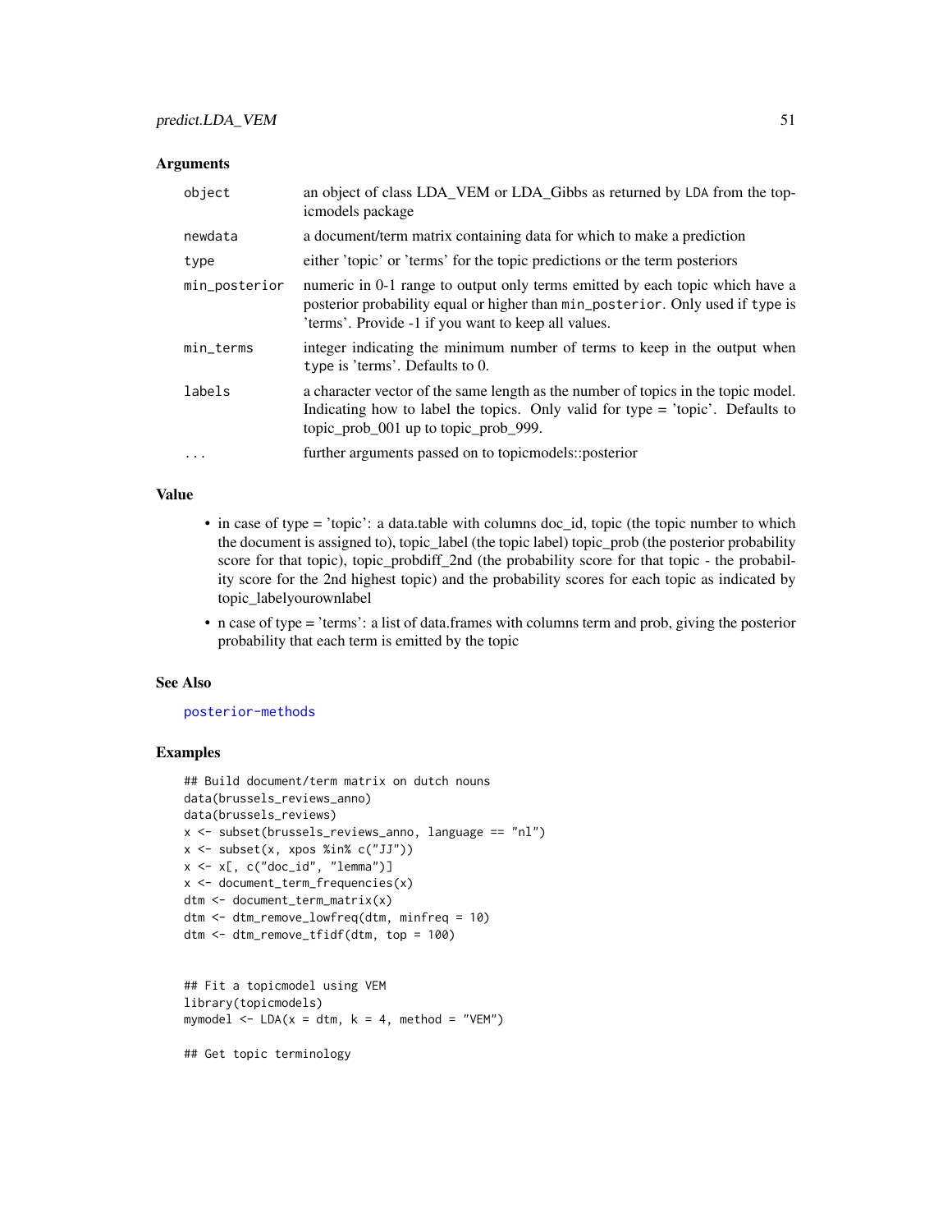## Arguments

| | |
|---|---|
| `object` | an object of class LDA_VEM or LDA_Gibbs as returned by `LDA` from the topicmodels package |
| `newdata` | a document/term matrix containing data for which to make a prediction |
| `type` | either 'topic' or 'terms' for the topic predictions or the term posteriors |
| `min_posterior` | numeric in 0-1 range to output only terms emitted by each topic which have a posterior probability equal or higher than `min_posterior`. Only used if `type` is 'terms'. Provide -1 if you want to keep all values. |
| `min_terms` | integer indicating the minimum number of terms to keep in the output when `type` is 'terms'. Defaults to 0. |
| `labels` | a character vector of the same length as the number of topics in the topic model. Indicating how to label the topics. Only valid for type = 'topic'. Defaults to topic_prob_001 up to topic_prob_999. |
| `...` | further arguments passed on to topicmodels::posterior |

## Value

- in case of type = 'topic': a data.table with columns doc_id, topic (the topic number to which the document is assigned to), topic_label (the topic label) topic_prob (the posterior probability score for that topic), topic_probdiff_2nd (the probability score for that topic - the probability score for the 2nd highest topic) and the probability scores for each topic as indicated by topic_labelyourownlabel
- n case of type = 'terms': a list of data.frames with columns term and prob, giving the posterior probability that each term is emitted by the topic

## See Also

posterior-methods

## Examples

```
## Build document/term matrix on dutch nouns
data(brussels_reviews_anno)
data(brussels_reviews)
x <- subset(brussels_reviews_anno, language == "nl")
x <- subset(x, xpos %in% c("JJ"))
x <- x[, c("doc_id", "lemma")]
x <- document_term_frequencies(x)
dtm <- document_term_matrix(x)
dtm <- dtm_remove_lowfreq(dtm, minfreq = 10)
dtm <- dtm_remove_tfidf(dtm, top = 100)


## Fit a topicmodel using VEM
library(topicmodels)
mymodel <- LDA(x = dtm, k = 4, method = "VEM")

## Get topic terminology
```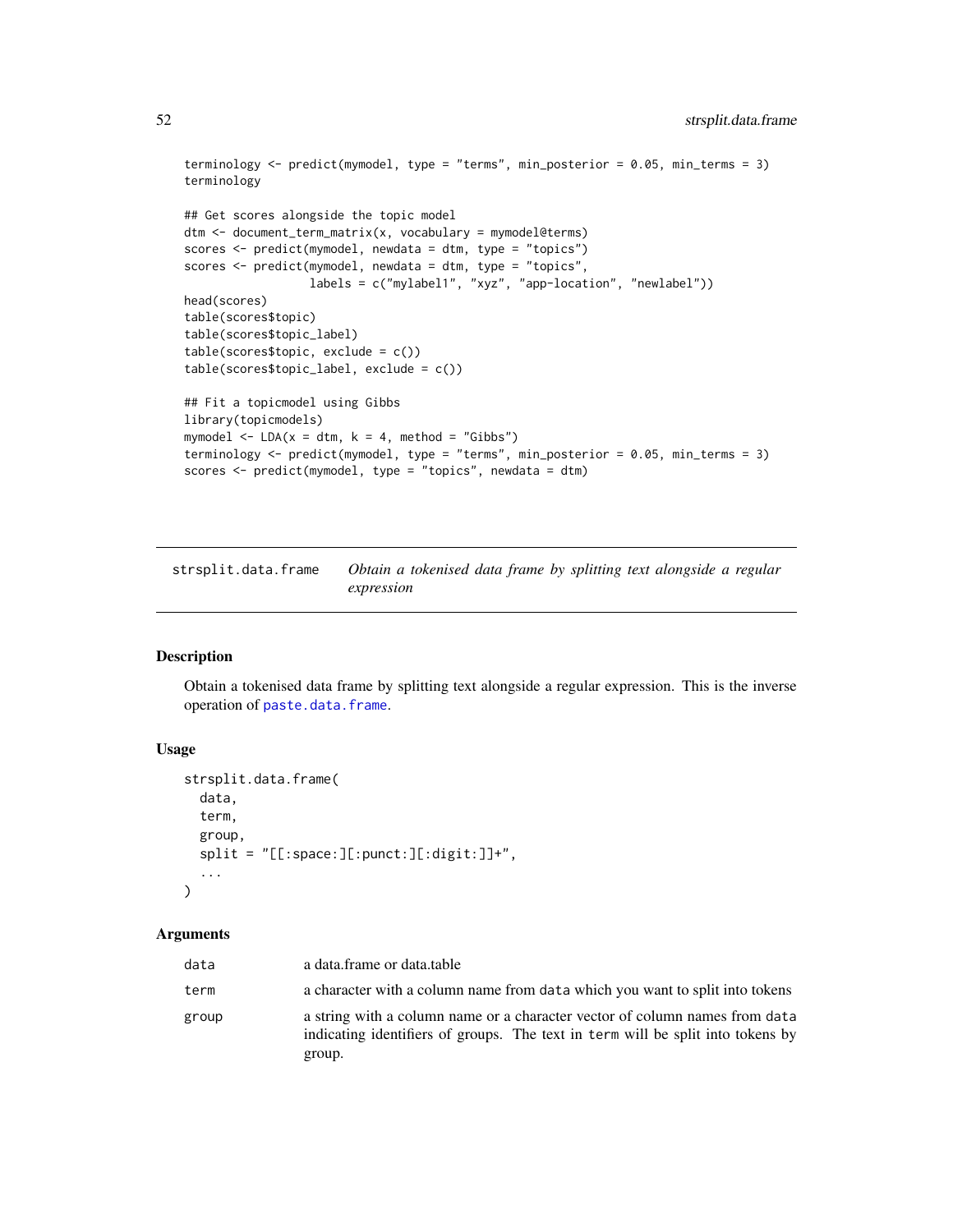```
terminology <- predict(mymodel, type = "terms", min_posterior = 0.05, min_terms = 3)
terminology

## Get scores alongside the topic model
dtm <- document_term_matrix(x, vocabulary = mymodel@terms)
scores <- predict(mymodel, newdata = dtm, type = "topics")
scores <- predict(mymodel, newdata = dtm, type = "topics",
                  labels = c("mylabel1", "xyz", "app-location", "newlabel"))
head(scores)
table(scores$topic)
table(scores$topic_label)
table(scores$topic, exclude = c())
table(scores$topic_label, exclude = c())

## Fit a topicmodel using Gibbs
library(topicmodels)
mymodel <- LDA(x = dtm, k = 4, method = "Gibbs")
terminology <- predict(mymodel, type = "terms", min_posterior = 0.05, min_terms = 3)
scores <- predict(mymodel, type = "topics", newdata = dtm)
```

## strsplit.data.frame — *Obtain a tokenised data frame by splitting text alongside a regular expression*

### Description

Obtain a tokenised data frame by splitting text alongside a regular expression. This is the inverse operation of paste.data.frame.

### Usage

```
strsplit.data.frame(
  data,
  term,
  group,
  split = "[[:space:][:punct:][:digit:]]+",
  ...
)
```

### Arguments

| | |
|---|---|
| data | a data.frame or data.table |
| term | a character with a column name from data which you want to split into tokens |
| group | a string with a column name or a character vector of column names from data indicating identifiers of groups. The text in term will be split into tokens by group. |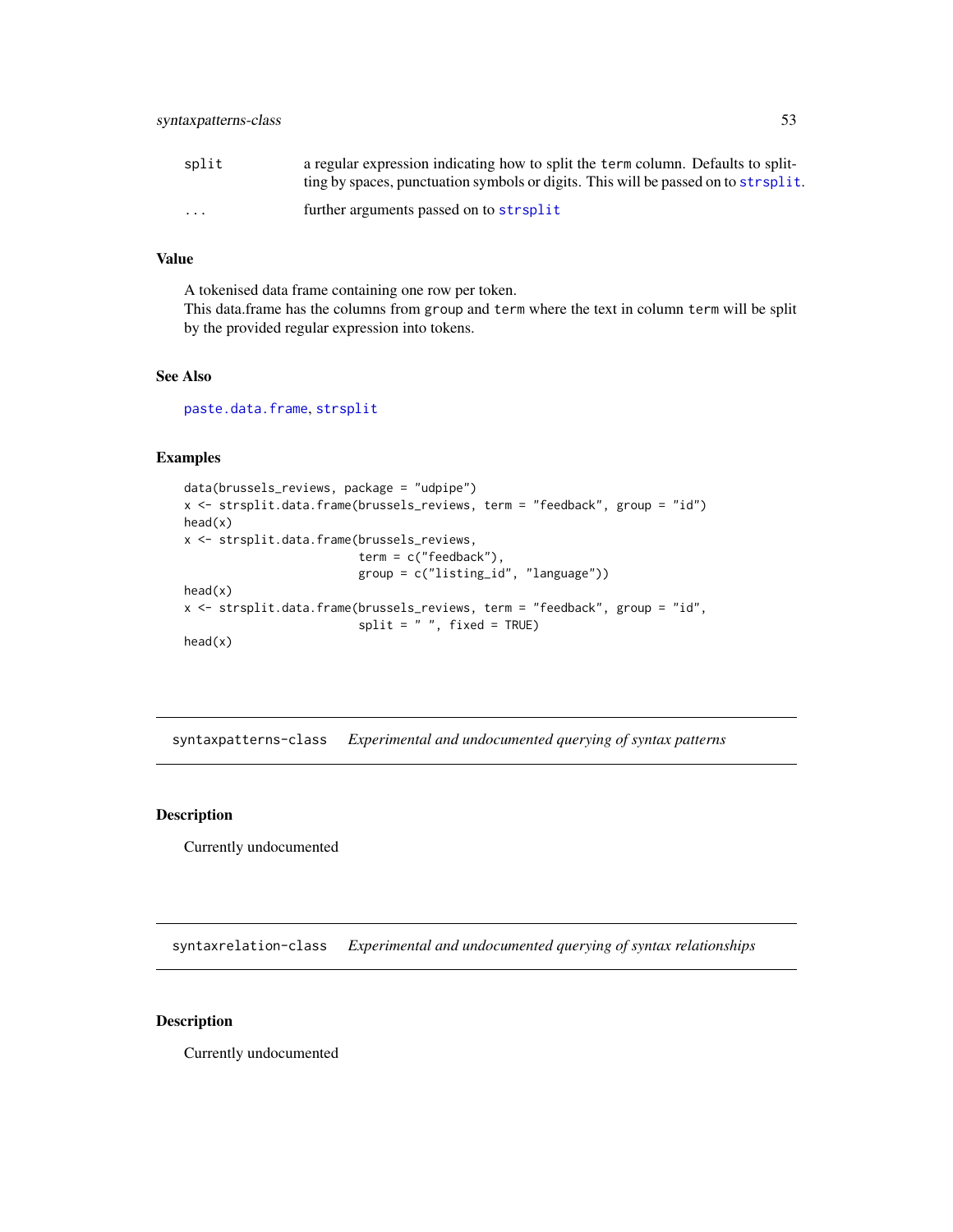| | |
|---|---|
| `split` | a regular expression indicating how to split the `term` column. Defaults to splitting by spaces, punctuation symbols or digits. This will be passed on to `strsplit`. |
| `...` | further arguments passed on to `strsplit` |

### Value

A tokenised data frame containing one row per token.
This data.frame has the columns from `group` and `term` where the text in column `term` will be split by the provided regular expression into tokens.

### See Also

`paste.data.frame`, `strsplit`

### Examples

```
data(brussels_reviews, package = "udpipe")
x <- strsplit.data.frame(brussels_reviews, term = "feedback", group = "id")
head(x)
x <- strsplit.data.frame(brussels_reviews,
                         term = c("feedback"),
                         group = c("listing_id", "language"))
head(x)
x <- strsplit.data.frame(brussels_reviews, term = "feedback", group = "id",
                         split = " ", fixed = TRUE)
head(x)
```

---

## syntaxpatterns-class    *Experimental and undocumented querying of syntax patterns*

---

### Description

Currently undocumented

---

## syntaxrelation-class    *Experimental and undocumented querying of syntax relationships*

---

### Description

Currently undocumented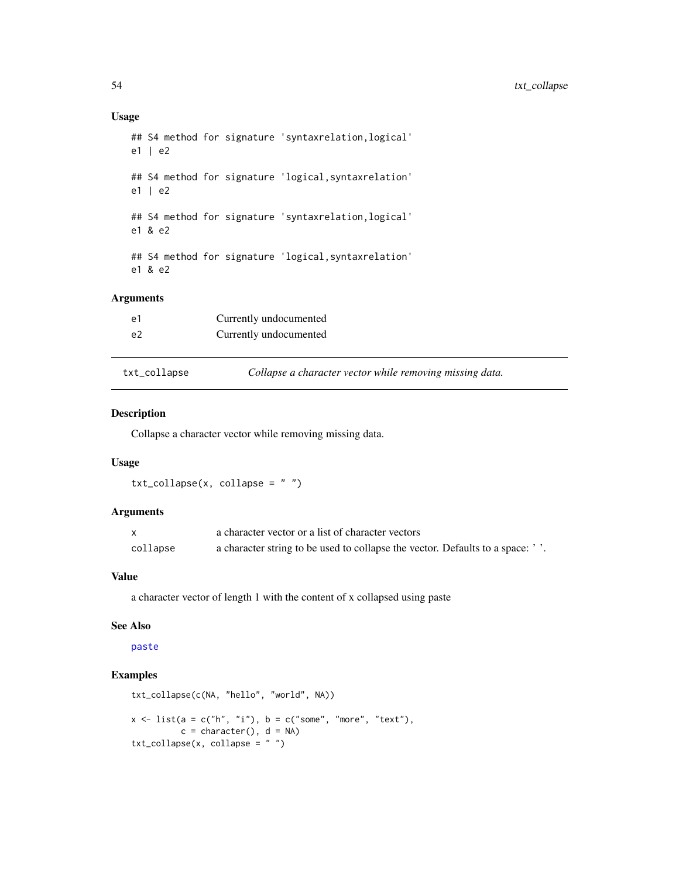### Usage

```
## S4 method for signature 'syntaxrelation,logical'
e1 | e2

## S4 method for signature 'logical,syntaxrelation'
e1 | e2

## S4 method for signature 'syntaxrelation,logical'
e1 & e2

## S4 method for signature 'logical,syntaxrelation'
e1 & e2
```

### Arguments

| | |
|---|---|
| e1 | Currently undocumented |
| e2 | Currently undocumented |

---

## txt_collapse — *Collapse a character vector while removing missing data.*

---

### Description

Collapse a character vector while removing missing data.

### Usage

```
txt_collapse(x, collapse = " ")
```

### Arguments

| | |
|---|---|
| x | a character vector or a list of character vectors |
| collapse | a character string to be used to collapse the vector. Defaults to a space: ' '. |

### Value

a character vector of length 1 with the content of x collapsed using paste

### See Also

paste

### Examples

```
txt_collapse(c(NA, "hello", "world", NA))

x <- list(a = c("h", "i"), b = c("some", "more", "text"),
          c = character(), d = NA)
txt_collapse(x, collapse = " ")
```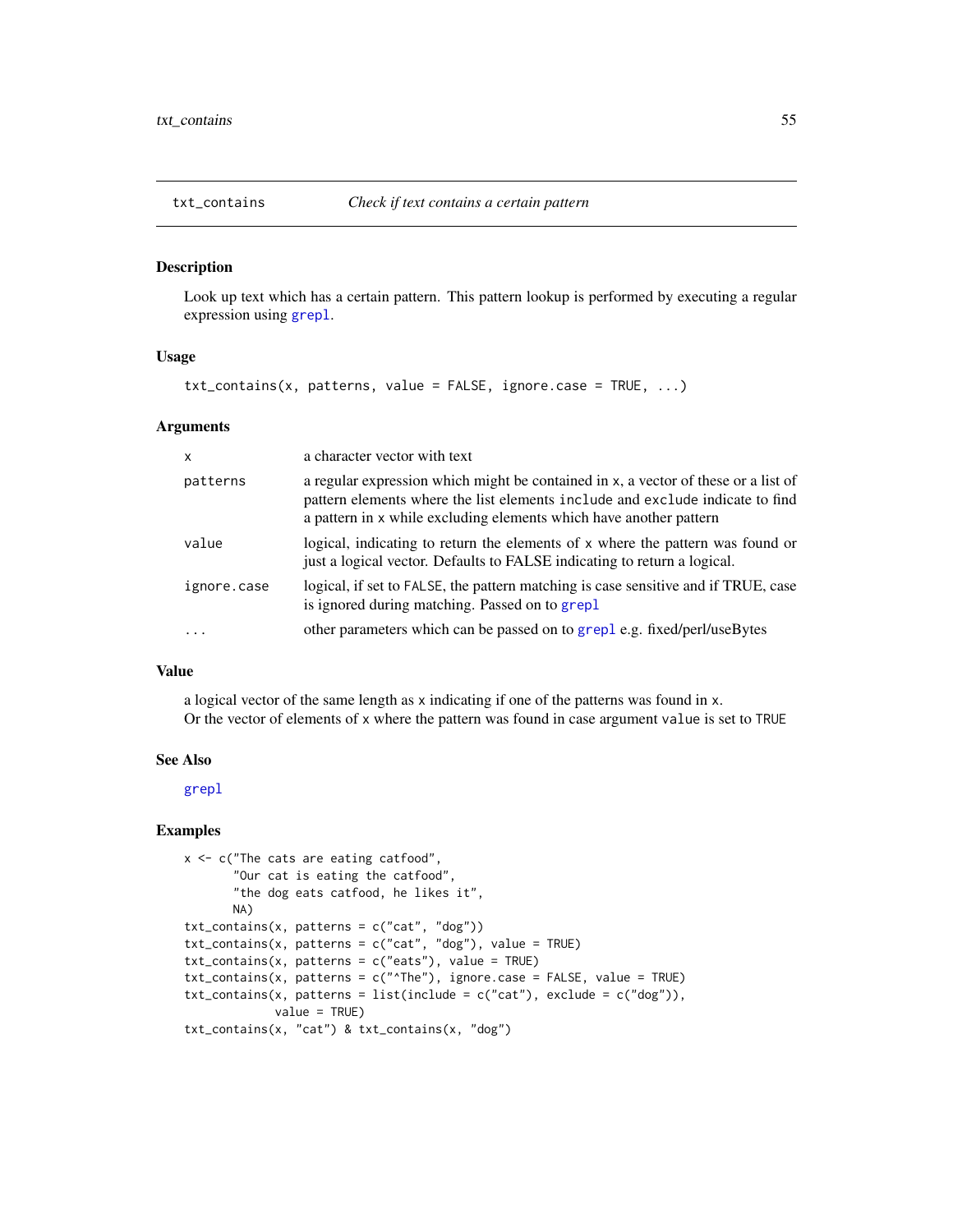## txt_contains — *Check if text contains a certain pattern*

### Description

Look up text which has a certain pattern. This pattern lookup is performed by executing a regular expression using `grepl`.

### Usage

```
txt_contains(x, patterns, value = FALSE, ignore.case = TRUE, ...)
```

### Arguments

| | |
|---|---|
| `x` | a character vector with text |
| `patterns` | a regular expression which might be contained in `x`, a vector of these or a list of pattern elements where the list elements `include` and `exclude` indicate to find a pattern in `x` while excluding elements which have another pattern |
| `value` | logical, indicating to return the elements of `x` where the pattern was found or just a logical vector. Defaults to FALSE indicating to return a logical. |
| `ignore.case` | logical, if set to `FALSE`, the pattern matching is case sensitive and if TRUE, case is ignored during matching. Passed on to `grepl` |
| `...` | other parameters which can be passed on to `grepl` e.g. fixed/perl/useBytes |

### Value

a logical vector of the same length as `x` indicating if one of the patterns was found in `x`.
Or the vector of elements of `x` where the pattern was found in case argument `value` is set to `TRUE`

### See Also

`grepl`

### Examples

```
x <- c("The cats are eating catfood",
       "Our cat is eating the catfood",
       "the dog eats catfood, he likes it",
       NA)
txt_contains(x, patterns = c("cat", "dog"))
txt_contains(x, patterns = c("cat", "dog"), value = TRUE)
txt_contains(x, patterns = c("eats"), value = TRUE)
txt_contains(x, patterns = c("^The"), ignore.case = FALSE, value = TRUE)
txt_contains(x, patterns = list(include = c("cat"), exclude = c("dog")),
             value = TRUE)
txt_contains(x, "cat") & txt_contains(x, "dog")
```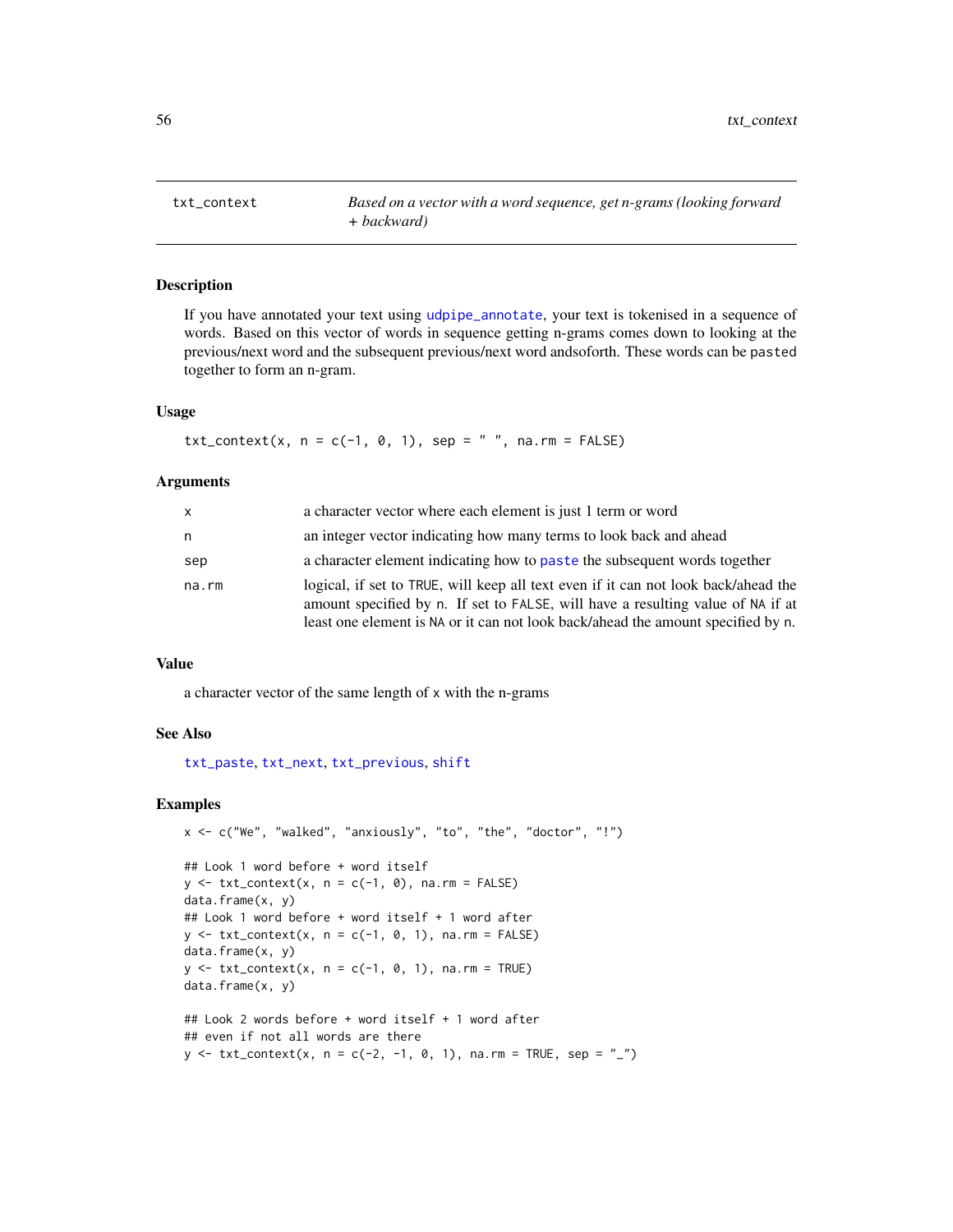## txt_context — *Based on a vector with a word sequence, get n-grams (looking forward + backward)*

### Description

If you have annotated your text using udpipe_annotate, your text is tokenised in a sequence of words. Based on this vector of words in sequence getting n-grams comes down to looking at the previous/next word and the subsequent previous/next word andsoforth. These words can be pasted together to form an n-gram.

### Usage

```
txt_context(x, n = c(-1, 0, 1), sep = " ", na.rm = FALSE)
```

### Arguments

| | |
|---|---|
| x | a character vector where each element is just 1 term or word |
| n | an integer vector indicating how many terms to look back and ahead |
| sep | a character element indicating how to paste the subsequent words together |
| na.rm | logical, if set to TRUE, will keep all text even if it can not look back/ahead the amount specified by n. If set to FALSE, will have a resulting value of NA if at least one element is NA or it can not look back/ahead the amount specified by n. |

### Value

a character vector of the same length of x with the n-grams

### See Also

txt_paste, txt_next, txt_previous, shift

### Examples

```
x <- c("We", "walked", "anxiously", "to", "the", "doctor", "!")

## Look 1 word before + word itself
y <- txt_context(x, n = c(-1, 0), na.rm = FALSE)
data.frame(x, y)
## Look 1 word before + word itself + 1 word after
y <- txt_context(x, n = c(-1, 0, 1), na.rm = FALSE)
data.frame(x, y)
y <- txt_context(x, n = c(-1, 0, 1), na.rm = TRUE)
data.frame(x, y)

## Look 2 words before + word itself + 1 word after
## even if not all words are there
y <- txt_context(x, n = c(-2, -1, 0, 1), na.rm = TRUE, sep = "_")
```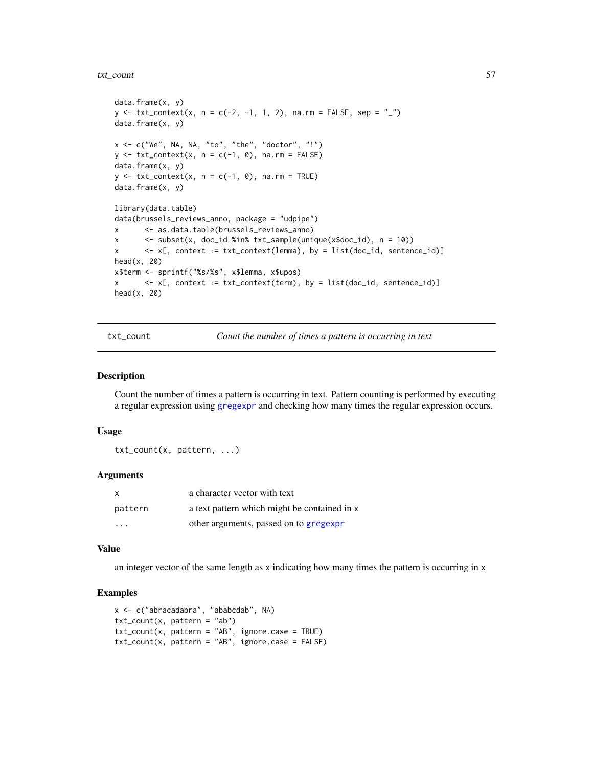```
data.frame(x, y)
y <- txt_context(x, n = c(-2, -1, 1, 2), na.rm = FALSE, sep = "_")
data.frame(x, y)

x <- c("We", NA, NA, "to", "the", "doctor", "!")
y <- txt_context(x, n = c(-1, 0), na.rm = FALSE)
data.frame(x, y)
y <- txt_context(x, n = c(-1, 0), na.rm = TRUE)
data.frame(x, y)

library(data.table)
data(brussels_reviews_anno, package = "udpipe")
x      <- as.data.table(brussels_reviews_anno)
x      <- subset(x, doc_id %in% txt_sample(unique(x$doc_id), n = 10))
x      <- x[, context := txt_context(lemma), by = list(doc_id, sentence_id)]
head(x, 20)
x$term <- sprintf("%s/%s", x$lemma, x$upos)
x      <- x[, context := txt_context(term), by = list(doc_id, sentence_id)]
head(x, 20)
```

---

## txt_count — *Count the number of times a pattern is occurring in text*

### Description

Count the number of times a pattern is occurring in text. Pattern counting is performed by executing a regular expression using `gregexpr` and checking how many times the regular expression occurs.

### Usage

```
txt_count(x, pattern, ...)
```

### Arguments

| | |
|---|---|
| x | a character vector with text |
| pattern | a text pattern which might be contained in x |
| ... | other arguments, passed on to `gregexpr` |

### Value

an integer vector of the same length as x indicating how many times the pattern is occurring in x

### Examples

```
x <- c("abracadabra", "ababcdab", NA)
txt_count(x, pattern = "ab")
txt_count(x, pattern = "AB", ignore.case = TRUE)
txt_count(x, pattern = "AB", ignore.case = FALSE)
```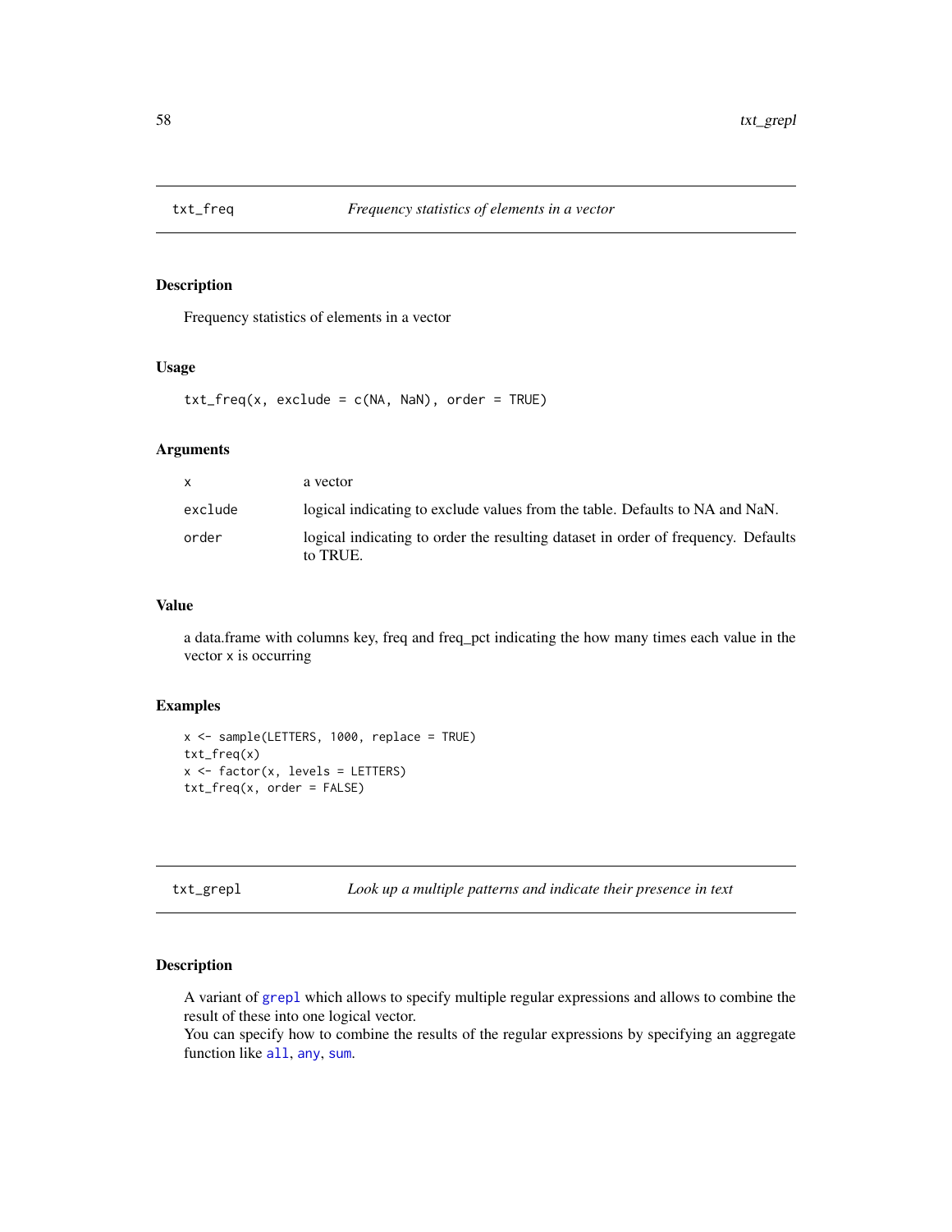## txt_freq *Frequency statistics of elements in a vector*

### Description

Frequency statistics of elements in a vector

### Usage

```
txt_freq(x, exclude = c(NA, NaN), order = TRUE)
```

### Arguments

| | |
|---|---|
| x | a vector |
| exclude | logical indicating to exclude values from the table. Defaults to NA and NaN. |
| order | logical indicating to order the resulting dataset in order of frequency. Defaults to TRUE. |

### Value

a data.frame with columns key, freq and freq_pct indicating the how many times each value in the vector x is occurring

### Examples

```
x <- sample(LETTERS, 1000, replace = TRUE)
txt_freq(x)
x <- factor(x, levels = LETTERS)
txt_freq(x, order = FALSE)
```

## txt_grepl *Look up a multiple patterns and indicate their presence in text*

### Description

A variant of grepl which allows to specify multiple regular expressions and allows to combine the result of these into one logical vector.
You can specify how to combine the results of the regular expressions by specifying an aggregate function like all, any, sum.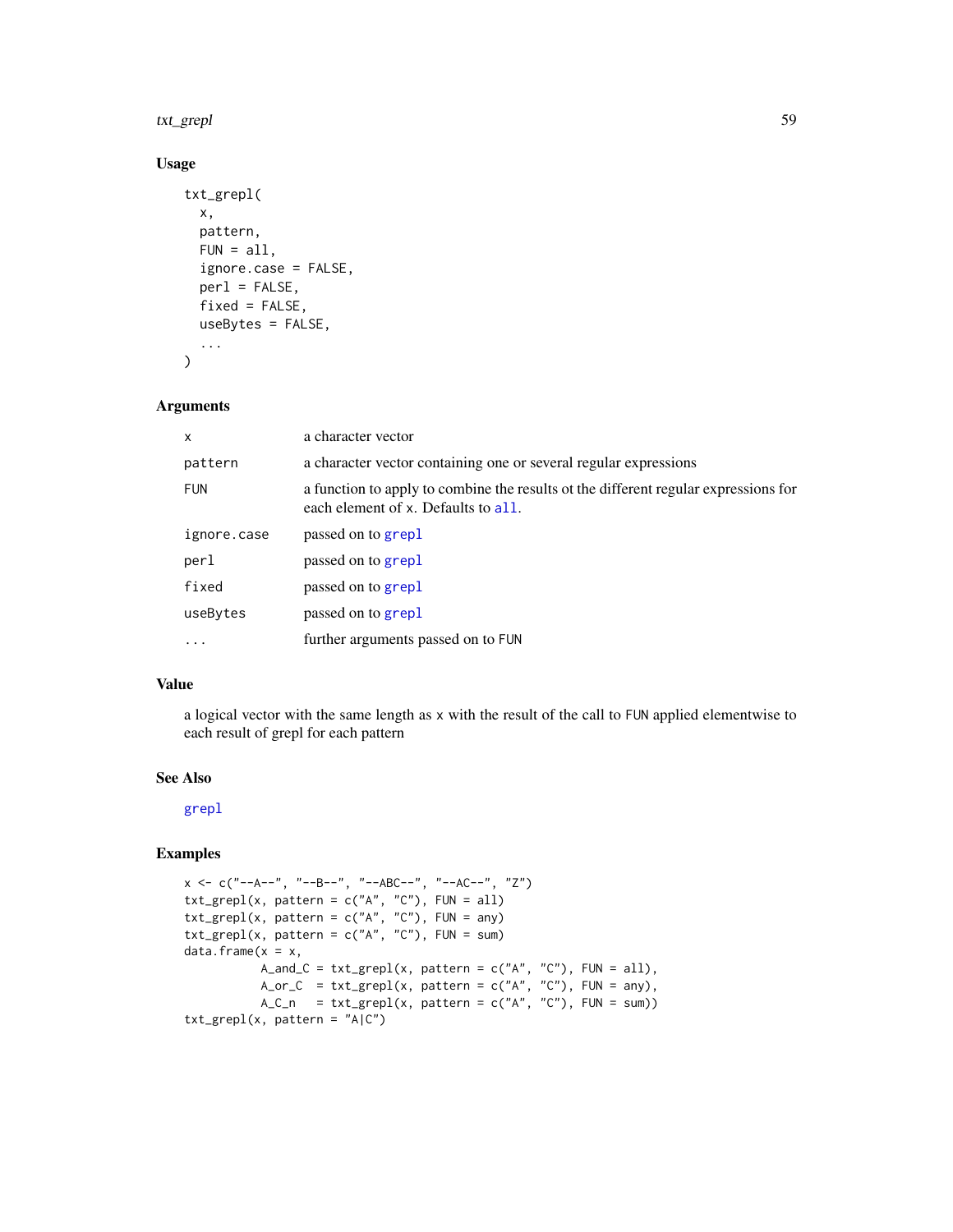## Usage

```
txt_grepl(
  x,
  pattern,
  FUN = all,
  ignore.case = FALSE,
  perl = FALSE,
  fixed = FALSE,
  useBytes = FALSE,
  ...
)
```

## Arguments

| | |
|---|---|
| x | a character vector |
| pattern | a character vector containing one or several regular expressions |
| FUN | a function to apply to combine the results ot the different regular expressions for each element of x. Defaults to all. |
| ignore.case | passed on to grepl |
| perl | passed on to grepl |
| fixed | passed on to grepl |
| useBytes | passed on to grepl |
| ... | further arguments passed on to FUN |

## Value

a logical vector with the same length as x with the result of the call to FUN applied elementwise to each result of grepl for each pattern

## See Also

grepl

## Examples

```
x <- c("--A--", "--B--", "--ABC--", "--AC--", "Z")
txt_grepl(x, pattern = c("A", "C"), FUN = all)
txt_grepl(x, pattern = c("A", "C"), FUN = any)
txt_grepl(x, pattern = c("A", "C"), FUN = sum)
data.frame(x = x,
           A_and_C = txt_grepl(x, pattern = c("A", "C"), FUN = all),
           A_or_C  = txt_grepl(x, pattern = c("A", "C"), FUN = any),
           A_C_n   = txt_grepl(x, pattern = c("A", "C"), FUN = sum))
txt_grepl(x, pattern = "A|C")
```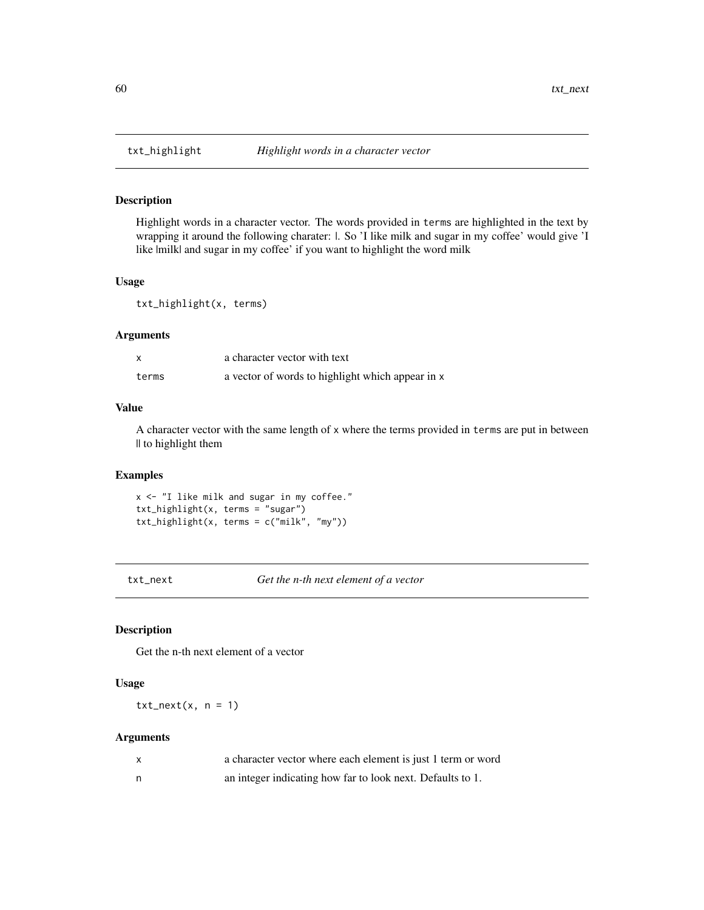## txt_highlight *Highlight words in a character vector*

### Description

Highlight words in a character vector. The words provided in `terms` are highlighted in the text by wrapping it around the following charater: |. So 'I like milk and sugar in my coffee' would give 'I like |milk| and sugar in my coffee' if you want to highlight the word milk

### Usage

```
txt_highlight(x, terms)
```

### Arguments

| | |
|---|---|
| x | a character vector with text |
| terms | a vector of words to highlight which appear in x |

### Value

A character vector with the same length of x where the terms provided in `terms` are put in between || to highlight them

### Examples

```
x <- "I like milk and sugar in my coffee."
txt_highlight(x, terms = "sugar")
txt_highlight(x, terms = c("milk", "my"))
```

## txt_next *Get the n-th next element of a vector*

### Description

Get the n-th next element of a vector

### Usage

```
txt_next(x, n = 1)
```

### Arguments

| | |
|---|---|
| x | a character vector where each element is just 1 term or word |
| n | an integer indicating how far to look next. Defaults to 1. |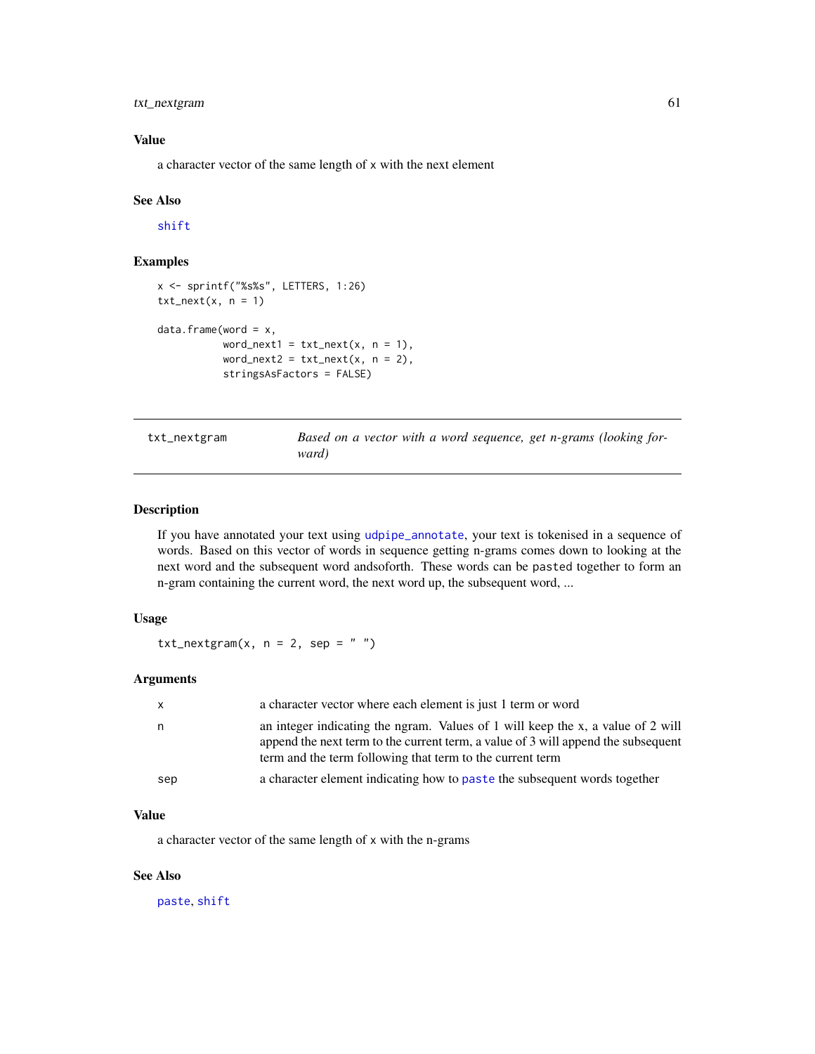### Value

a character vector of the same length of x with the next element

### See Also

shift

### Examples

```
x <- sprintf("%s%s", LETTERS, 1:26)
txt_next(x, n = 1)

data.frame(word = x,
           word_next1 = txt_next(x, n = 1),
           word_next2 = txt_next(x, n = 2),
           stringsAsFactors = FALSE)
```

---

## txt_nextgram — *Based on a vector with a word sequence, get n-grams (looking forward)*

---

### Description

If you have annotated your text using udpipe_annotate, your text is tokenised in a sequence of words. Based on this vector of words in sequence getting n-grams comes down to looking at the next word and the subsequent word andsoforth. These words can be pasted together to form an n-gram containing the current word, the next word up, the subsequent word, ...

### Usage

```
txt_nextgram(x, n = 2, sep = " ")
```

### Arguments

| | |
|---|---|
| x | a character vector where each element is just 1 term or word |
| n | an integer indicating the ngram. Values of 1 will keep the x, a value of 2 will append the next term to the current term, a value of 3 will append the subsequent term and the term following that term to the current term |
| sep | a character element indicating how to paste the subsequent words together |

### Value

a character vector of the same length of x with the n-grams

### See Also

paste, shift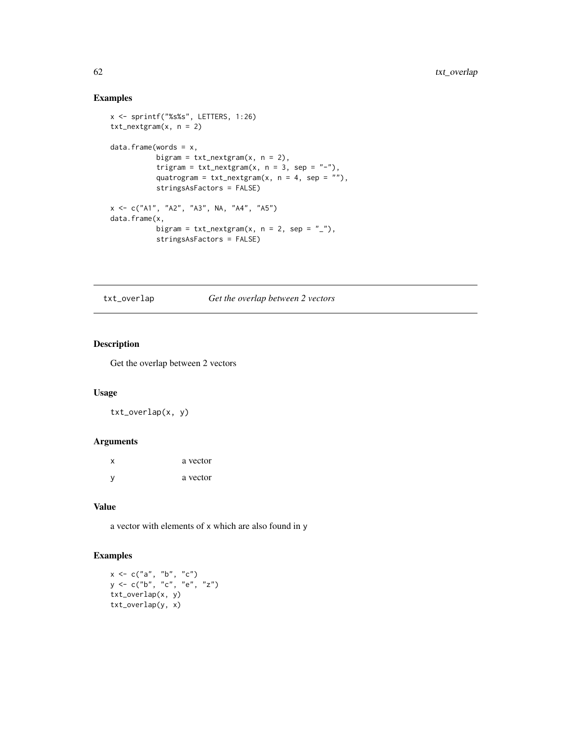## Examples

```
x <- sprintf("%s%s", LETTERS, 1:26)
txt_nextgram(x, n = 2)

data.frame(words = x,
           bigram = txt_nextgram(x, n = 2),
           trigram = txt_nextgram(x, n = 3, sep = "-"),
           quatrogram = txt_nextgram(x, n = 4, sep = ""),
           stringsAsFactors = FALSE)

x <- c("A1", "A2", "A3", NA, "A4", "A5")
data.frame(x,
           bigram = txt_nextgram(x, n = 2, sep = "_"),
           stringsAsFactors = FALSE)
```

---

# txt_overlap *Get the overlap between 2 vectors*

---

## Description

Get the overlap between 2 vectors

## Usage

```
txt_overlap(x, y)
```

## Arguments

| | |
|---|---|
| x | a vector |
| y | a vector |

## Value

a vector with elements of x which are also found in y

## Examples

```
x <- c("a", "b", "c")
y <- c("b", "c", "e", "z")
txt_overlap(x, y)
txt_overlap(y, x)
```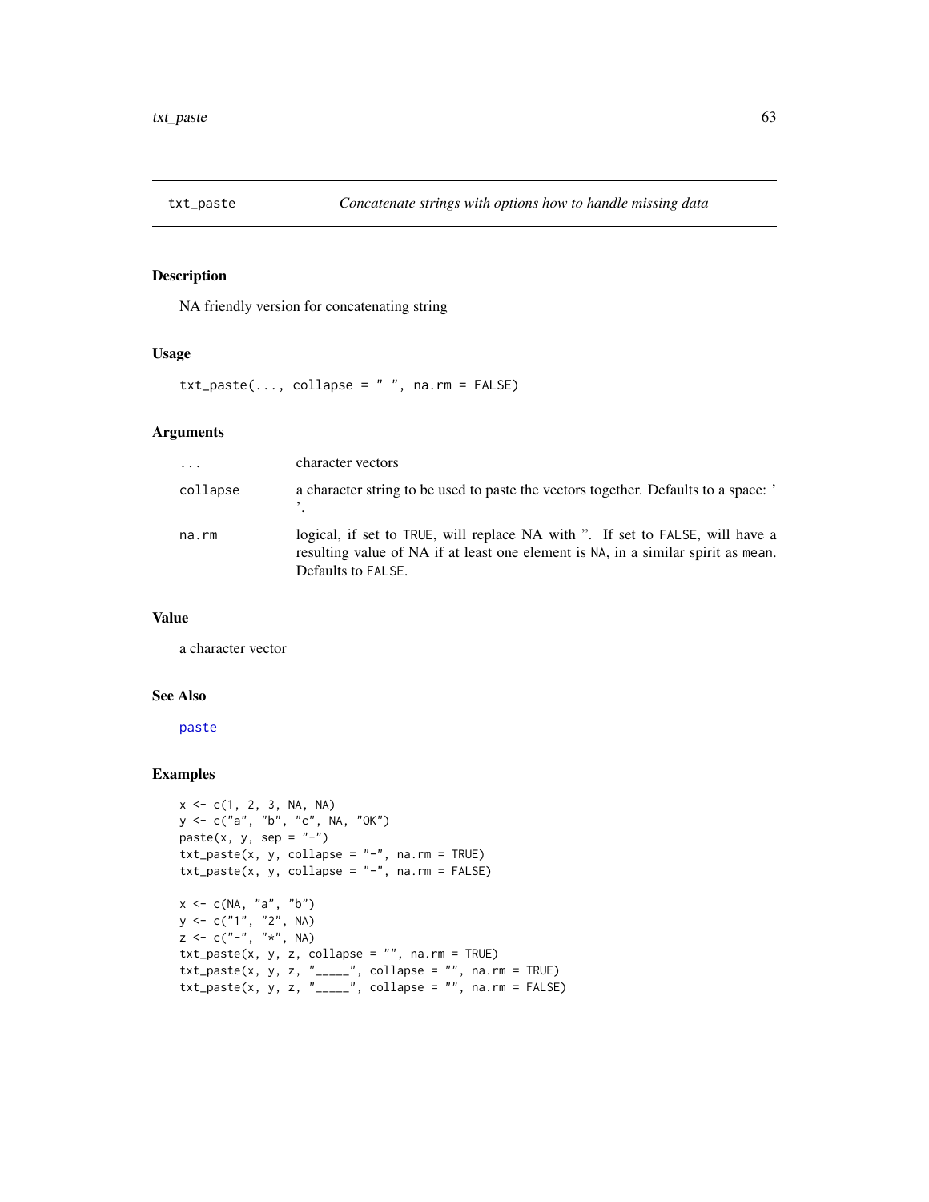## txt_paste — *Concatenate strings with options how to handle missing data*

### Description

NA friendly version for concatenating string

### Usage

```
txt_paste(..., collapse = " ", na.rm = FALSE)
```

### Arguments

| | |
|---|---|
| ... | character vectors |
| collapse | a character string to be used to paste the vectors together. Defaults to a space: ' '. |
| na.rm | logical, if set to TRUE, will replace NA with ''. If set to FALSE, will have a resulting value of NA if at least one element is NA, in a similar spirit as mean. Defaults to FALSE. |

### Value

a character vector

### See Also

paste

### Examples

```
x <- c(1, 2, 3, NA, NA)
y <- c("a", "b", "c", NA, "OK")
paste(x, y, sep = "-")
txt_paste(x, y, collapse = "-", na.rm = TRUE)
txt_paste(x, y, collapse = "-", na.rm = FALSE)

x <- c(NA, "a", "b")
y <- c("1", "2", NA)
z <- c("-", "*", NA)
txt_paste(x, y, z, collapse = "", na.rm = TRUE)
txt_paste(x, y, z, "_____", collapse = "", na.rm = TRUE)
txt_paste(x, y, z, "_____", collapse = "", na.rm = FALSE)
```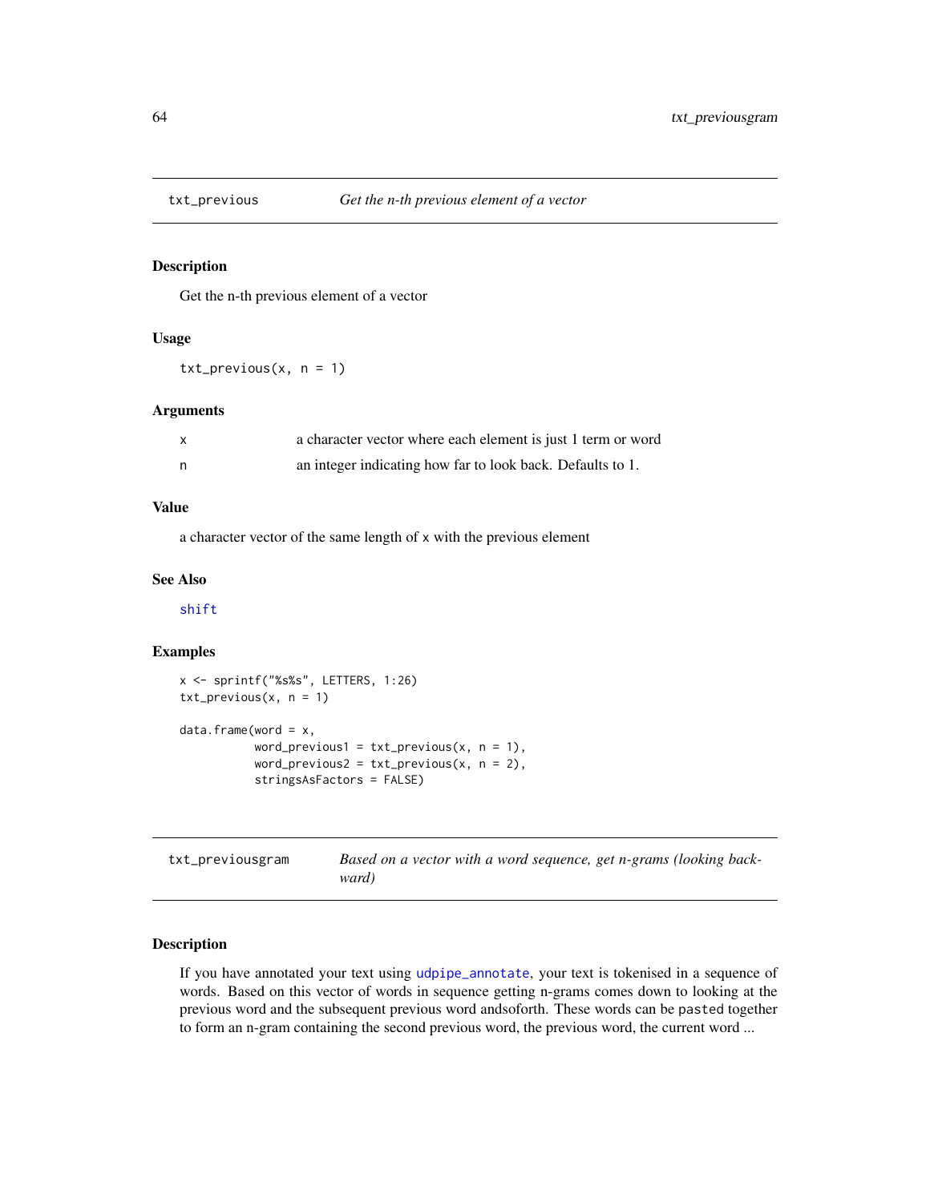## txt_previous — *Get the n-th previous element of a vector*

### Description

Get the n-th previous element of a vector

### Usage

```
txt_previous(x, n = 1)
```

### Arguments

| | |
|---|---|
| x | a character vector where each element is just 1 term or word |
| n | an integer indicating how far to look back. Defaults to 1. |

### Value

a character vector of the same length of x with the previous element

### See Also

shift

### Examples

```
x <- sprintf("%s%s", LETTERS, 1:26)
txt_previous(x, n = 1)

data.frame(word = x,
           word_previous1 = txt_previous(x, n = 1),
           word_previous2 = txt_previous(x, n = 2),
           stringsAsFactors = FALSE)
```

## txt_previousgram — *Based on a vector with a word sequence, get n-grams (looking backward)*

### Description

If you have annotated your text using udpipe_annotate, your text is tokenised in a sequence of words. Based on this vector of words in sequence getting n-grams comes down to looking at the previous word and the subsequent previous word andsoforth. These words can be pasted together to form an n-gram containing the second previous word, the previous word, the current word ...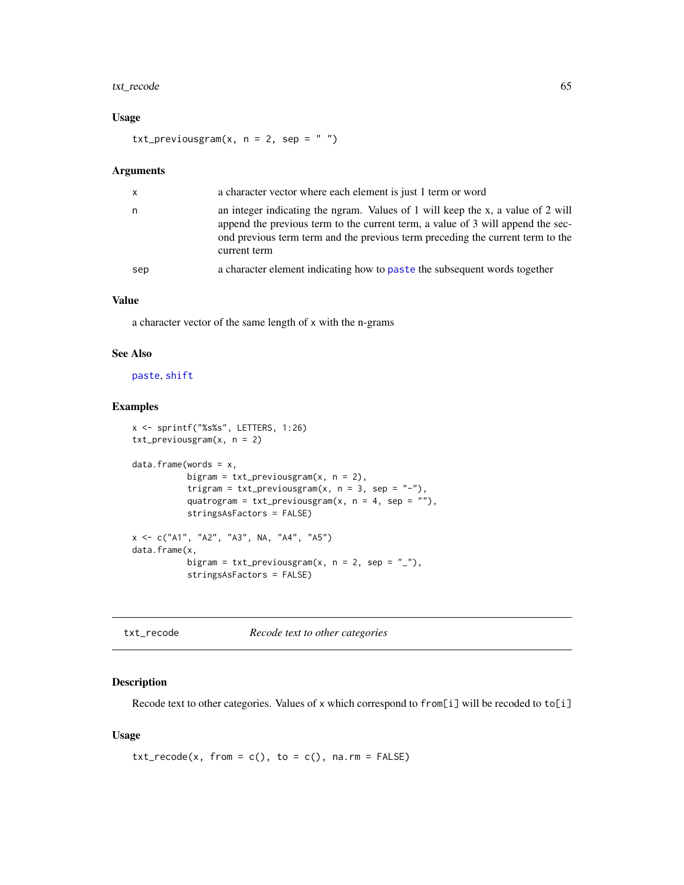### Usage

```
txt_previousgram(x, n = 2, sep = " ")
```

### Arguments

| | |
|---|---|
| x | a character vector where each element is just 1 term or word |
| n | an integer indicating the ngram. Values of 1 will keep the x, a value of 2 will append the previous term to the current term, a value of 3 will append the second previous term term and the previous term preceding the current term to the current term |
| sep | a character element indicating how to paste the subsequent words together |

### Value

a character vector of the same length of x with the n-grams

### See Also

paste, shift

### Examples

```
x <- sprintf("%s%s", LETTERS, 1:26)
txt_previousgram(x, n = 2)

data.frame(words = x,
           bigram = txt_previousgram(x, n = 2),
           trigram = txt_previousgram(x, n = 3, sep = "-"),
           quatrogram = txt_previousgram(x, n = 4, sep = ""),
           stringsAsFactors = FALSE)

x <- c("A1", "A2", "A3", NA, "A4", "A5")
data.frame(x,
           bigram = txt_previousgram(x, n = 2, sep = "_"),
           stringsAsFactors = FALSE)
```

---

## txt_recode — *Recode text to other categories*

### Description

Recode text to other categories. Values of x which correspond to from[i] will be recoded to to[i]

### Usage

```
txt_recode(x, from = c(), to = c(), na.rm = FALSE)
```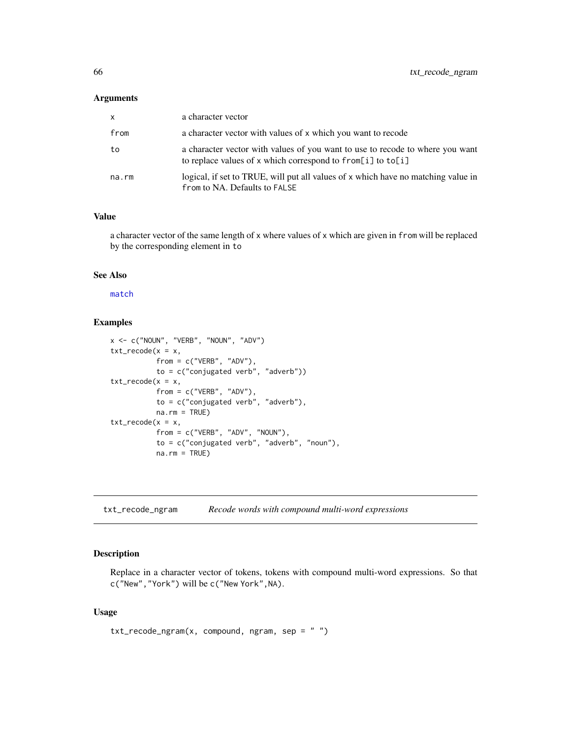### Arguments

| | |
|---|---|
| x | a character vector |
| from | a character vector with values of x which you want to recode |
| to | a character vector with values of you want to use to recode to where you want to replace values of x which correspond to from[i] to to[i] |
| na.rm | logical, if set to TRUE, will put all values of x which have no matching value in from to NA. Defaults to FALSE |

### Value

a character vector of the same length of x where values of x which are given in from will be replaced by the corresponding element in to

### See Also

match

### Examples

```
x <- c("NOUN", "VERB", "NOUN", "ADV")
txt_recode(x = x,
           from = c("VERB", "ADV"),
           to = c("conjugated verb", "adverb"))
txt_recode(x = x,
           from = c("VERB", "ADV"),
           to = c("conjugated verb", "adverb"),
           na.rm = TRUE)
txt_recode(x = x,
           from = c("VERB", "ADV", "NOUN"),
           to = c("conjugated verb", "adverb", "noun"),
           na.rm = TRUE)
```

---

## txt_recode_ngram *Recode words with compound multi-word expressions*

### Description

Replace in a character vector of tokens, tokens with compound multi-word expressions. So that c("New","York") will be c("New York",NA).

### Usage

```
txt_recode_ngram(x, compound, ngram, sep = " ")
```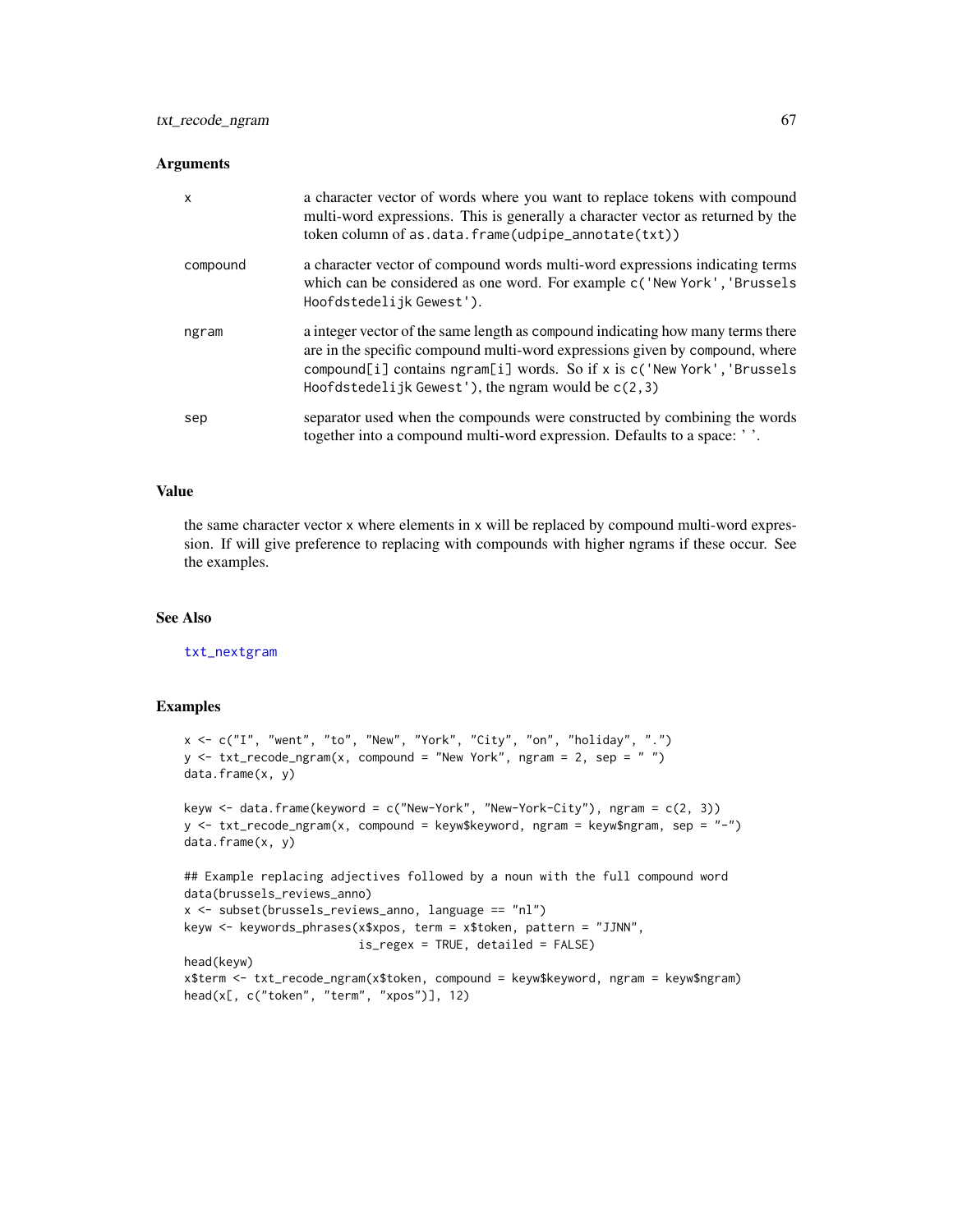## Arguments

| | |
|---|---|
| x | a character vector of words where you want to replace tokens with compound multi-word expressions. This is generally a character vector as returned by the token column of `as.data.frame(udpipe_annotate(txt))` |
| compound | a character vector of compound words multi-word expressions indicating terms which can be considered as one word. For example `c('New York','Brussels Hoofdstedelijk Gewest')`. |
| ngram | a integer vector of the same length as compound indicating how many terms there are in the specific compound multi-word expressions given by compound, where `compound[i]` contains `ngram[i]` words. So if x is `c('New York','Brussels Hoofdstedelijk Gewest')`, the ngram would be `c(2,3)` |
| sep | separator used when the compounds were constructed by combining the words together into a compound multi-word expression. Defaults to a space: ' '. |

## Value

the same character vector x where elements in x will be replaced by compound multi-word expression. If will give preference to replacing with compounds with higher ngrams if these occur. See the examples.

## See Also

txt_nextgram

## Examples

```
x <- c("I", "went", "to", "New", "York", "City", "on", "holiday", ".")
y <- txt_recode_ngram(x, compound = "New York", ngram = 2, sep = " ")
data.frame(x, y)

keyw <- data.frame(keyword = c("New-York", "New-York-City"), ngram = c(2, 3))
y <- txt_recode_ngram(x, compound = keyw$keyword, ngram = keyw$ngram, sep = "-")
data.frame(x, y)

## Example replacing adjectives followed by a noun with the full compound word
data(brussels_reviews_anno)
x <- subset(brussels_reviews_anno, language == "nl")
keyw <- keywords_phrases(x$xpos, term = x$token, pattern = "JJNN",
                         is_regex = TRUE, detailed = FALSE)
head(keyw)
x$term <- txt_recode_ngram(x$token, compound = keyw$keyword, ngram = keyw$ngram)
head(x[, c("token", "term", "xpos")], 12)
```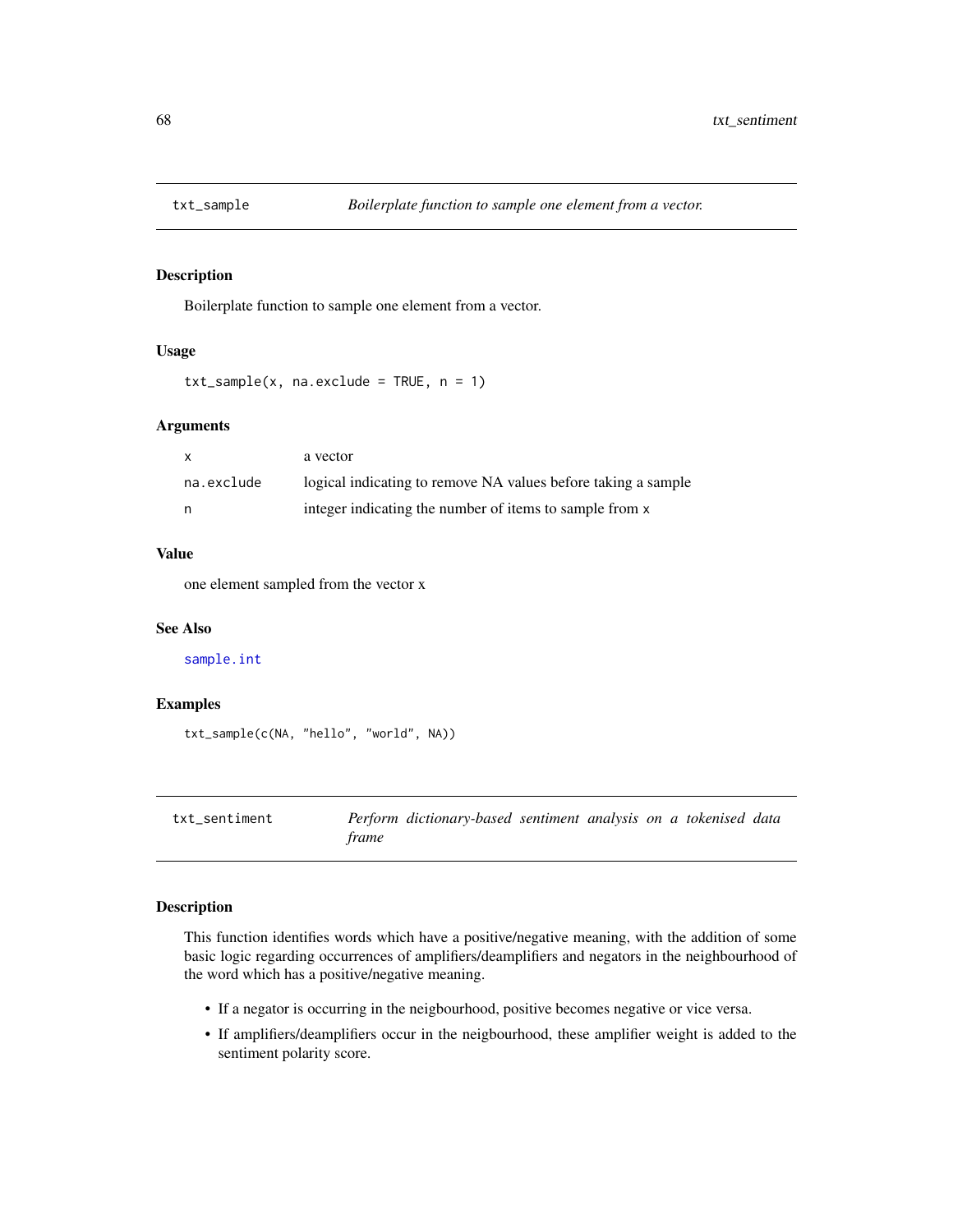## txt_sample *Boilerplate function to sample one element from a vector.*

### Description

Boilerplate function to sample one element from a vector.

### Usage

```
txt_sample(x, na.exclude = TRUE, n = 1)
```

### Arguments

| | |
|---|---|
| x | a vector |
| na.exclude | logical indicating to remove NA values before taking a sample |
| n | integer indicating the number of items to sample from x |

### Value

one element sampled from the vector x

### See Also

sample.int

### Examples

```
txt_sample(c(NA, "hello", "world", NA))
```

## txt_sentiment *Perform dictionary-based sentiment analysis on a tokenised data frame*

### Description

This function identifies words which have a positive/negative meaning, with the addition of some basic logic regarding occurrences of amplifiers/deamplifiers and negators in the neighbourhood of the word which has a positive/negative meaning.

- If a negator is occurring in the neigbourhood, positive becomes negative or vice versa.
- If amplifiers/deamplifiers occur in the neigbourhood, these amplifier weight is added to the sentiment polarity score.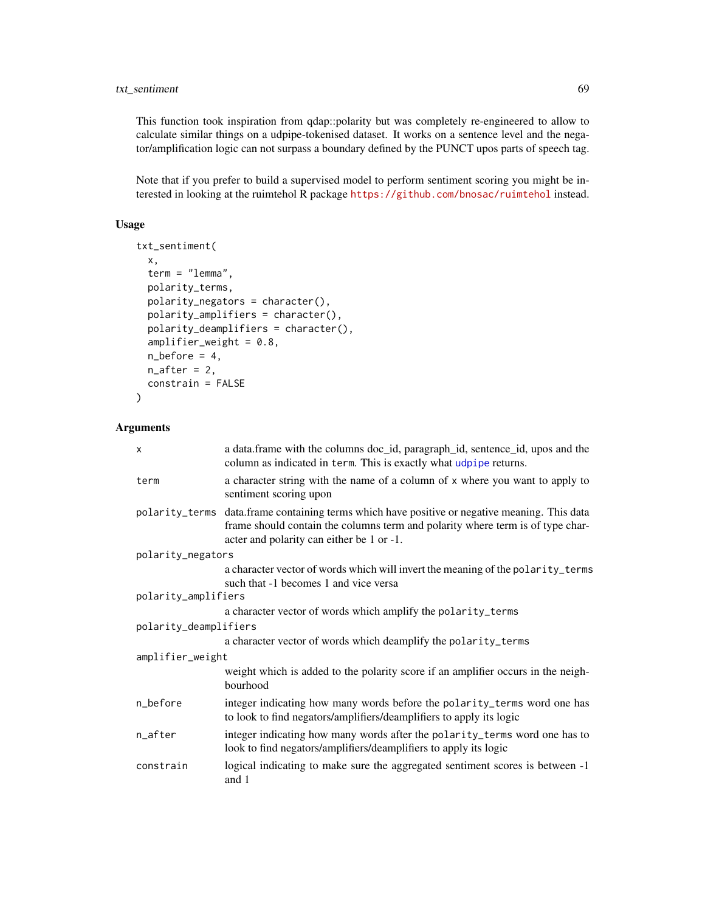This function took inspiration from qdap::polarity but was completely re-engineered to allow to calculate similar things on a udpipe-tokenised dataset. It works on a sentence level and the negator/amplification logic can not surpass a boundary defined by the PUNCT upos parts of speech tag.

Note that if you prefer to build a supervised model to perform sentiment scoring you might be interested in looking at the ruimtehol R package https://github.com/bnosac/ruimtehol instead.

## Usage

```
txt_sentiment(
  x,
  term = "lemma",
  polarity_terms,
  polarity_negators = character(),
  polarity_amplifiers = character(),
  polarity_deamplifiers = character(),
  amplifier_weight = 0.8,
  n_before = 4,
  n_after = 2,
  constrain = FALSE
)
```

## Arguments

| Argument | Description |
|---|---|
| `x` | a data.frame with the columns doc_id, paragraph_id, sentence_id, upos and the column as indicated in `term`. This is exactly what `udpipe` returns. |
| `term` | a character string with the name of a column of `x` where you want to apply to sentiment scoring upon |
| `polarity_terms` | data.frame containing terms which have positive or negative meaning. This data frame should contain the columns term and polarity where term is of type character and polarity can either be 1 or -1. |
| `polarity_negators` | a character vector of words which will invert the meaning of the `polarity_terms` such that -1 becomes 1 and vice versa |
| `polarity_amplifiers` | a character vector of words which amplify the `polarity_terms` |
| `polarity_deamplifiers` | a character vector of words which deamplify the `polarity_terms` |
| `amplifier_weight` | weight which is added to the polarity score if an amplifier occurs in the neighbourhood |
| `n_before` | integer indicating how many words before the `polarity_terms` word one has to look to find negators/amplifiers/deamplifiers to apply its logic |
| `n_after` | integer indicating how many words after the `polarity_terms` word one has to look to find negators/amplifiers/deamplifiers to apply its logic |
| `constrain` | logical indicating to make sure the aggregated sentiment scores is between -1 and 1 |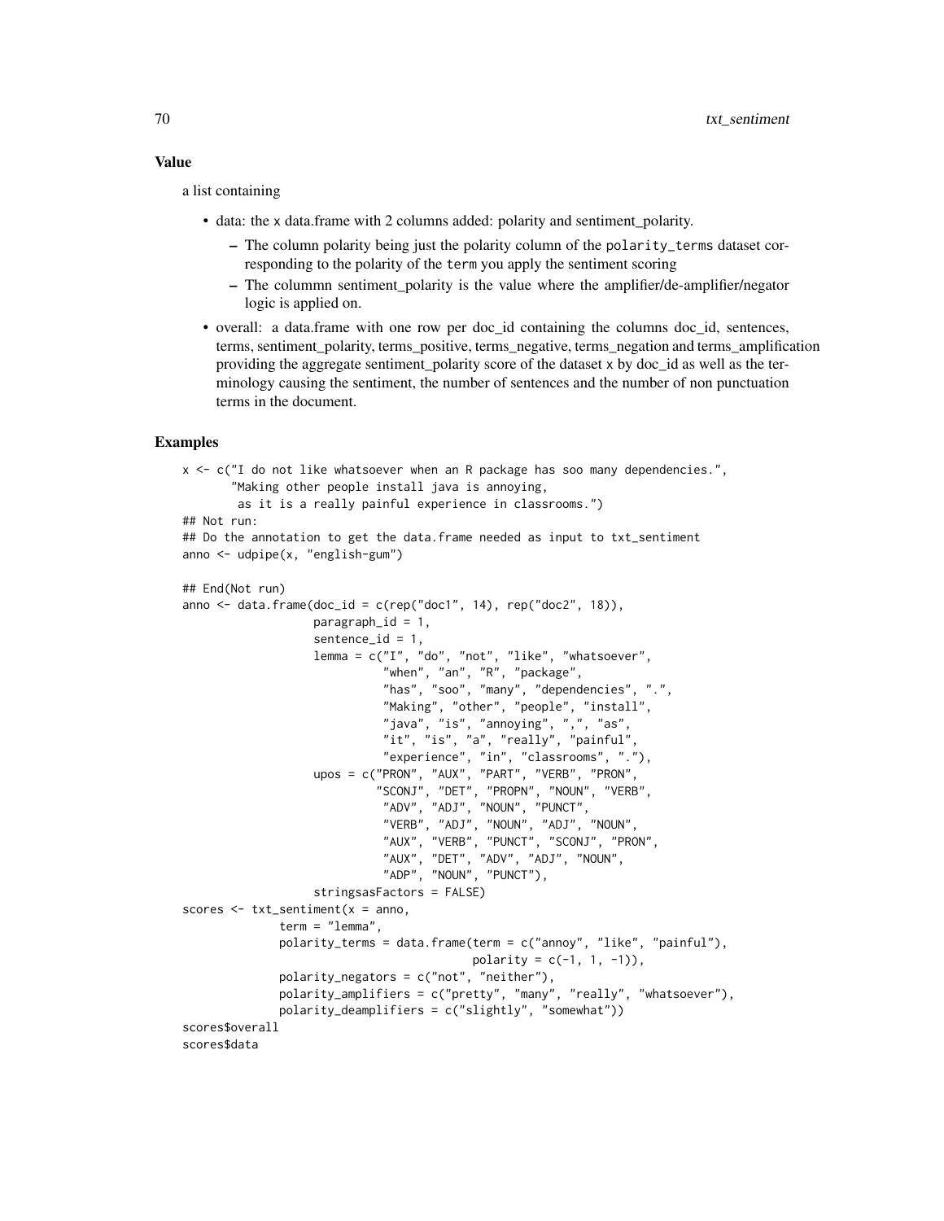## Value

a list containing

- data: the x data.frame with 2 columns added: polarity and sentiment_polarity.
  - The column polarity being just the polarity column of the polarity_terms dataset corresponding to the polarity of the term you apply the sentiment scoring
  - The colummn sentiment_polarity is the value where the amplifier/de-amplifier/negator logic is applied on.
- overall: a data.frame with one row per doc_id containing the columns doc_id, sentences, terms, sentiment_polarity, terms_positive, terms_negative, terms_negation and terms_amplification providing the aggregate sentiment_polarity score of the dataset x by doc_id as well as the terminology causing the sentiment, the number of sentences and the number of non punctuation terms in the document.

## Examples

```
x <- c("I do not like whatsoever when an R package has soo many dependencies.",
       "Making other people install java is annoying,
        as it is a really painful experience in classrooms.")
## Not run:
## Do the annotation to get the data.frame needed as input to txt_sentiment
anno <- udpipe(x, "english-gum")

## End(Not run)
anno <- data.frame(doc_id = c(rep("doc1", 14), rep("doc2", 18)),
                   paragraph_id = 1,
                   sentence_id = 1,
                   lemma = c("I", "do", "not", "like", "whatsoever",
                             "when", "an", "R", "package",
                             "has", "soo", "many", "dependencies", ".",
                             "Making", "other", "people", "install",
                             "java", "is", "annoying", ",", "as",
                             "it", "is", "a", "really", "painful",
                             "experience", "in", "classrooms", "."),
                   upos = c("PRON", "AUX", "PART", "VERB", "PRON",
                            "SCONJ", "DET", "PROPN", "NOUN", "VERB",
                             "ADV", "ADJ", "NOUN", "PUNCT",
                             "VERB", "ADJ", "NOUN", "ADJ", "NOUN",
                             "AUX", "VERB", "PUNCT", "SCONJ", "PRON",
                             "AUX", "DET", "ADV", "ADJ", "NOUN",
                             "ADP", "NOUN", "PUNCT"),
                   stringsAsFactors = FALSE)
scores <- txt_sentiment(x = anno,
              term = "lemma",
              polarity_terms = data.frame(term = c("annoy", "like", "painful"),
                                          polarity = c(-1, 1, -1)),
              polarity_negators = c("not", "neither"),
              polarity_amplifiers = c("pretty", "many", "really", "whatsoever"),
              polarity_deamplifiers = c("slightly", "somewhat"))
scores$overall
scores$data
```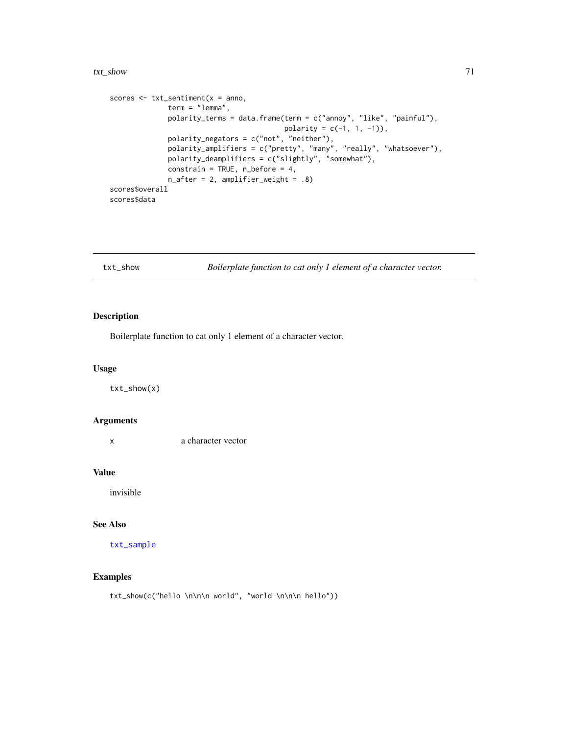```
scores <- txt_sentiment(x = anno,
              term = "lemma",
              polarity_terms = data.frame(term = c("annoy", "like", "painful"),
                                          polarity = c(-1, 1, -1)),
              polarity_negators = c("not", "neither"),
              polarity_amplifiers = c("pretty", "many", "really", "whatsoever"),
              polarity_deamplifiers = c("slightly", "somewhat"),
              constrain = TRUE, n_before = 4,
              n_after = 2, amplifier_weight = .8)
scores$overall
scores$data
```

## txt_show — *Boilerplate function to cat only 1 element of a character vector.*

### Description

Boilerplate function to cat only 1 element of a character vector.

### Usage

```
txt_show(x)
```

### Arguments

| | |
|---|---|
| x | a character vector |

### Value

invisible

### See Also

txt_sample

### Examples

```
txt_show(c("hello \n\n\n world", "world \n\n\n hello"))
```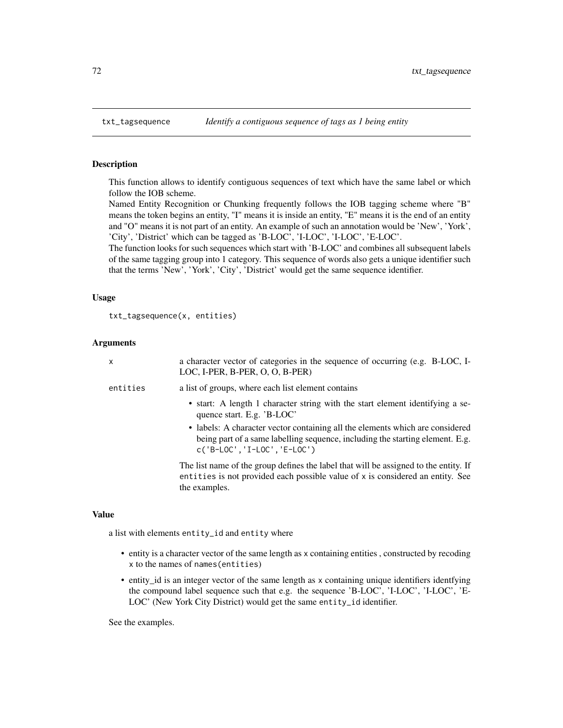# txt_tagsequence — *Identify a contiguous sequence of tags as 1 being entity*

## Description

This function allows to identify contiguous sequences of text which have the same label or which follow the IOB scheme.
Named Entity Recognition or Chunking frequently follows the IOB tagging scheme where "B" means the token begins an entity, "I" means it is inside an entity, "E" means it is the end of an entity and "O" means it is not part of an entity. An example of such an annotation would be 'New', 'York', 'City', 'District' which can be tagged as 'B-LOC', 'I-LOC', 'I-LOC', 'E-LOC'.
The function looks for such sequences which start with 'B-LOC' and combines all subsequent labels of the same tagging group into 1 category. This sequence of words also gets a unique identifier such that the terms 'New', 'York', 'City', 'District' would get the same sequence identifier.

## Usage

```
txt_tagsequence(x, entities)
```

## Arguments

`x` — a character vector of categories in the sequence of occurring (e.g. B-LOC, I-LOC, I-PER, B-PER, O, O, B-PER)

`entities` — a list of groups, where each list element contains

- start: A length 1 character string with the start element identifying a sequence start. E.g. 'B-LOC'
- labels: A character vector containing all the elements which are considered being part of a same labelling sequence, including the starting element. E.g. `c('B-LOC','I-LOC','E-LOC')`

The list name of the group defines the label that will be assigned to the entity. If `entities` is not provided each possible value of `x` is considered an entity. See the examples.

## Value

a list with elements `entity_id` and `entity` where

- entity is a character vector of the same length as `x` containing entities , constructed by recoding `x` to the names of `names(entities)`
- entity_id is an integer vector of the same length as `x` containing unique identifiers identfying the compound label sequence such that e.g. the sequence 'B-LOC', 'I-LOC', 'I-LOC', 'E-LOC' (New York City District) would get the same `entity_id` identifier.

See the examples.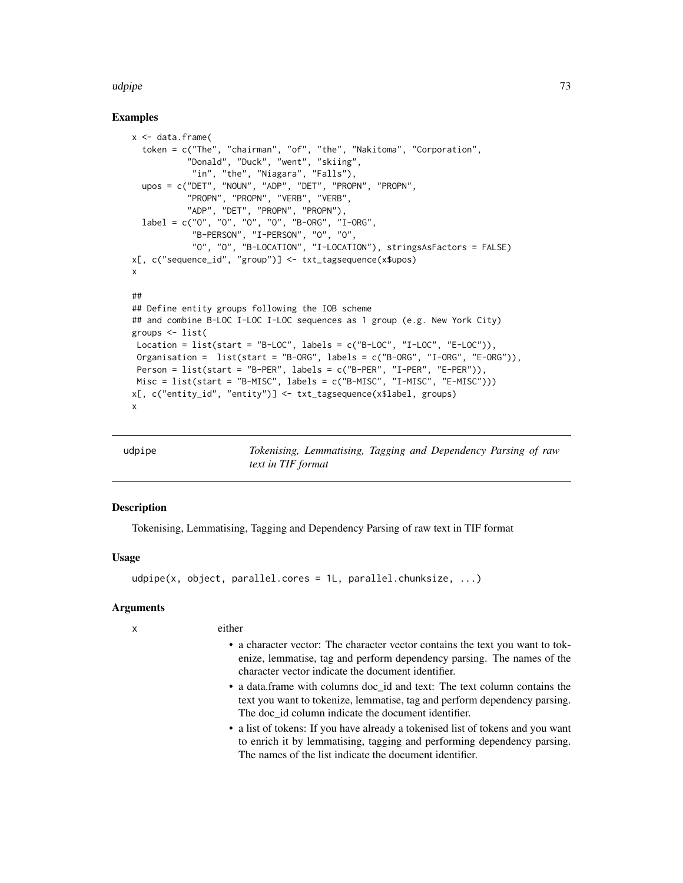### Examples

```
x <- data.frame(
  token = c("The", "chairman", "of", "the", "Nakitoma", "Corporation",
           "Donald", "Duck", "went", "skiing",
            "in", "the", "Niagara", "Falls"),
  upos = c("DET", "NOUN", "ADP", "DET", "PROPN", "PROPN",
           "PROPN", "PROPN", "VERB", "VERB",
           "ADP", "DET", "PROPN", "PROPN"),
  label = c("O", "O", "O", "O", "B-ORG", "I-ORG",
            "B-PERSON", "I-PERSON", "O", "O",
            "O", "O", "B-LOCATION", "I-LOCATION"), stringsAsFactors = FALSE)
x[, c("sequence_id", "group")] <- txt_tagsequence(x$upos)
x

##
## Define entity groups following the IOB scheme
## and combine B-LOC I-LOC I-LOC sequences as 1 group (e.g. New York City)
groups <- list(
 Location = list(start = "B-LOC", labels = c("B-LOC", "I-LOC", "E-LOC")),
 Organisation =  list(start = "B-ORG", labels = c("B-ORG", "I-ORG", "E-ORG")),
 Person = list(start = "B-PER", labels = c("B-PER", "I-PER", "E-PER")),
 Misc = list(start = "B-MISC", labels = c("B-MISC", "I-MISC", "E-MISC")))
x[, c("entity_id", "entity")] <- txt_tagsequence(x$label, groups)
x
```

---

## udpipe — *Tokenising, Lemmatising, Tagging and Dependency Parsing of raw text in TIF format*

### Description

Tokenising, Lemmatising, Tagging and Dependency Parsing of raw text in TIF format

### Usage

```
udpipe(x, object, parallel.cores = 1L, parallel.chunksize, ...)
```

### Arguments

`x` either

- a character vector: The character vector contains the text you want to tokenize, lemmatise, tag and perform dependency parsing. The names of the character vector indicate the document identifier.
- a data.frame with columns doc_id and text: The text column contains the text you want to tokenize, lemmatise, tag and perform dependency parsing. The doc_id column indicate the document identifier.
- a list of tokens: If you have already a tokenised list of tokens and you want to enrich it by lemmatising, tagging and performing dependency parsing. The names of the list indicate the document identifier.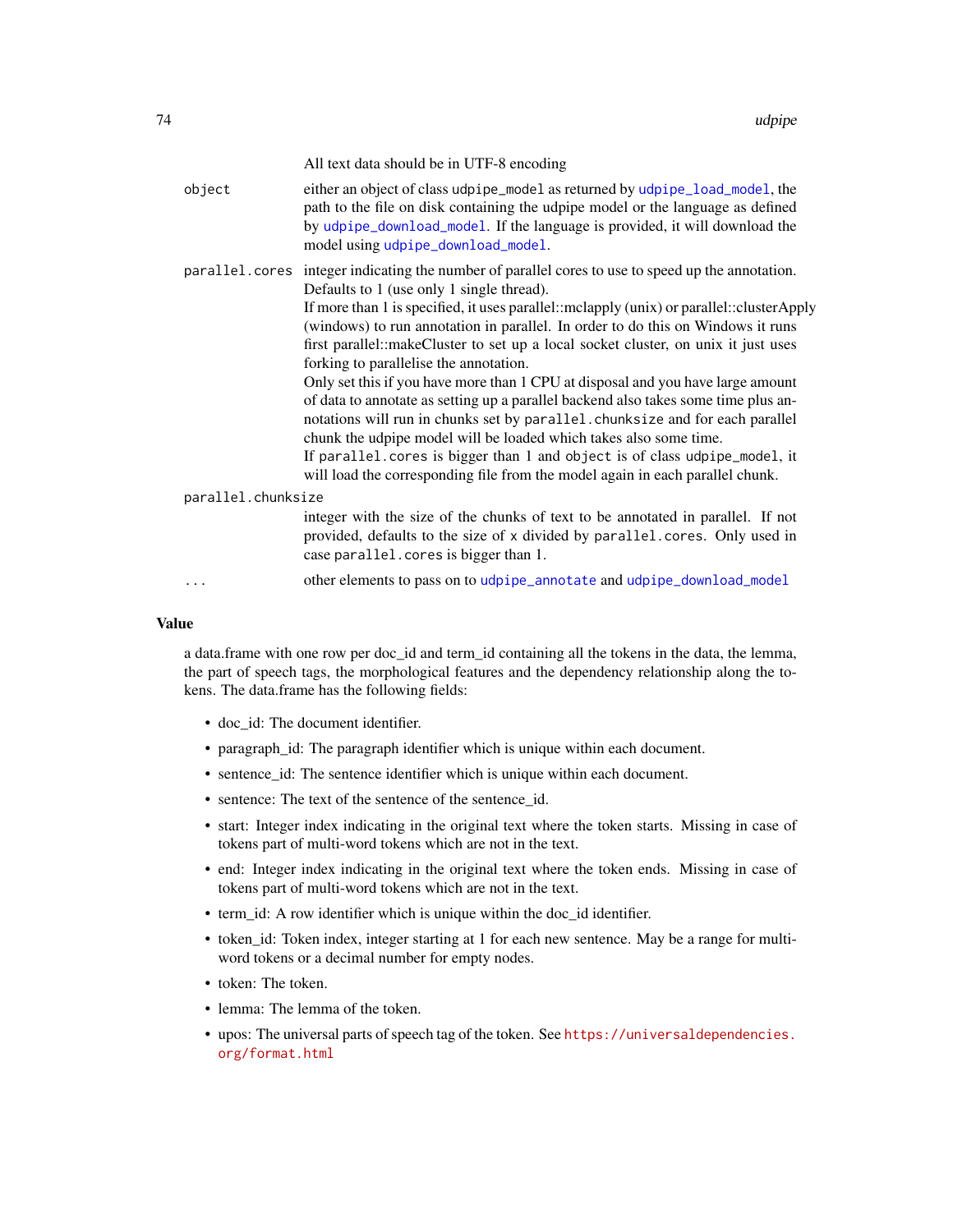All text data should be in UTF-8 encoding

- `object` — either an object of class `udpipe_model` as returned by `udpipe_load_model`, the path to the file on disk containing the udpipe model or the language as defined by `udpipe_download_model`. If the language is provided, it will download the model using `udpipe_download_model`.
- `parallel.cores` — integer indicating the number of parallel cores to use to speed up the annotation. Defaults to 1 (use only 1 single thread).
  If more than 1 is specified, it uses parallel::mclapply (unix) or parallel::clusterApply (windows) to run annotation in parallel. In order to do this on Windows it runs first parallel::makeCluster to set up a local socket cluster, on unix it just uses forking to parallelise the annotation.
  Only set this if you have more than 1 CPU at disposal and you have large amount of data to annotate as setting up a parallel backend also takes some time plus annotations will run in chunks set by `parallel.chunksize` and for each parallel chunk the udpipe model will be loaded which takes also some time.
  If `parallel.cores` is bigger than 1 and `object` is of class `udpipe_model`, it will load the corresponding file from the model again in each parallel chunk.
- `parallel.chunksize` — integer with the size of the chunks of text to be annotated in parallel. If not provided, defaults to the size of `x` divided by `parallel.cores`. Only used in case `parallel.cores` is bigger than 1.
- `...` — other elements to pass on to `udpipe_annotate` and `udpipe_download_model`

## Value

a data.frame with one row per doc_id and term_id containing all the tokens in the data, the lemma, the part of speech tags, the morphological features and the dependency relationship along the tokens. The data.frame has the following fields:

- doc_id: The document identifier.
- paragraph_id: The paragraph identifier which is unique within each document.
- sentence_id: The sentence identifier which is unique within each document.
- sentence: The text of the sentence of the sentence_id.
- start: Integer index indicating in the original text where the token starts. Missing in case of tokens part of multi-word tokens which are not in the text.
- end: Integer index indicating in the original text where the token ends. Missing in case of tokens part of multi-word tokens which are not in the text.
- term_id: A row identifier which is unique within the doc_id identifier.
- token_id: Token index, integer starting at 1 for each new sentence. May be a range for multi-word tokens or a decimal number for empty nodes.
- token: The token.
- lemma: The lemma of the token.
- upos: The universal parts of speech tag of the token. See https://universaldependencies.org/format.html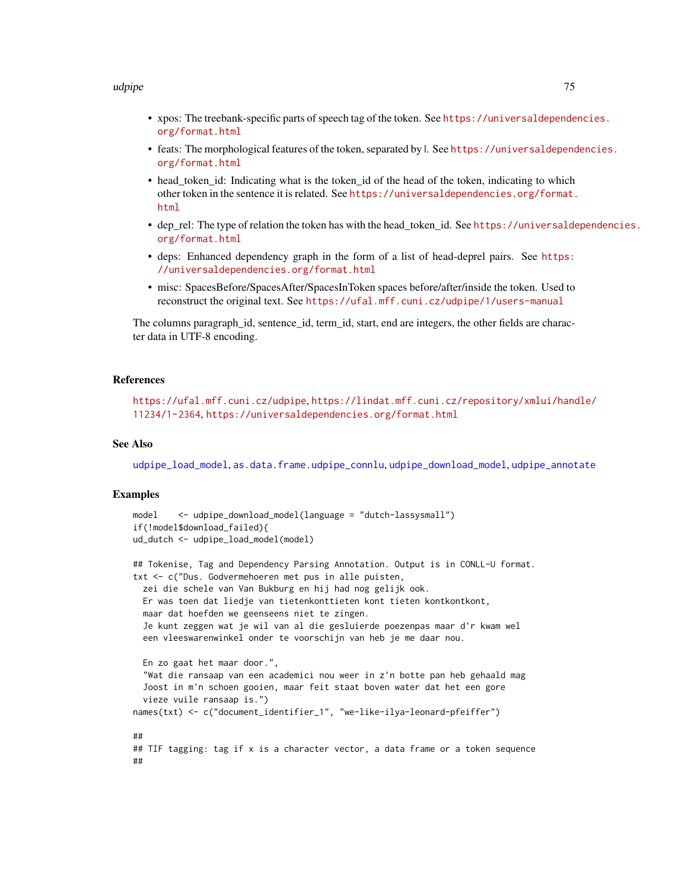- xpos: The treebank-specific parts of speech tag of the token. See https://universaldependencies.org/format.html
- feats: The morphological features of the token, separated by |. See https://universaldependencies.org/format.html
- head_token_id: Indicating what is the token_id of the head of the token, indicating to which other token in the sentence it is related. See https://universaldependencies.org/format.html
- dep_rel: The type of relation the token has with the head_token_id. See https://universaldependencies.org/format.html
- deps: Enhanced dependency graph in the form of a list of head-deprel pairs. See https://universaldependencies.org/format.html
- misc: SpacesBefore/SpacesAfter/SpacesInToken spaces before/after/inside the token. Used to reconstruct the original text. See https://ufal.mff.cuni.cz/udpipe/1/users-manual

The columns paragraph_id, sentence_id, term_id, start, end are integers, the other fields are character data in UTF-8 encoding.

## References

https://ufal.mff.cuni.cz/udpipe, https://lindat.mff.cuni.cz/repository/xmlui/handle/11234/1-2364, https://universaldependencies.org/format.html

## See Also

udpipe_load_model, as.data.frame.udpipe_connlu, udpipe_download_model, udpipe_annotate

## Examples

```
model    <- udpipe_download_model(language = "dutch-lassysmall")
if(!model$download_failed){
ud_dutch <- udpipe_load_model(model)

## Tokenise, Tag and Dependency Parsing Annotation. Output is in CONLL-U format.
txt <- c("Dus. Godvermehoeren met pus in alle puisten,
  zei die schele van Van Bukburg en hij had nog gelijk ook.
  Er was toen dat liedje van tietenkonttieten kont tieten kontkontkont,
  maar dat hoefden we geenseens niet te zingen.
  Je kunt zeggen wat je wil van al die gesluierde poezenpas maar d'r kwam wel
  een vleeswarenwinkel onder te voorschijn van heb je me daar nou.

  En zo gaat het maar door.",
  "Wat die ransaap van een academici nou weer in z'n botte pan heb gehaald mag
  Joost in m'n schoen gooien, maar feit staat boven water dat het een gore
  vieze vuile ransaap is.")
names(txt) <- c("document_identifier_1", "we-like-ilya-leonard-pfeiffer")

##
## TIF tagging: tag if x is a character vector, a data frame or a token sequence
##
```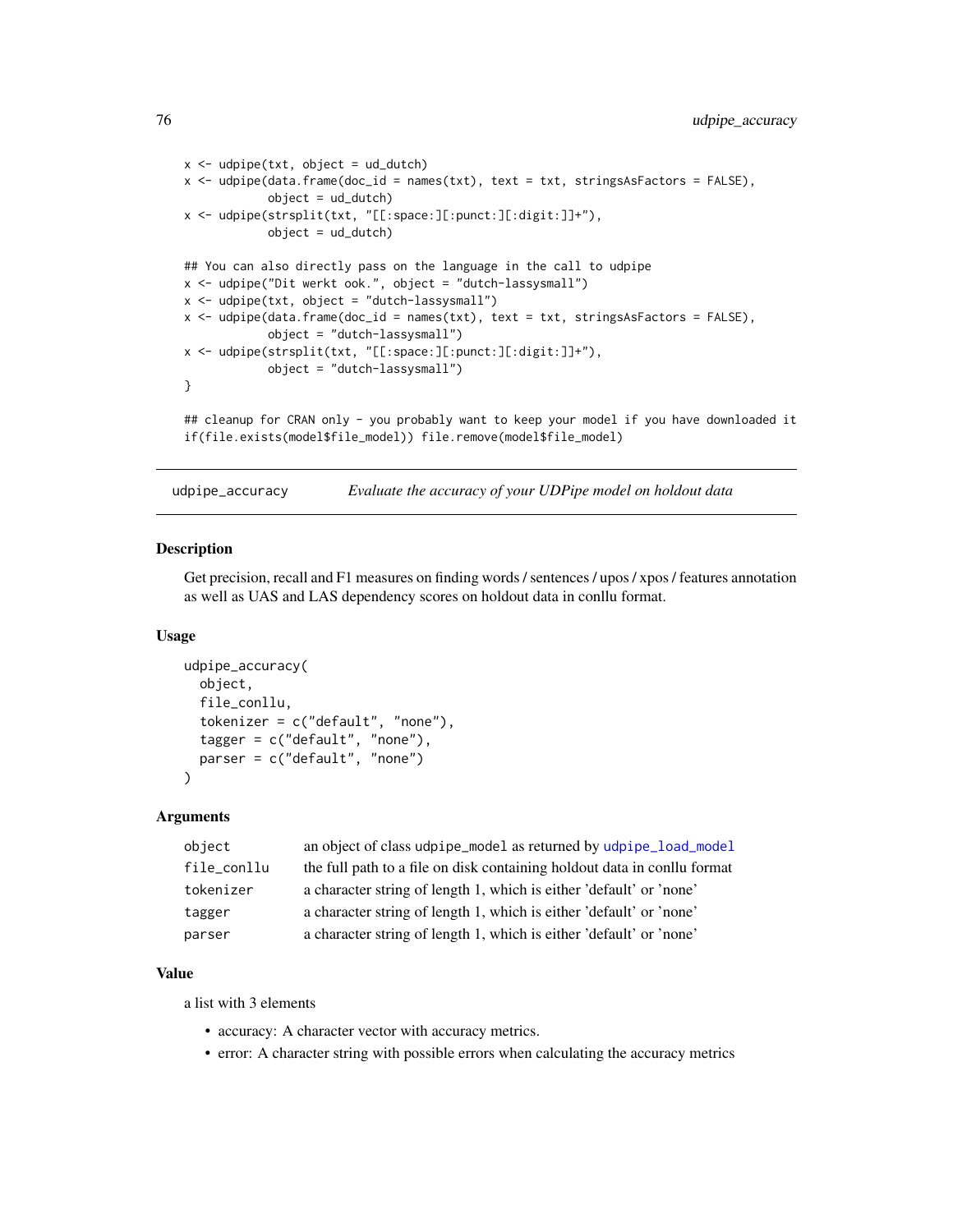```
x <- udpipe(txt, object = ud_dutch)
x <- udpipe(data.frame(doc_id = names(txt), text = txt, stringsAsFactors = FALSE),
            object = ud_dutch)
x <- udpipe(strsplit(txt, "[[:space:][:punct:][:digit:]]+"),
            object = ud_dutch)

## You can also directly pass on the language in the call to udpipe
x <- udpipe("Dit werkt ook.", object = "dutch-lassysmall")
x <- udpipe(txt, object = "dutch-lassysmall")
x <- udpipe(data.frame(doc_id = names(txt), text = txt, stringsAsFactors = FALSE),
            object = "dutch-lassysmall")
x <- udpipe(strsplit(txt, "[[:space:][:punct:][:digit:]]+"),
            object = "dutch-lassysmall")
}

## cleanup for CRAN only - you probably want to keep your model if you have downloaded it
if(file.exists(model$file_model)) file.remove(model$file_model)
```

---

## udpipe_accuracy — *Evaluate the accuracy of your UDPipe model on holdout data*

### Description

Get precision, recall and F1 measures on finding words / sentences / upos / xpos / features annotation as well as UAS and LAS dependency scores on holdout data in conllu format.

### Usage

```
udpipe_accuracy(
  object,
  file_conllu,
  tokenizer = c("default", "none"),
  tagger = c("default", "none"),
  parser = c("default", "none")
)
```

### Arguments

| | |
|---|---|
| `object` | an object of class `udpipe_model` as returned by `udpipe_load_model` |
| `file_conllu` | the full path to a file on disk containing holdout data in conllu format |
| `tokenizer` | a character string of length 1, which is either 'default' or 'none' |
| `tagger` | a character string of length 1, which is either 'default' or 'none' |
| `parser` | a character string of length 1, which is either 'default' or 'none' |

### Value

a list with 3 elements

- accuracy: A character vector with accuracy metrics.
- error: A character string with possible errors when calculating the accuracy metrics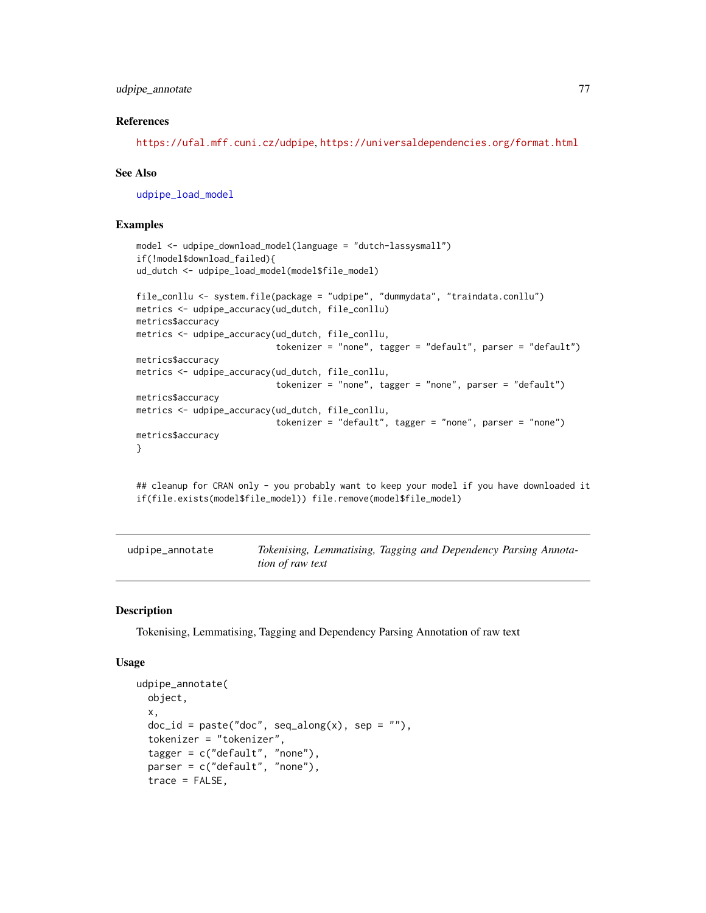### References

https://ufal.mff.cuni.cz/udpipe, https://universaldependencies.org/format.html

### See Also

udpipe_load_model

### Examples

```
model <- udpipe_download_model(language = "dutch-lassysmall")
if(!model$download_failed){
ud_dutch <- udpipe_load_model(model$file_model)

file_conllu <- system.file(package = "udpipe", "dummydata", "traindata.conllu")
metrics <- udpipe_accuracy(ud_dutch, file_conllu)
metrics$accuracy
metrics <- udpipe_accuracy(ud_dutch, file_conllu,
                           tokenizer = "none", tagger = "default", parser = "default")
metrics$accuracy
metrics <- udpipe_accuracy(ud_dutch, file_conllu,
                           tokenizer = "none", tagger = "none", parser = "default")
metrics$accuracy
metrics <- udpipe_accuracy(ud_dutch, file_conllu,
                           tokenizer = "default", tagger = "none", parser = "none")
metrics$accuracy
}


## cleanup for CRAN only - you probably want to keep your model if you have downloaded it
if(file.exists(model$file_model)) file.remove(model$file_model)
```

---

## udpipe_annotate — *Tokenising, Lemmatising, Tagging and Dependency Parsing Annotation of raw text*

---

### Description

Tokenising, Lemmatising, Tagging and Dependency Parsing Annotation of raw text

### Usage

```
udpipe_annotate(
  object,
  x,
  doc_id = paste("doc", seq_along(x), sep = ""),
  tokenizer = "tokenizer",
  tagger = c("default", "none"),
  parser = c("default", "none"),
  trace = FALSE,
```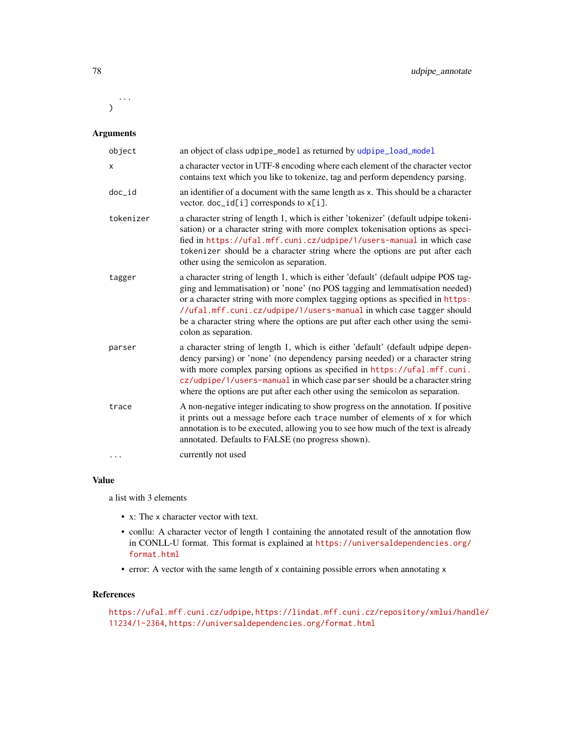```
  ...
)
```

### Arguments

| Argument | Description |
|---|---|
| object | an object of class udpipe_model as returned by udpipe_load_model |
| x | a character vector in UTF-8 encoding where each element of the character vector contains text which you like to tokenize, tag and perform dependency parsing. |
| doc_id | an identifier of a document with the same length as x. This should be a character vector. doc_id[i] corresponds to x[i]. |
| tokenizer | a character string of length 1, which is either 'tokenizer' (default udpipe tokenisation) or a character string with more complex tokenisation options as specified in https://ufal.mff.cuni.cz/udpipe/1/users-manual in which case tokenizer should be a character string where the options are put after each other using the semicolon as separation. |
| tagger | a character string of length 1, which is either 'default' (default udpipe POS tagging and lemmatisation) or 'none' (no POS tagging and lemmatisation needed) or a character string with more complex tagging options as specified in https://ufal.mff.cuni.cz/udpipe/1/users-manual in which case tagger should be a character string where the options are put after each other using the semicolon as separation. |
| parser | a character string of length 1, which is either 'default' (default udpipe dependency parsing) or 'none' (no dependency parsing needed) or a character string with more complex parsing options as specified in https://ufal.mff.cuni.cz/udpipe/1/users-manual in which case parser should be a character string where the options are put after each other using the semicolon as separation. |
| trace | A non-negative integer indicating to show progress on the annotation. If positive it prints out a message before each trace number of elements of x for which annotation is to be executed, allowing you to see how much of the text is already annotated. Defaults to FALSE (no progress shown). |
| ... | currently not used |

### Value

a list with 3 elements

- x: The x character vector with text.
- conllu: A character vector of length 1 containing the annotated result of the annotation flow in CONLL-U format. This format is explained at https://universaldependencies.org/format.html
- error: A vector with the same length of x containing possible errors when annotating x

### References

https://ufal.mff.cuni.cz/udpipe, https://lindat.mff.cuni.cz/repository/xmlui/handle/11234/1-2364, https://universaldependencies.org/format.html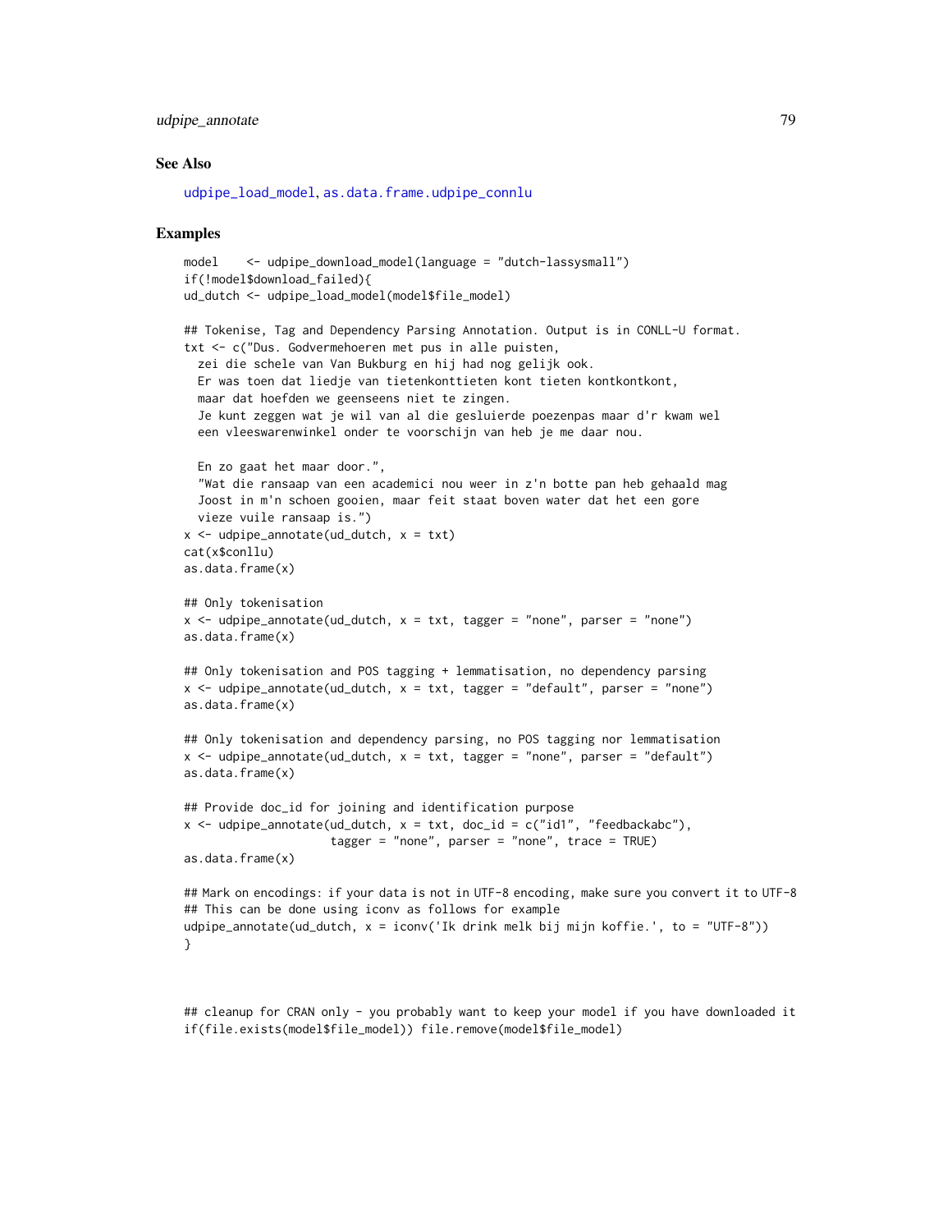## See Also

udpipe_load_model, as.data.frame.udpipe_connlu

## Examples

```
model    <- udpipe_download_model(language = "dutch-lassysmall")
if(!model$download_failed){
ud_dutch <- udpipe_load_model(model$file_model)

## Tokenise, Tag and Dependency Parsing Annotation. Output is in CONLL-U format.
txt <- c("Dus. Godvermehoeren met pus in alle puisten,
  zei die schele van Van Bukburg en hij had nog gelijk ook.
  Er was toen dat liedje van tietenkonttieten kont tieten kontkontkont,
  maar dat hoefden we geenseens niet te zingen.
  Je kunt zeggen wat je wil van al die gesluierde poezenpas maar d'r kwam wel
  een vleeswarenwinkel onder te voorschijn van heb je me daar nou.

  En zo gaat het maar door.",
  "Wat die ransaap van een academici nou weer in z'n botte pan heb gehaald mag
  Joost in m'n schoen gooien, maar feit staat boven water dat het een gore
  vieze vuile ransaap is.")
x <- udpipe_annotate(ud_dutch, x = txt)
cat(x$conllu)
as.data.frame(x)

## Only tokenisation
x <- udpipe_annotate(ud_dutch, x = txt, tagger = "none", parser = "none")
as.data.frame(x)

## Only tokenisation and POS tagging + lemmatisation, no dependency parsing
x <- udpipe_annotate(ud_dutch, x = txt, tagger = "default", parser = "none")
as.data.frame(x)

## Only tokenisation and dependency parsing, no POS tagging nor lemmatisation
x <- udpipe_annotate(ud_dutch, x = txt, tagger = "none", parser = "default")
as.data.frame(x)

## Provide doc_id for joining and identification purpose
x <- udpipe_annotate(ud_dutch, x = txt, doc_id = c("id1", "feedbackabc"),
                     tagger = "none", parser = "none", trace = TRUE)
as.data.frame(x)

## Mark on encodings: if your data is not in UTF-8 encoding, make sure you convert it to UTF-8
## This can be done using iconv as follows for example
udpipe_annotate(ud_dutch, x = iconv('Ik drink melk bij mijn koffie.', to = "UTF-8"))
}



## cleanup for CRAN only - you probably want to keep your model if you have downloaded it
if(file.exists(model$file_model)) file.remove(model$file_model)
```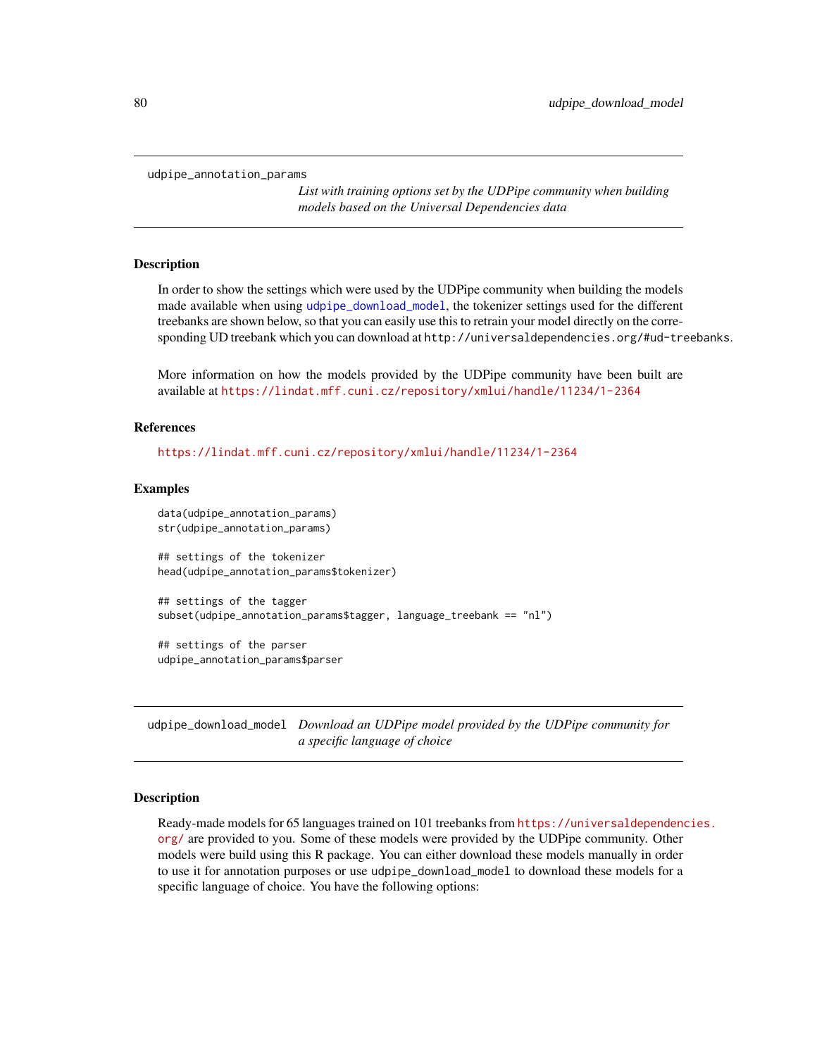## udpipe_annotation_params

*List with training options set by the UDPipe community when building models based on the Universal Dependencies data*

### Description

In order to show the settings which were used by the UDPipe community when building the models made available when using udpipe_download_model, the tokenizer settings used for the different treebanks are shown below, so that you can easily use this to retrain your model directly on the corresponding UD treebank which you can download at http://universaldependencies.org/#ud-treebanks.

More information on how the models provided by the UDPipe community have been built are available at https://lindat.mff.cuni.cz/repository/xmlui/handle/11234/1-2364

### References

https://lindat.mff.cuni.cz/repository/xmlui/handle/11234/1-2364

### Examples

```
data(udpipe_annotation_params)
str(udpipe_annotation_params)

## settings of the tokenizer
head(udpipe_annotation_params$tokenizer)

## settings of the tagger
subset(udpipe_annotation_params$tagger, language_treebank == "nl")

## settings of the parser
udpipe_annotation_params$parser
```

## udpipe_download_model

*Download an UDPipe model provided by the UDPipe community for a specific language of choice*

### Description

Ready-made models for 65 languages trained on 101 treebanks from https://universaldependencies.org/ are provided to you. Some of these models were provided by the UDPipe community. Other models were build using this R package. You can either download these models manually in order to use it for annotation purposes or use udpipe_download_model to download these models for a specific language of choice. You have the following options: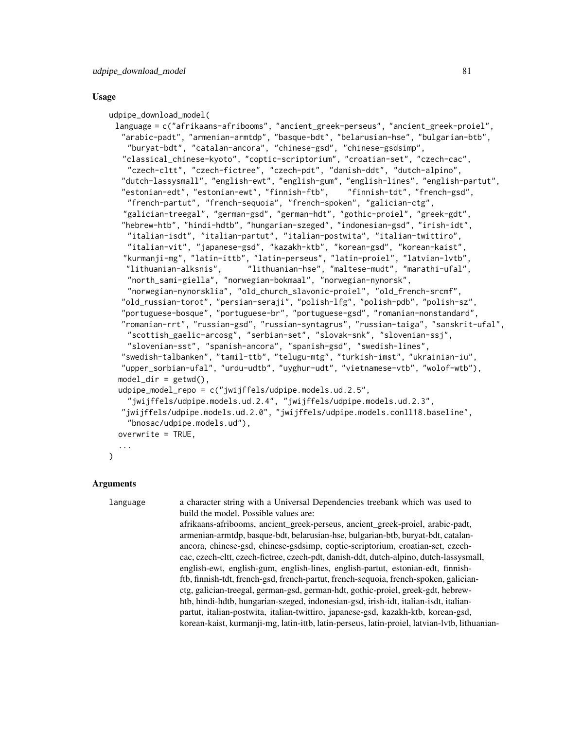## Usage

```
udpipe_download_model(
  language = c("afrikaans-afribooms", "ancient_greek-perseus", "ancient_greek-proiel",
    "arabic-padt", "armenian-armtdp", "basque-bdt", "belarusian-hse", "bulgarian-btb",
     "buryat-bdt", "catalan-ancora", "chinese-gsd", "chinese-gsdsimp",
    "classical_chinese-kyoto", "coptic-scriptorium", "croatian-set", "czech-cac",
     "czech-cltt", "czech-fictree", "czech-pdt", "danish-ddt", "dutch-alpino",
    "dutch-lassysmall", "english-ewt", "english-gum", "english-lines", "english-partut",
    "estonian-edt", "estonian-ewt", "finnish-ftb",    "finnish-tdt", "french-gsd",
     "french-partut", "french-sequoia", "french-spoken", "galician-ctg",
    "galician-treegal", "german-gsd", "german-hdt", "gothic-proiel", "greek-gdt",
    "hebrew-htb", "hindi-hdtb", "hungarian-szeged", "indonesian-gsd", "irish-idt",
     "italian-isdt", "italian-partut", "italian-postwita", "italian-twittiro",
     "italian-vit", "japanese-gsd", "kazakh-ktb", "korean-gsd", "korean-kaist",
    "kurmanji-mg", "latin-ittb", "latin-perseus", "latin-proiel", "latvian-lvtb",
     "lithuanian-alksnis",      "lithuanian-hse", "maltese-mudt", "marathi-ufal",
     "north_sami-giella", "norwegian-bokmaal", "norwegian-nynorsk",
     "norwegian-nynorsklia", "old_church_slavonic-proiel", "old_french-srcmf",
    "old_russian-torot", "persian-seraji", "polish-lfg", "polish-pdb", "polish-sz",
    "portuguese-bosque", "portuguese-br", "portuguese-gsd", "romanian-nonstandard",
    "romanian-rrt", "russian-gsd", "russian-syntagrus", "russian-taiga", "sanskrit-ufal",
     "scottish_gaelic-arcosg", "serbian-set", "slovak-snk", "slovenian-ssj",
     "slovenian-sst", "spanish-ancora", "spanish-gsd", "swedish-lines",
    "swedish-talbanken", "tamil-ttb", "telugu-mtg", "turkish-imst", "ukrainian-iu",
    "upper_sorbian-ufal", "urdu-udtb", "uyghur-udt", "vietnamese-vtb", "wolof-wtb"),
  model_dir = getwd(),
  udpipe_model_repo = c("jwijffels/udpipe.models.ud.2.5",
    "jwijffels/udpipe.models.ud.2.4", "jwijffels/udpipe.models.ud.2.3",
   "jwijffels/udpipe.models.ud.2.0", "jwijffels/udpipe.models.conll18.baseline",
    "bnosac/udpipe.models.ud"),
  overwrite = TRUE,
  ...
)
```

## Arguments

`language` a character string with a Universal Dependencies treebank which was used to build the model. Possible values are:
afrikaans-afribooms, ancient_greek-perseus, ancient_greek-proiel, arabic-padt, armenian-armtdp, basque-bdt, belarusian-hse, bulgarian-btb, buryat-bdt, catalan-ancora, chinese-gsd, chinese-gsdsimp, coptic-scriptorium, croatian-set, czech-cac, czech-cltt, czech-fictree, czech-pdt, danish-ddt, dutch-alpino, dutch-lassysmall, english-ewt, english-gum, english-lines, english-partut, estonian-edt, finnish-ftb, finnish-tdt, french-gsd, french-partut, french-sequoia, french-spoken, galician-ctg, galician-treegal, german-gsd, german-hdt, gothic-proiel, greek-gdt, hebrew-htb, hindi-hdtb, hungarian-szeged, indonesian-gsd, irish-idt, italian-isdt, italian-partut, italian-postwita, italian-twittiro, japanese-gsd, kazakh-ktb, korean-gsd, korean-kaist, kurmanji-mg, latin-ittb, latin-perseus, latin-proiel, latvian-lvtb, lithuanian-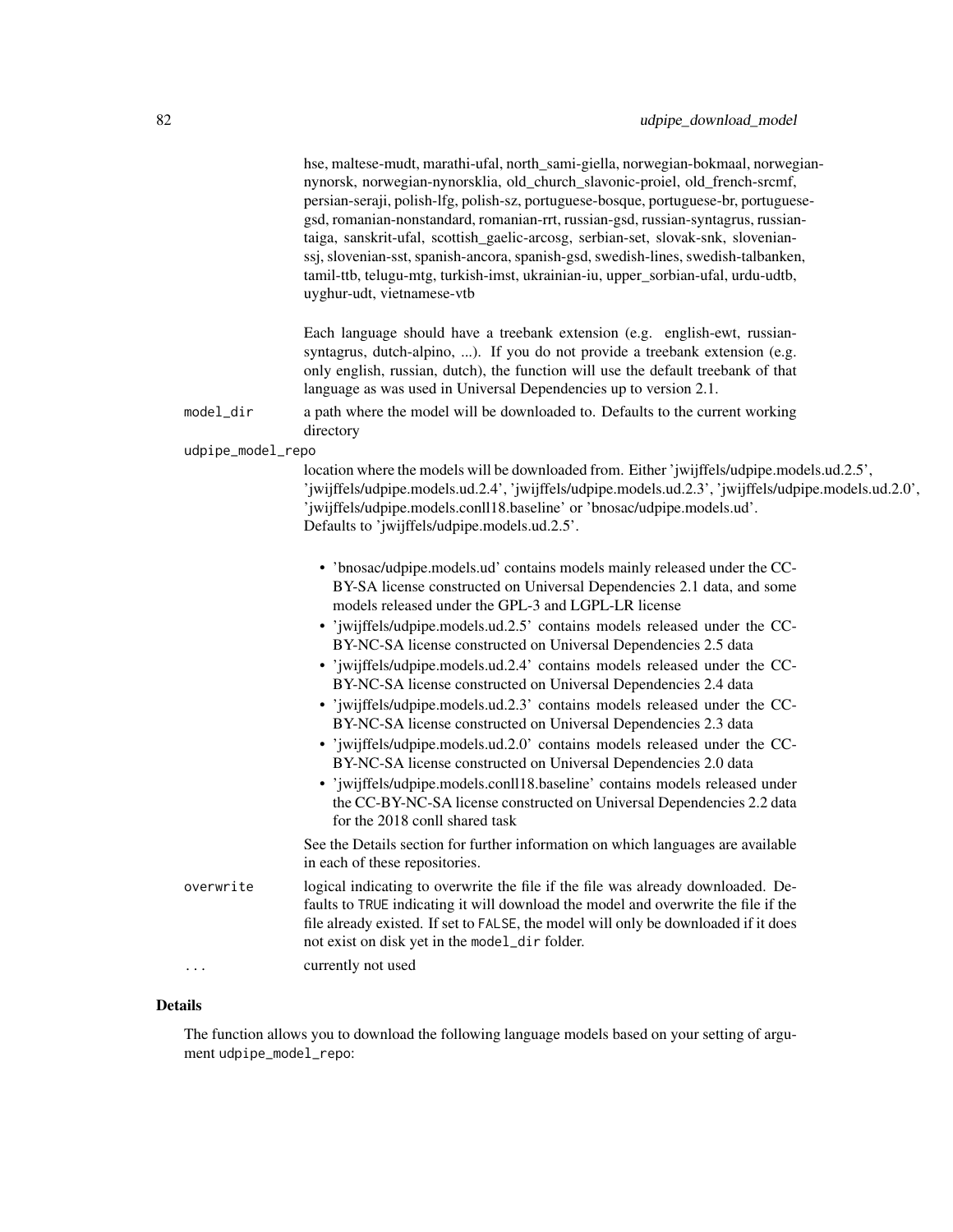hse, maltese-mudt, marathi-ufal, north_sami-giella, norwegian-bokmaal, norwegian-nynorsk, norwegian-nynorsklia, old_church_slavonic-proiel, old_french-srcmf, persian-seraji, polish-lfg, polish-sz, portuguese-bosque, portuguese-br, portuguese-gsd, romanian-nonstandard, romanian-rrt, russian-gsd, russian-syntagrus, russian-taiga, sanskrit-ufal, scottish_gaelic-arcosg, serbian-set, slovak-snk, slovenian-ssj, slovenian-sst, spanish-ancora, spanish-gsd, swedish-lines, swedish-talbanken, tamil-ttb, telugu-mtg, turkish-imst, ukrainian-iu, upper_sorbian-ufal, urdu-udtb, uyghur-udt, vietnamese-vtb

Each language should have a treebank extension (e.g. english-ewt, russian-syntagrus, dutch-alpino, ...). If you do not provide a treebank extension (e.g. only english, russian, dutch), the function will use the default treebank of that language as was used in Universal Dependencies up to version 2.1.

`model_dir`
: a path where the model will be downloaded to. Defaults to the current working directory

`udpipe_model_repo`
: location where the models will be downloaded from. Either 'jwijffels/udpipe.models.ud.2.5', 'jwijffels/udpipe.models.ud.2.4', 'jwijffels/udpipe.models.ud.2.3', 'jwijffels/udpipe.models.ud.2.0', 'jwijffels/udpipe.models.conll18.baseline' or 'bnosac/udpipe.models.ud'. Defaults to 'jwijffels/udpipe.models.ud.2.5'.

- 'bnosac/udpipe.models.ud' contains models mainly released under the CC-BY-SA license constructed on Universal Dependencies 2.1 data, and some models released under the GPL-3 and LGPL-LR license
- 'jwijffels/udpipe.models.ud.2.5' contains models released under the CC-BY-NC-SA license constructed on Universal Dependencies 2.5 data
- 'jwijffels/udpipe.models.ud.2.4' contains models released under the CC-BY-NC-SA license constructed on Universal Dependencies 2.4 data
- 'jwijffels/udpipe.models.ud.2.3' contains models released under the CC-BY-NC-SA license constructed on Universal Dependencies 2.3 data
- 'jwijffels/udpipe.models.ud.2.0' contains models released under the CC-BY-NC-SA license constructed on Universal Dependencies 2.0 data
- 'jwijffels/udpipe.models.conll18.baseline' contains models released under the CC-BY-NC-SA license constructed on Universal Dependencies 2.2 data for the 2018 conll shared task

See the Details section for further information on which languages are available in each of these repositories.

`overwrite`
: logical indicating to overwrite the file if the file was already downloaded. Defaults to `TRUE` indicating it will download the model and overwrite the file if the file already existed. If set to `FALSE`, the model will only be downloaded if it does not exist on disk yet in the `model_dir` folder.

`...`
: currently not used

## Details

The function allows you to download the following language models based on your setting of argument `udpipe_model_repo`: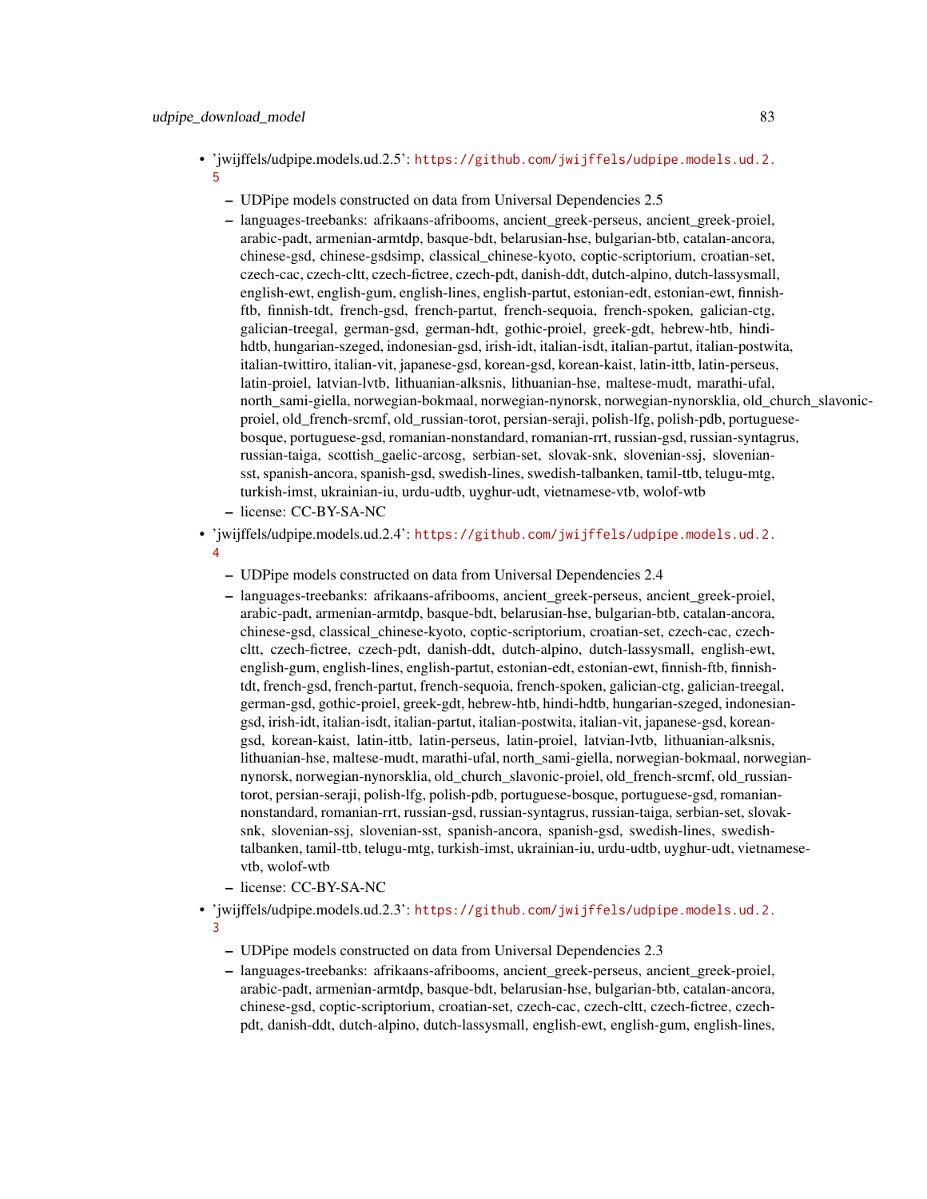- 'jwijffels/udpipe.models.ud.2.5': https://github.com/jwijffels/udpipe.models.ud.2.5
  - UDPipe models constructed on data from Universal Dependencies 2.5
  - languages-treebanks: afrikaans-afribooms, ancient_greek-perseus, ancient_greek-proiel, arabic-padt, armenian-armtdp, basque-bdt, belarusian-hse, bulgarian-btb, catalan-ancora, chinese-gsd, chinese-gsdsimp, classical_chinese-kyoto, coptic-scriptorium, croatian-set, czech-cac, czech-cltt, czech-fictree, czech-pdt, danish-ddt, dutch-alpino, dutch-lassysmall, english-ewt, english-gum, english-lines, english-partut, estonian-edt, estonian-ewt, finnish-ftb, finnish-tdt, french-gsd, french-partut, french-sequoia, french-spoken, galician-ctg, galician-treegal, german-gsd, german-hdt, gothic-proiel, greek-gdt, hebrew-htb, hindi-hdtb, hungarian-szeged, indonesian-gsd, irish-idt, italian-isdt, italian-partut, italian-postwita, italian-twittiro, italian-vit, japanese-gsd, korean-gsd, korean-kaist, latin-ittb, latin-perseus, latin-proiel, latvian-lvtb, lithuanian-alksnis, lithuanian-hse, maltese-mudt, marathi-ufal, north_sami-giella, norwegian-bokmaal, norwegian-nynorsk, norwegian-nynorsklia, old_church_slavonic-proiel, old_french-srcmf, old_russian-torot, persian-seraji, polish-lfg, polish-pdb, portuguese-bosque, portuguese-gsd, romanian-nonstandard, romanian-rrt, russian-gsd, russian-syntagrus, russian-taiga, scottish_gaelic-arcosg, serbian-set, slovak-snk, slovenian-ssj, slovenian-sst, spanish-ancora, spanish-gsd, swedish-lines, swedish-talbanken, tamil-ttb, telugu-mtg, turkish-imst, ukrainian-iu, urdu-udtb, uyghur-udt, vietnamese-vtb, wolof-wtb
  - license: CC-BY-SA-NC
- 'jwijffels/udpipe.models.ud.2.4': https://github.com/jwijffels/udpipe.models.ud.2.4
  - UDPipe models constructed on data from Universal Dependencies 2.4
  - languages-treebanks: afrikaans-afribooms, ancient_greek-perseus, ancient_greek-proiel, arabic-padt, armenian-armtdp, basque-bdt, belarusian-hse, bulgarian-btb, catalan-ancora, chinese-gsd, classical_chinese-kyoto, coptic-scriptorium, croatian-set, czech-cac, czech-cltt, czech-fictree, czech-pdt, danish-ddt, dutch-alpino, dutch-lassysmall, english-ewt, english-gum, english-lines, english-partut, estonian-edt, estonian-ewt, finnish-ftb, finnish-tdt, french-gsd, french-partut, french-sequoia, french-spoken, galician-ctg, galician-treegal, german-gsd, gothic-proiel, greek-gdt, hebrew-htb, hindi-hdtb, hungarian-szeged, indonesian-gsd, irish-idt, italian-isdt, italian-partut, italian-postwita, italian-vit, japanese-gsd, korean-gsd, korean-kaist, latin-ittb, latin-perseus, latin-proiel, latvian-lvtb, lithuanian-alksnis, lithuanian-hse, maltese-mudt, marathi-ufal, north_sami-giella, norwegian-bokmaal, norwegian-nynorsk, norwegian-nynorsklia, old_church_slavonic-proiel, old_french-srcmf, old_russian-torot, persian-seraji, polish-lfg, polish-pdb, portuguese-bosque, portuguese-gsd, romanian-nonstandard, romanian-rrt, russian-gsd, russian-syntagrus, russian-taiga, serbian-set, slovak-snk, slovenian-ssj, slovenian-sst, spanish-ancora, spanish-gsd, swedish-lines, swedish-talbanken, tamil-ttb, telugu-mtg, turkish-imst, ukrainian-iu, urdu-udtb, uyghur-udt, vietnamese-vtb, wolof-wtb
  - license: CC-BY-SA-NC
- 'jwijffels/udpipe.models.ud.2.3': https://github.com/jwijffels/udpipe.models.ud.2.3
  - UDPipe models constructed on data from Universal Dependencies 2.3
  - languages-treebanks: afrikaans-afribooms, ancient_greek-perseus, ancient_greek-proiel, arabic-padt, armenian-armtdp, basque-bdt, belarusian-hse, bulgarian-btb, catalan-ancora, chinese-gsd, coptic-scriptorium, croatian-set, czech-cac, czech-cltt, czech-fictree, czech-pdt, danish-ddt, dutch-alpino, dutch-lassysmall, english-ewt, english-gum, english-lines,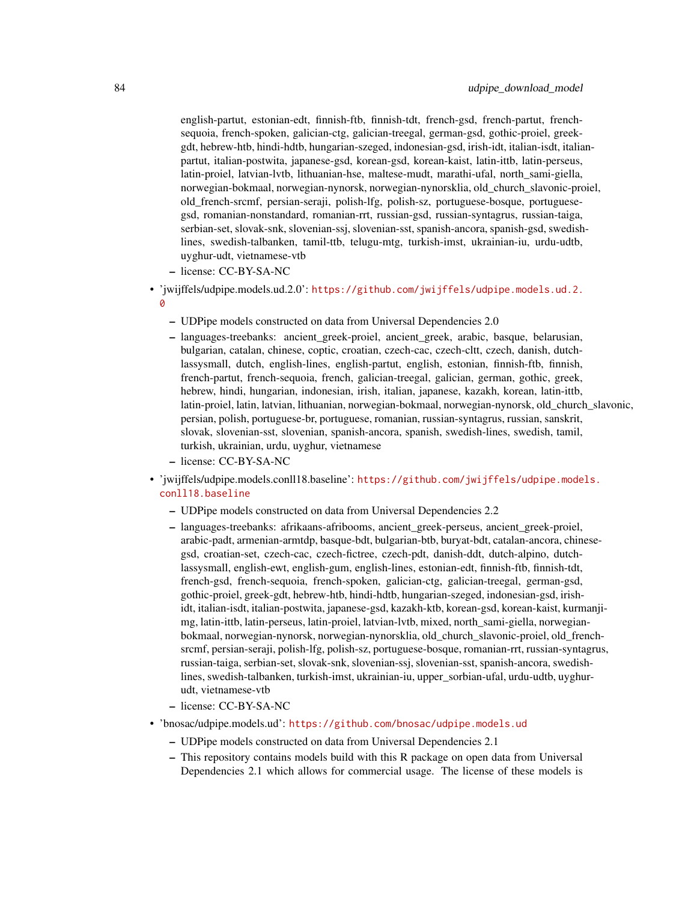english-partut, estonian-edt, finnish-ftb, finnish-tdt, french-gsd, french-partut, french-sequoia, french-spoken, galician-ctg, galician-treegal, german-gsd, gothic-proiel, greek-gdt, hebrew-htb, hindi-hdtb, hungarian-szeged, indonesian-gsd, irish-idt, italian-isdt, italian-partut, italian-postwita, japanese-gsd, korean-gsd, korean-kaist, latin-ittb, latin-perseus, latin-proiel, latvian-lvtb, lithuanian-hse, maltese-mudt, marathi-ufal, north_sami-giella, norwegian-bokmaal, norwegian-nynorsk, norwegian-nynorsklia, old_church_slavonic-proiel, old_french-srcmf, persian-seraji, polish-lfg, polish-sz, portuguese-bosque, portuguese-gsd, romanian-nonstandard, romanian-rrt, russian-gsd, russian-syntagrus, russian-taiga, serbian-set, slovak-snk, slovenian-ssj, slovenian-sst, spanish-ancora, spanish-gsd, swedish-lines, swedish-talbanken, tamil-ttb, telugu-mtg, turkish-imst, ukrainian-iu, urdu-udtb, uyghur-udt, vietnamese-vtb
  - license: CC-BY-SA-NC
- 'jwijffels/udpipe.models.ud.2.0': https://github.com/jwijffels/udpipe.models.ud.2.0
  - UDPipe models constructed on data from Universal Dependencies 2.0
  - languages-treebanks: ancient_greek-proiel, ancient_greek, arabic, basque, belarusian, bulgarian, catalan, chinese, coptic, croatian, czech-cac, czech-cltt, czech, danish, dutch-lassysmall, dutch, english-lines, english-partut, english, estonian, finnish-ftb, finnish, french-partut, french-sequoia, french, galician-treegal, galician, german, gothic, greek, hebrew, hindi, hungarian, indonesian, irish, italian, japanese, kazakh, korean, latin-ittb, latin-proiel, latin, latvian, lithuanian, norwegian-bokmaal, norwegian-nynorsk, old_church_slavonic, persian, polish, portuguese-br, portuguese, romanian, russian-syntagrus, russian, sanskrit, slovak, slovenian-sst, slovenian, spanish-ancora, spanish, swedish-lines, swedish, tamil, turkish, ukrainian, urdu, uyghur, vietnamese
  - license: CC-BY-SA-NC
- 'jwijffels/udpipe.models.conll18.baseline': https://github.com/jwijffels/udpipe.models.conll18.baseline
  - UDPipe models constructed on data from Universal Dependencies 2.2
  - languages-treebanks: afrikaans-afribooms, ancient_greek-perseus, ancient_greek-proiel, arabic-padt, armenian-armtdp, basque-bdt, bulgarian-btb, buryat-bdt, catalan-ancora, chinese-gsd, croatian-set, czech-cac, czech-fictree, czech-pdt, danish-ddt, dutch-alpino, dutch-lassysmall, english-ewt, english-gum, english-lines, estonian-edt, finnish-ftb, finnish-tdt, french-gsd, french-sequoia, french-spoken, galician-ctg, galician-treegal, german-gsd, gothic-proiel, greek-gdt, hebrew-htb, hindi-hdtb, hungarian-szeged, indonesian-gsd, irish-idt, italian-isdt, italian-postwita, japanese-gsd, kazakh-ktb, korean-gsd, korean-kaist, kurmanji-mg, latin-ittb, latin-perseus, latin-proiel, latvian-lvtb, mixed, north_sami-giella, norwegian-bokmaal, norwegian-nynorsk, norwegian-nynorsklia, old_church_slavonic-proiel, old_french-srcmf, persian-seraji, polish-lfg, polish-sz, portuguese-bosque, romanian-rrt, russian-syntagrus, russian-taiga, serbian-set, slovak-snk, slovenian-ssj, slovenian-sst, spanish-ancora, swedish-lines, swedish-talbanken, turkish-imst, ukrainian-iu, upper_sorbian-ufal, urdu-udtb, uyghur-udt, vietnamese-vtb
  - license: CC-BY-SA-NC
- 'bnosac/udpipe.models.ud': https://github.com/bnosac/udpipe.models.ud
  - UDPipe models constructed on data from Universal Dependencies 2.1
  - This repository contains models build with this R package on open data from Universal Dependencies 2.1 which allows for commercial usage. The license of these models is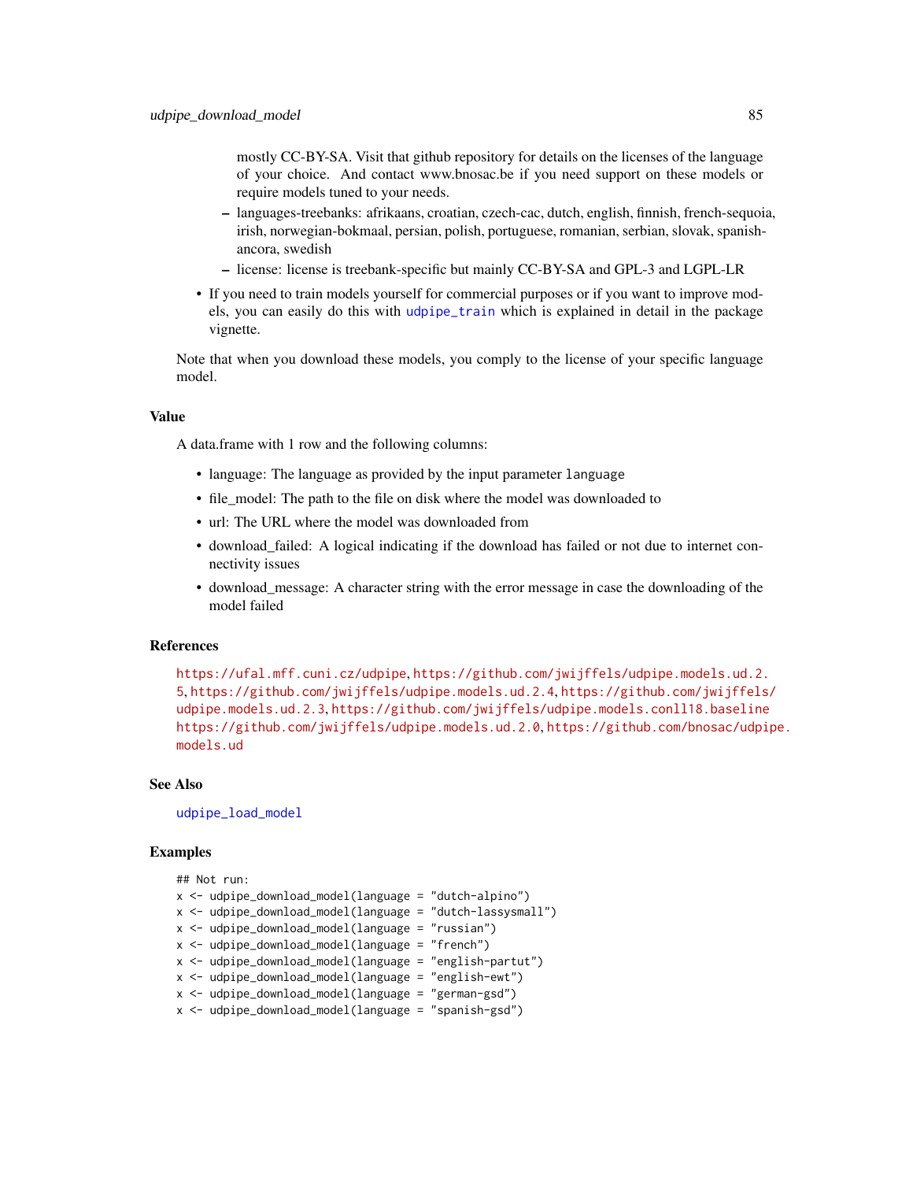mostly CC-BY-SA. Visit that github repository for details on the licenses of the language of your choice. And contact www.bnosac.be if you need support on these models or require models tuned to your needs.

  - languages-treebanks: afrikaans, croatian, czech-cac, dutch, english, finnish, french-sequoia, irish, norwegian-bokmaal, persian, polish, portuguese, romanian, serbian, slovak, spanish-ancora, swedish
  - license: license is treebank-specific but mainly CC-BY-SA and GPL-3 and LGPL-LR

- If you need to train models yourself for commercial purposes or if you want to improve models, you can easily do this with udpipe_train which is explained in detail in the package vignette.

Note that when you download these models, you comply to the license of your specific language model.

### Value

A data.frame with 1 row and the following columns:

- language: The language as provided by the input parameter `language`
- file_model: The path to the file on disk where the model was downloaded to
- url: The URL where the model was downloaded from
- download_failed: A logical indicating if the download has failed or not due to internet connectivity issues
- download_message: A character string with the error message in case the downloading of the model failed

### References

https://ufal.mff.cuni.cz/udpipe, https://github.com/jwijffels/udpipe.models.ud.2.5, https://github.com/jwijffels/udpipe.models.ud.2.4, https://github.com/jwijffels/udpipe.models.ud.2.3, https://github.com/jwijffels/udpipe.models.conll18.baseline https://github.com/jwijffels/udpipe.models.ud.2.0, https://github.com/bnosac/udpipe.models.ud

### See Also

udpipe_load_model

### Examples

```
## Not run:
x <- udpipe_download_model(language = "dutch-alpino")
x <- udpipe_download_model(language = "dutch-lassysmall")
x <- udpipe_download_model(language = "russian")
x <- udpipe_download_model(language = "french")
x <- udpipe_download_model(language = "english-partut")
x <- udpipe_download_model(language = "english-ewt")
x <- udpipe_download_model(language = "german-gsd")
x <- udpipe_download_model(language = "spanish-gsd")
```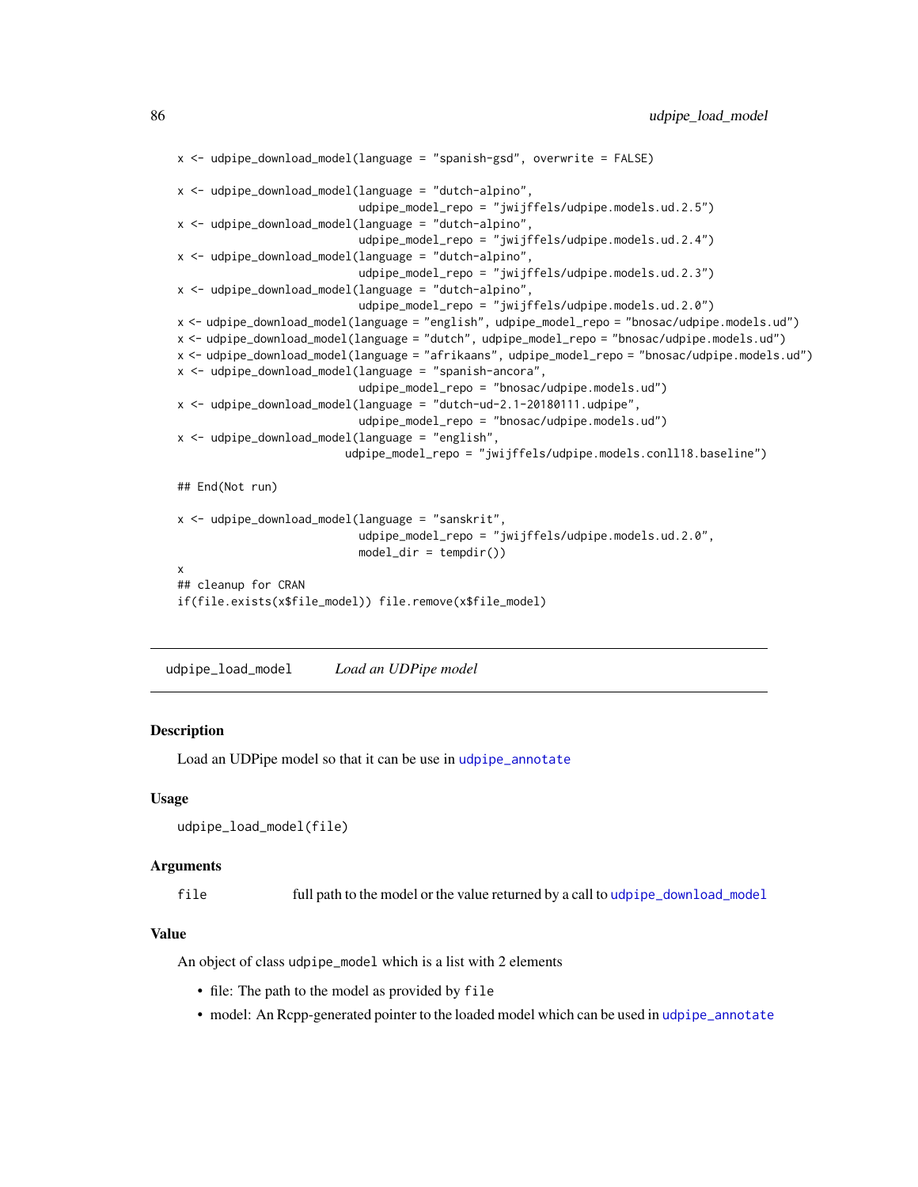```
x <- udpipe_download_model(language = "spanish-gsd", overwrite = FALSE)

x <- udpipe_download_model(language = "dutch-alpino",
                           udpipe_model_repo = "jwijffels/udpipe.models.ud.2.5")
x <- udpipe_download_model(language = "dutch-alpino",
                           udpipe_model_repo = "jwijffels/udpipe.models.ud.2.4")
x <- udpipe_download_model(language = "dutch-alpino",
                           udpipe_model_repo = "jwijffels/udpipe.models.ud.2.3")
x <- udpipe_download_model(language = "dutch-alpino",
                           udpipe_model_repo = "jwijffels/udpipe.models.ud.2.0")
x <- udpipe_download_model(language = "english", udpipe_model_repo = "bnosac/udpipe.models.ud")
x <- udpipe_download_model(language = "dutch", udpipe_model_repo = "bnosac/udpipe.models.ud")
x <- udpipe_download_model(language = "afrikaans", udpipe_model_repo = "bnosac/udpipe.models.ud")
x <- udpipe_download_model(language = "spanish-ancora",
                           udpipe_model_repo = "bnosac/udpipe.models.ud")
x <- udpipe_download_model(language = "dutch-ud-2.1-20180111.udpipe",
                           udpipe_model_repo = "bnosac/udpipe.models.ud")
x <- udpipe_download_model(language = "english",
                         udpipe_model_repo = "jwijffels/udpipe.models.conll18.baseline")

## End(Not run)

x <- udpipe_download_model(language = "sanskrit",
                           udpipe_model_repo = "jwijffels/udpipe.models.ud.2.0",
                           model_dir = tempdir())
x
## cleanup for CRAN
if(file.exists(x$file_model)) file.remove(x$file_model)
```

---

## udpipe_load_model — *Load an UDPipe model*

### Description

Load an UDPipe model so that it can be use in udpipe_annotate

### Usage

```
udpipe_load_model(file)
```

### Arguments

| | |
|---|---|
| file | full path to the model or the value returned by a call to udpipe_download_model |

### Value

An object of class udpipe_model which is a list with 2 elements

- file: The path to the model as provided by file
- model: An Rcpp-generated pointer to the loaded model which can be used in udpipe_annotate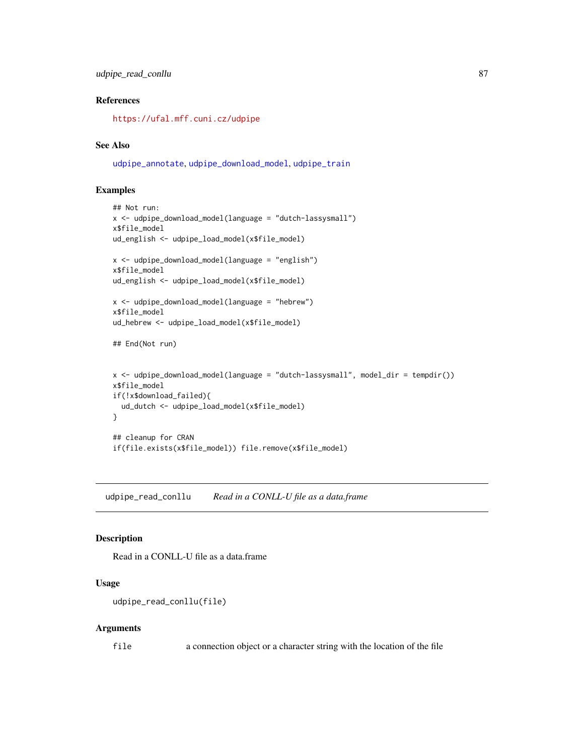### References

https://ufal.mff.cuni.cz/udpipe

### See Also

udpipe_annotate, udpipe_download_model, udpipe_train

### Examples

```
## Not run:
x <- udpipe_download_model(language = "dutch-lassysmall")
x$file_model
ud_english <- udpipe_load_model(x$file_model)

x <- udpipe_download_model(language = "english")
x$file_model
ud_english <- udpipe_load_model(x$file_model)

x <- udpipe_download_model(language = "hebrew")
x$file_model
ud_hebrew <- udpipe_load_model(x$file_model)

## End(Not run)


x <- udpipe_download_model(language = "dutch-lassysmall", model_dir = tempdir())
x$file_model
if(!x$download_failed){
  ud_dutch <- udpipe_load_model(x$file_model)
}

## cleanup for CRAN
if(file.exists(x$file_model)) file.remove(x$file_model)
```

---

## udpipe_read_conllu &nbsp;&nbsp;&nbsp; *Read in a CONLL-U file as a data.frame*

---

### Description

Read in a CONLL-U file as a data.frame

### Usage

```
udpipe_read_conllu(file)
```

### Arguments

| | |
|---|---|
| file | a connection object or a character string with the location of the file |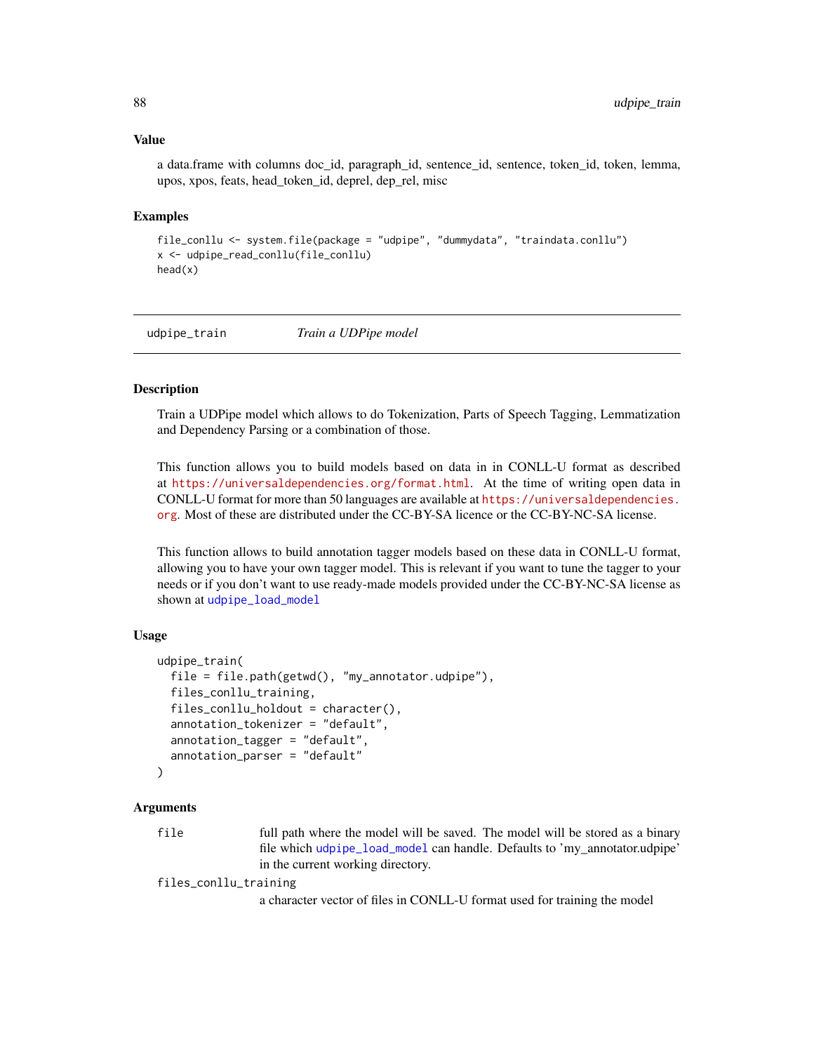### Value

a data.frame with columns doc_id, paragraph_id, sentence_id, sentence, token_id, token, lemma, upos, xpos, feats, head_token_id, deprel, dep_rel, misc

### Examples

```
file_conllu <- system.file(package = "udpipe", "dummydata", "traindata.conllu")
x <- udpipe_read_conllu(file_conllu)
head(x)
```

---

## udpipe_train *Train a UDPipe model*

---

### Description

Train a UDPipe model which allows to do Tokenization, Parts of Speech Tagging, Lemmatization and Dependency Parsing or a combination of those.

This function allows you to build models based on data in in CONLL-U format as described at https://universaldependencies.org/format.html. At the time of writing open data in CONLL-U format for more than 50 languages are available at https://universaldependencies.org. Most of these are distributed under the CC-BY-SA licence or the CC-BY-NC-SA license.

This function allows to build annotation tagger models based on these data in CONLL-U format, allowing you to have your own tagger model. This is relevant if you want to tune the tagger to your needs or if you don't want to use ready-made models provided under the CC-BY-NC-SA license as shown at udpipe_load_model

### Usage

```
udpipe_train(
  file = file.path(getwd(), "my_annotator.udpipe"),
  files_conllu_training,
  files_conllu_holdout = character(),
  annotation_tokenizer = "default",
  annotation_tagger = "default",
  annotation_parser = "default"
)
```

### Arguments

`file` full path where the model will be saved. The model will be stored as a binary file which udpipe_load_model can handle. Defaults to 'my_annotator.udpipe' in the current working directory.

`files_conllu_training` a character vector of files in CONLL-U format used for training the model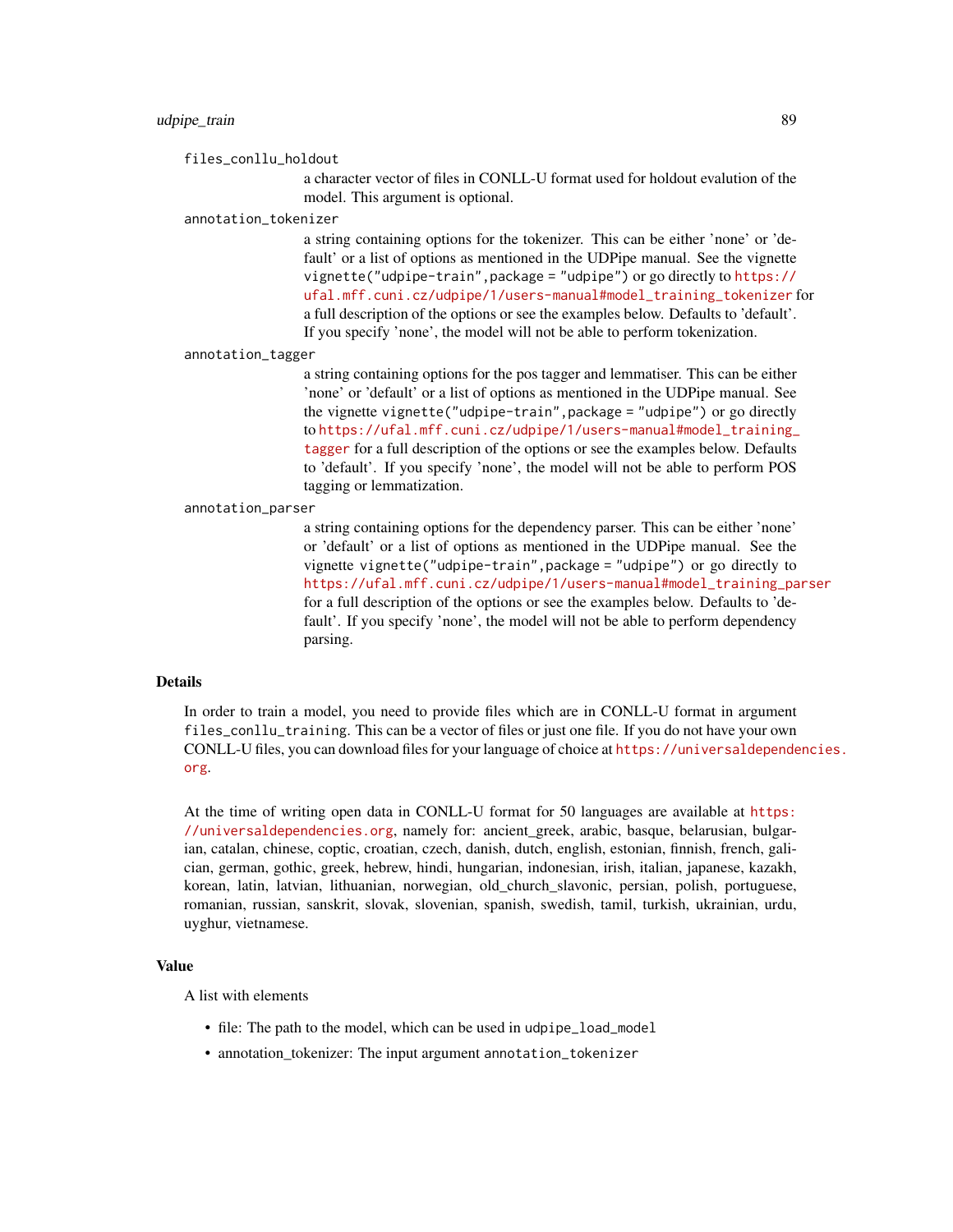files_conllu_holdout
: a character vector of files in CONLL-U format used for holdout evalution of the model. This argument is optional.

annotation_tokenizer
: a string containing options for the tokenizer. This can be either 'none' or 'default' or a list of options as mentioned in the UDPipe manual. See the vignette `vignette("udpipe-train",package = "udpipe")` or go directly to https://ufal.mff.cuni.cz/udpipe/1/users-manual#model_training_tokenizer for a full description of the options or see the examples below. Defaults to 'default'. If you specify 'none', the model will not be able to perform tokenization.

annotation_tagger
: a string containing options for the pos tagger and lemmatiser. This can be either 'none' or 'default' or a list of options as mentioned in the UDPipe manual. See the vignette `vignette("udpipe-train",package = "udpipe")` or go directly to https://ufal.mff.cuni.cz/udpipe/1/users-manual#model_training_tagger for a full description of the options or see the examples below. Defaults to 'default'. If you specify 'none', the model will not be able to perform POS tagging or lemmatization.

annotation_parser
: a string containing options for the dependency parser. This can be either 'none' or 'default' or a list of options as mentioned in the UDPipe manual. See the vignette `vignette("udpipe-train",package = "udpipe")` or go directly to https://ufal.mff.cuni.cz/udpipe/1/users-manual#model_training_parser for a full description of the options or see the examples below. Defaults to 'default'. If you specify 'none', the model will not be able to perform dependency parsing.

## Details

In order to train a model, you need to provide files which are in CONLL-U format in argument `files_conllu_training`. This can be a vector of files or just one file. If you do not have your own CONLL-U files, you can download files for your language of choice at https://universaldependencies.org.

At the time of writing open data in CONLL-U format for 50 languages are available at https://universaldependencies.org, namely for: ancient_greek, arabic, basque, belarusian, bulgarian, catalan, chinese, coptic, croatian, czech, danish, dutch, english, estonian, finnish, french, galician, german, gothic, greek, hebrew, hindi, hungarian, indonesian, irish, italian, japanese, kazakh, korean, latin, latvian, lithuanian, norwegian, old_church_slavonic, persian, polish, portuguese, romanian, russian, sanskrit, slovak, slovenian, spanish, swedish, tamil, turkish, ukrainian, urdu, uyghur, vietnamese.

## Value

A list with elements

- file: The path to the model, which can be used in `udpipe_load_model`
- annotation_tokenizer: The input argument `annotation_tokenizer`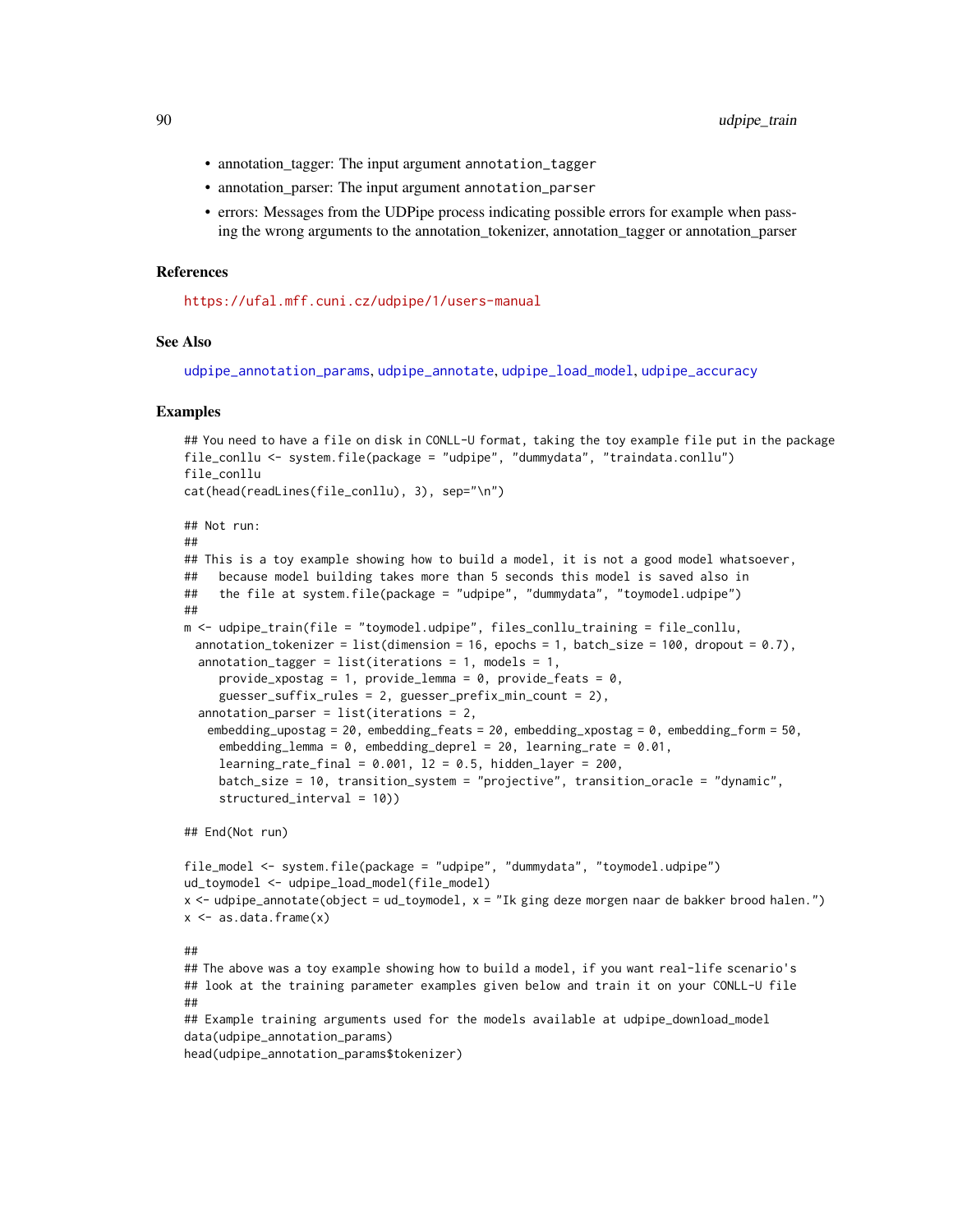- annotation_tagger: The input argument `annotation_tagger`
- annotation_parser: The input argument `annotation_parser`
- errors: Messages from the UDPipe process indicating possible errors for example when passing the wrong arguments to the annotation_tokenizer, annotation_tagger or annotation_parser

## References

https://ufal.mff.cuni.cz/udpipe/1/users-manual

## See Also

udpipe_annotation_params, udpipe_annotate, udpipe_load_model, udpipe_accuracy

## Examples

```
## You need to have a file on disk in CONLL-U format, taking the toy example file put in the package
file_conllu <- system.file(package = "udpipe", "dummydata", "traindata.conllu")
file_conllu
cat(head(readLines(file_conllu), 3), sep="\n")

## Not run:
##
## This is a toy example showing how to build a model, it is not a good model whatsoever,
##   because model building takes more than 5 seconds this model is saved also in
##   the file at system.file(package = "udpipe", "dummydata", "toymodel.udpipe")
##
m <- udpipe_train(file = "toymodel.udpipe", files_conllu_training = file_conllu,
  annotation_tokenizer = list(dimension = 16, epochs = 1, batch_size = 100, dropout = 0.7),
   annotation_tagger = list(iterations = 1, models = 1,
      provide_xpostag = 1, provide_lemma = 0, provide_feats = 0,
      guesser_suffix_rules = 2, guesser_prefix_min_count = 2),
   annotation_parser = list(iterations = 2,
    embedding_upostag = 20, embedding_feats = 20, embedding_xpostag = 0, embedding_form = 50,
      embedding_lemma = 0, embedding_deprel = 20, learning_rate = 0.01,
      learning_rate_final = 0.001, l2 = 0.5, hidden_layer = 200,
      batch_size = 10, transition_system = "projective", transition_oracle = "dynamic",
      structured_interval = 10))

## End(Not run)

file_model <- system.file(package = "udpipe", "dummydata", "toymodel.udpipe")
ud_toymodel <- udpipe_load_model(file_model)
x <- udpipe_annotate(object = ud_toymodel, x = "Ik ging deze morgen naar de bakker brood halen.")
x <- as.data.frame(x)

##
## The above was a toy example showing how to build a model, if you want real-life scenario's
## look at the training parameter examples given below and train it on your CONLL-U file
##
## Example training arguments used for the models available at udpipe_download_model
data(udpipe_annotation_params)
head(udpipe_annotation_params$tokenizer)
```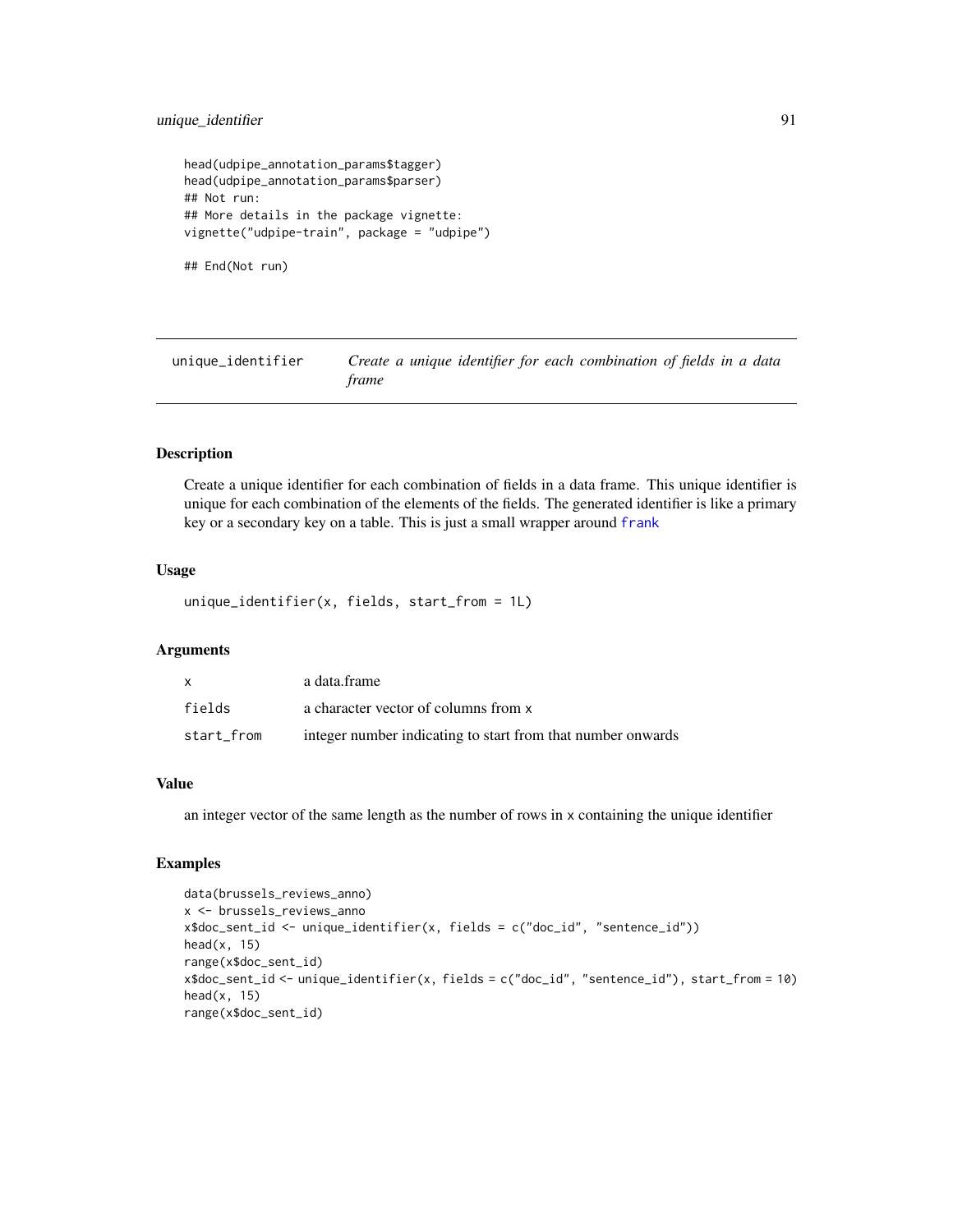```
head(udpipe_annotation_params$tagger)
head(udpipe_annotation_params$parser)
## Not run:
## More details in the package vignette:
vignette("udpipe-train", package = "udpipe")

## End(Not run)
```

---

## unique_identifier — *Create a unique identifier for each combination of fields in a data frame*

---

### Description

Create a unique identifier for each combination of fields in a data frame. This unique identifier is unique for each combination of the elements of the fields. The generated identifier is like a primary key or a secondary key on a table. This is just a small wrapper around frank

### Usage

```
unique_identifier(x, fields, start_from = 1L)
```

### Arguments

| | |
|---|---|
| x | a data.frame |
| fields | a character vector of columns from x |
| start_from | integer number indicating to start from that number onwards |

### Value

an integer vector of the same length as the number of rows in x containing the unique identifier

### Examples

```
data(brussels_reviews_anno)
x <- brussels_reviews_anno
x$doc_sent_id <- unique_identifier(x, fields = c("doc_id", "sentence_id"))
head(x, 15)
range(x$doc_sent_id)
x$doc_sent_id <- unique_identifier(x, fields = c("doc_id", "sentence_id"), start_from = 10)
head(x, 15)
range(x$doc_sent_id)
```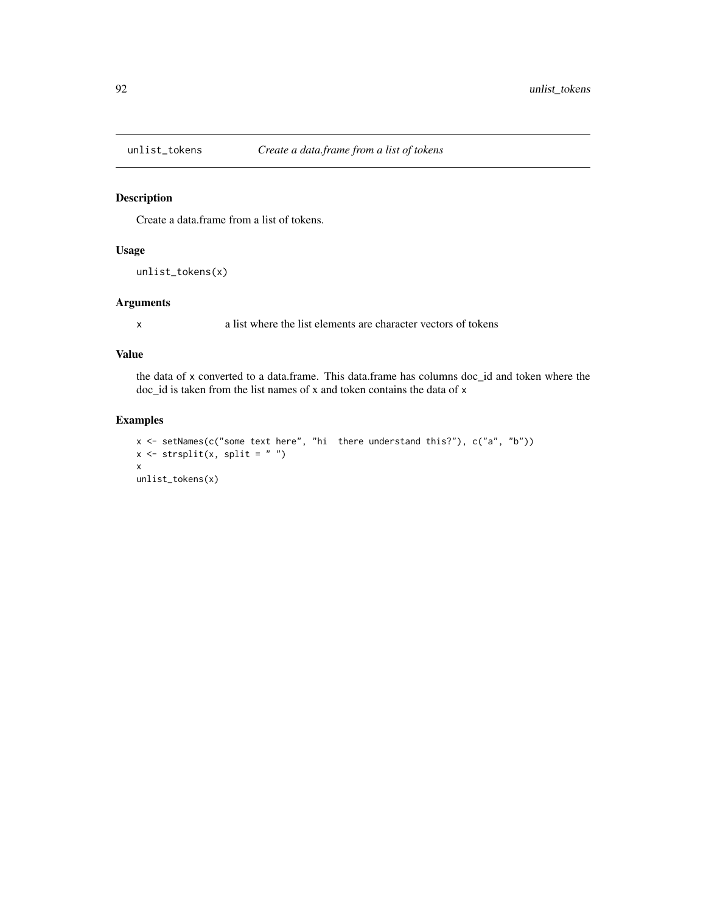# unlist_tokens — *Create a data.frame from a list of tokens*

## Description

Create a data.frame from a list of tokens.

## Usage

```
unlist_tokens(x)
```

## Arguments

| | |
|---|---|
| x | a list where the list elements are character vectors of tokens |

## Value

the data of x converted to a data.frame. This data.frame has columns doc_id and token where the doc_id is taken from the list names of x and token contains the data of x

## Examples

```
x <- setNames(c("some text here", "hi  there understand this?"), c("a", "b"))
x <- strsplit(x, split = " ")
x
unlist_tokens(x)
```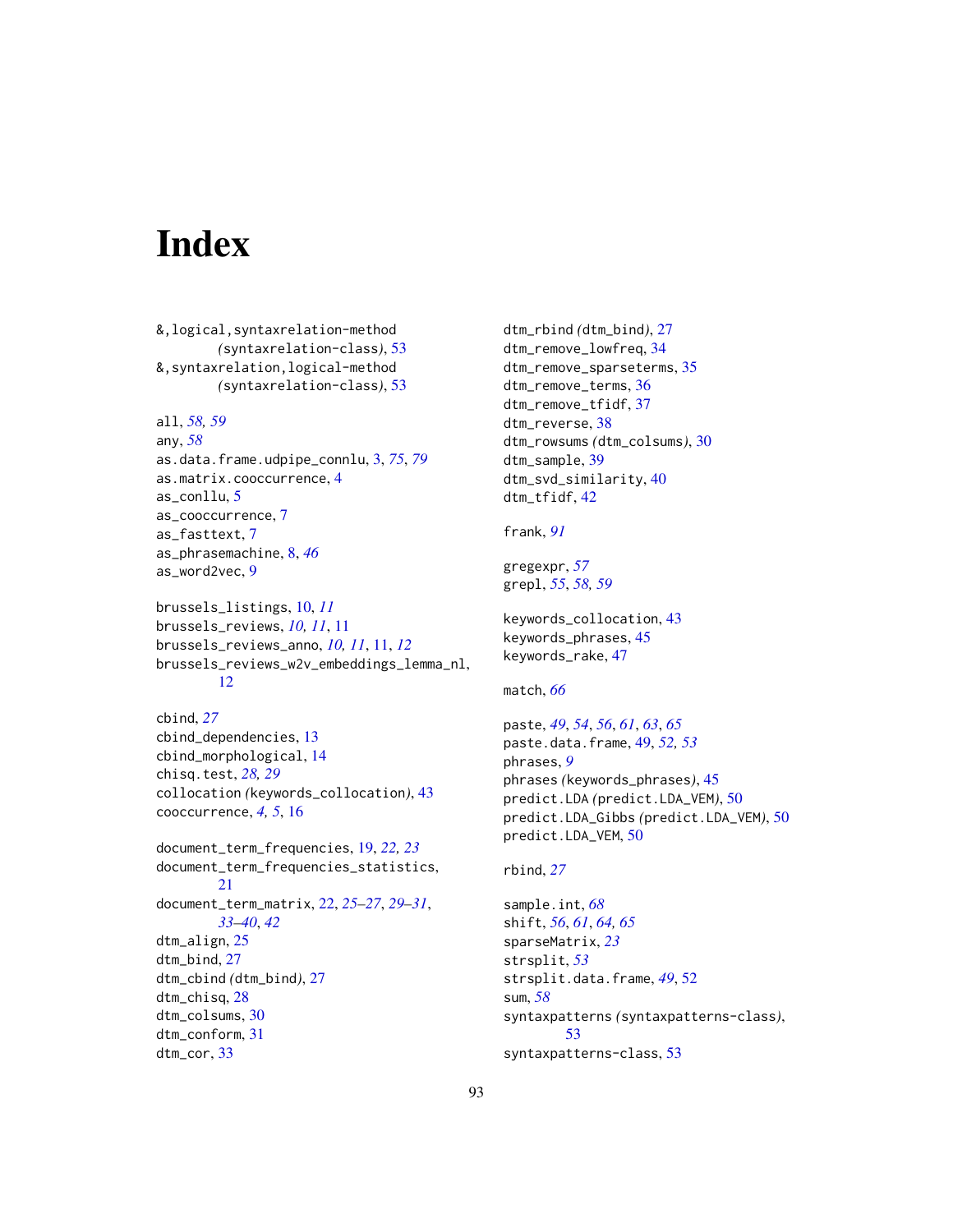# Index

&,logical,syntaxrelation-method (syntaxrelation-class), 53
&,syntaxrelation,logical-method (syntaxrelation-class), 53

all, *58, 59*
any, *58*
as.data.frame.udpipe_connlu, 3, *75*, *79*
as.matrix.cooccurrence, 4
as_conllu, 5
as_cooccurrence, 7
as_fasttext, 7
as_phrasemachine, 8, *46*
as_word2vec, 9

brussels_listings, 10, *11*
brussels_reviews, *10, 11*, 11
brussels_reviews_anno, *10, 11*, 11, *12*
brussels_reviews_w2v_embeddings_lemma_nl, 12

cbind, *27*
cbind_dependencies, 13
cbind_morphological, 14
chisq.test, *28, 29*
collocation (keywords_collocation), 43
cooccurrence, *4, 5*, 16

document_term_frequencies, 19, *22, 23*
document_term_frequencies_statistics, 21
document_term_matrix, 22, *25–27*, *29–31*, *33–40*, *42*
dtm_align, 25
dtm_bind, 27
dtm_cbind (dtm_bind), 27
dtm_chisq, 28
dtm_colsums, 30
dtm_conform, 31
dtm_cor, 33
dtm_rbind (dtm_bind), 27
dtm_remove_lowfreq, 34
dtm_remove_sparseterms, 35
dtm_remove_terms, 36
dtm_remove_tfidf, 37
dtm_reverse, 38
dtm_rowsums (dtm_colsums), 30
dtm_sample, 39
dtm_svd_similarity, 40
dtm_tfidf, 42

frank, *91*

gregexpr, *57*
grepl, *55*, *58, 59*

keywords_collocation, 43
keywords_phrases, 45
keywords_rake, 47

match, *66*

paste, *49*, *54*, *56*, *61*, *63*, *65*
paste.data.frame, 49, *52, 53*
phrases, *9*
phrases (keywords_phrases), 45
predict.LDA (predict.LDA_VEM), 50
predict.LDA_Gibbs (predict.LDA_VEM), 50
predict.LDA_VEM, 50

rbind, *27*

sample.int, *68*
shift, *56*, *61*, *64, 65*
sparseMatrix, *23*
strsplit, *53*
strsplit.data.frame, *49*, 52
sum, *58*
syntaxpatterns (syntaxpatterns-class), 53
syntaxpatterns-class, 53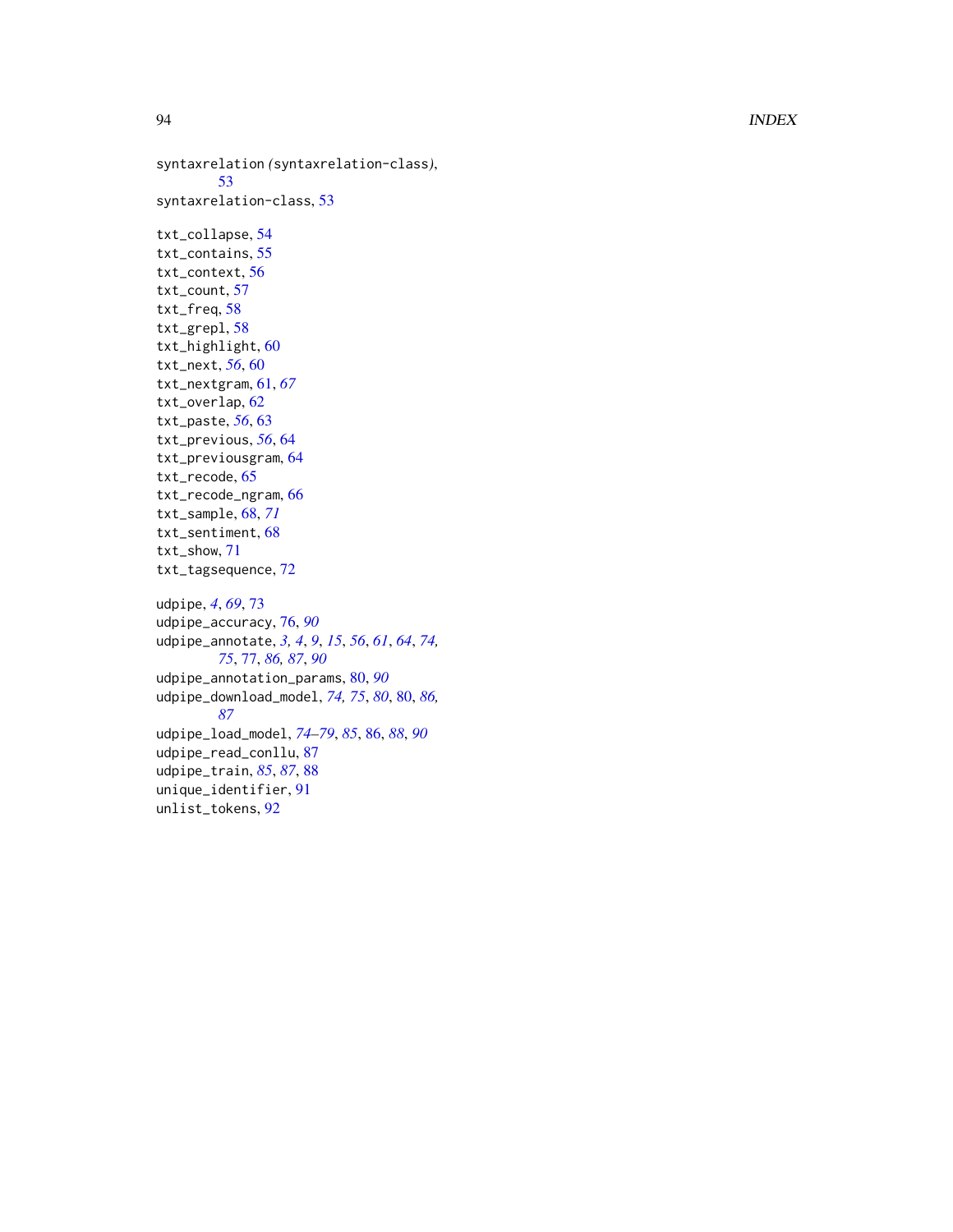syntaxrelation (syntaxrelation-class), 53
syntaxrelation-class, 53

txt_collapse, 54
txt_contains, 55
txt_context, 56
txt_count, 57
txt_freq, 58
txt_grepl, 58
txt_highlight, 60
txt_next, *56*, 60
txt_nextgram, 61, *67*
txt_overlap, 62
txt_paste, *56*, 63
txt_previous, *56*, 64
txt_previousgram, 64
txt_recode, 65
txt_recode_ngram, 66
txt_sample, 68, *71*
txt_sentiment, 68
txt_show, 71
txt_tagsequence, 72

udpipe, *4*, *69*, 73
udpipe_accuracy, 76, *90*
udpipe_annotate, *3, 4*, *9*, *15*, *56*, *61*, *64*, *74, 75*, 77, *86, 87*, *90*
udpipe_annotation_params, 80, *90*
udpipe_download_model, *74, 75*, *80*, 80, *86, 87*
udpipe_load_model, *74–79*, *85*, 86, *88*, *90*
udpipe_read_conllu, 87
udpipe_train, *85*, *87*, 88
unique_identifier, 91
unlist_tokens, 92